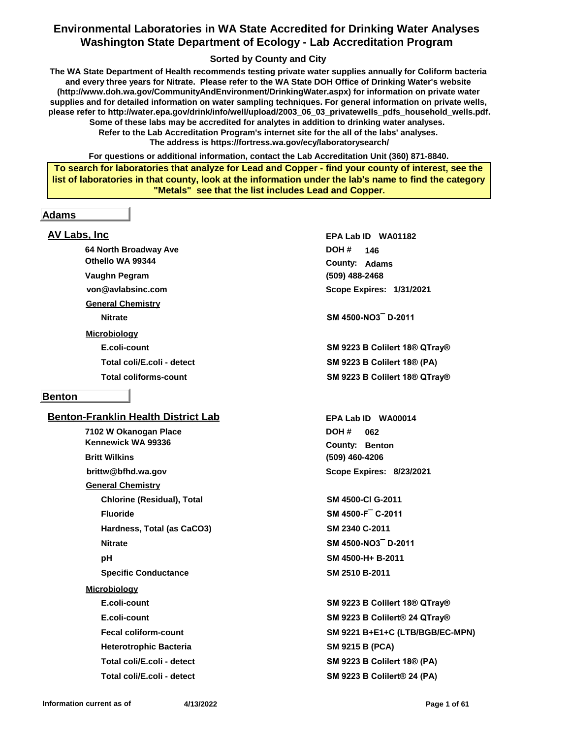# Environmental Laboratories in WA State Accredited for Drinking Water Analyses
# Washington State Department of Ecology - Lab Accreditation Program

**Sorted by County and City**

**The WA State Department of Health recommends testing private water supplies annually for Coliform bacteria and every three years for Nitrate. Please refer to the WA State DOH Office of Drinking Water's website (http://www.doh.wa.gov/CommunityAndEnvironment/DrinkingWater.aspx) for information on private water supplies and for detailed information on water sampling techniques. For general information on private wells, please refer to http://water.epa.gov/drink/info/well/upload/2003_06_03_privatewells_pdfs_household_wells.pdf. Some of these labs may be accredited for analytes in addition to drinking water analyses. Refer to the Lab Accreditation Program's internet site for the all of the labs' analyses. The address is https://fortress.wa.gov/ecy/laboratorysearch/**

**For questions or additional information, contact the Lab Accreditation Unit (360) 871-8840.**

**To search for laboratories that analyze for Lead and Copper - find your county of interest, see the list of laboratories in that county, look at the information under the lab's name to find the category "Metals" see that the list includes Lead and Copper.**

## Adams

### AV Labs, Inc

| | |
|---|---|
| 64 North Broadway Ave<br>Othello WA 99344 | EPA Lab ID WA01182<br>DOH # 146<br>County: Adams |
| Vaughn Pegram | (509) 488-2468 |
| von@avlabsinc.com | Scope Expires: 1/31/2021 |

**General Chemistry**

| Analyte | Method |
|---|---|
| Nitrate | SM 4500-NO3¯ D-2011 |

**Microbiology**

| Analyte | Method |
|---|---|
| E.coli-count | SM 9223 B Colilert 18® QTray® |
| Total coli/E.coli - detect | SM 9223 B Colilert 18® (PA) |
| Total coliforms-count | SM 9223 B Colilert 18® QTray® |

## Benton

### Benton-Franklin Health District Lab

| | |
|---|---|
| 7102 W Okanogan Place<br>Kennewick WA 99336 | EPA Lab ID WA00014<br>DOH # 062<br>County: Benton |
| Britt Wilkins | (509) 460-4206 |
| brittw@bfhd.wa.gov | Scope Expires: 8/23/2021 |

**General Chemistry**

| Analyte | Method |
|---|---|
| Chlorine (Residual), Total | SM 4500-Cl G-2011 |
| Fluoride | SM 4500-F¯ C-2011 |
| Hardness, Total (as CaCO3) | SM 2340 C-2011 |
| Nitrate | SM 4500-NO3¯ D-2011 |
| pH | SM 4500-H+ B-2011 |
| Specific Conductance | SM 2510 B-2011 |

**Microbiology**

| Analyte | Method |
|---|---|
| E.coli-count | SM 9223 B Colilert 18® QTray® |
| E.coli-count | SM 9223 B Colilert® 24 QTray® |
| Fecal coliform-count | SM 9221 B+E1+C (LTB/BGB/EC-MPN) |
| Heterotrophic Bacteria | SM 9215 B (PCA) |
| Total coli/E.coli - detect | SM 9223 B Colilert 18® (PA) |
| Total coli/E.coli - detect | SM 9223 B Colilert® 24 (PA) |

Information current as of 4/13/2022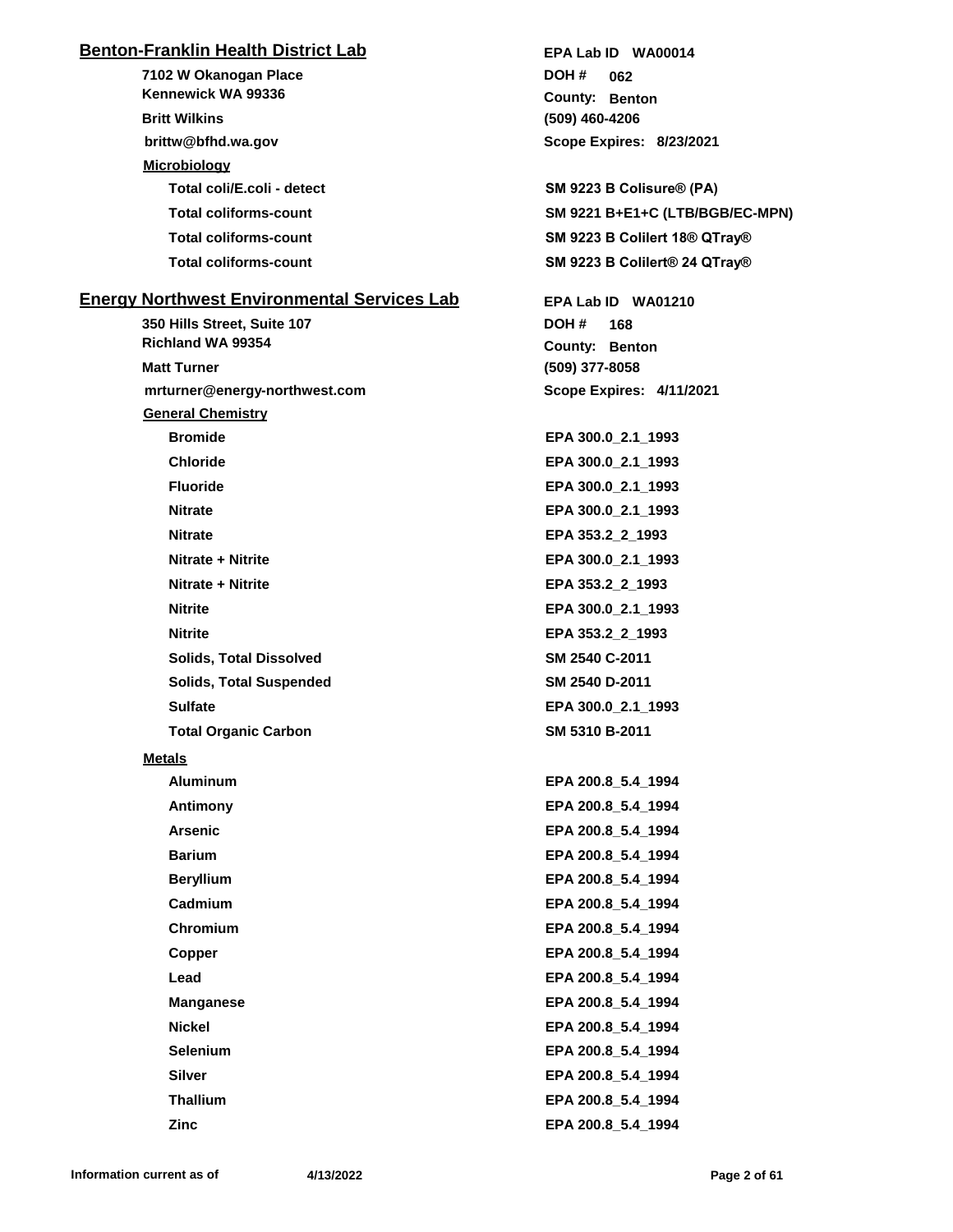## Benton-Franklin Health District Lab

**EPA Lab ID** WA00014

7102 W Okanogan Place
Kennewick WA 99336

**DOH #** 062
**County:** Benton

Britt Wilkins
(509) 460-4206

brittw@bfhd.wa.gov
**Scope Expires:** 8/23/2021

### Microbiology

| Analyte | Method |
| --- | --- |
| Total coli/E.coli - detect | SM 9223 B Colisure® (PA) |
| Total coliforms-count | SM 9221 B+E1+C (LTB/BGB/EC-MPN) |
| Total coliforms-count | SM 9223 B Colilert 18® QTray® |
| Total coliforms-count | SM 9223 B Colilert® 24 QTray® |

## Energy Northwest Environmental Services Lab

**EPA Lab ID** WA01210

350 Hills Street, Suite 107
Richland WA 99354

**DOH #** 168
**County:** Benton

Matt Turner
(509) 377-8058

mrturner@energy-northwest.com
**Scope Expires:** 4/11/2021

### General Chemistry

| Analyte | Method |
| --- | --- |
| Bromide | EPA 300.0_2.1_1993 |
| Chloride | EPA 300.0_2.1_1993 |
| Fluoride | EPA 300.0_2.1_1993 |
| Nitrate | EPA 300.0_2.1_1993 |
| Nitrate | EPA 353.2_2_1993 |
| Nitrate + Nitrite | EPA 300.0_2.1_1993 |
| Nitrate + Nitrite | EPA 353.2_2_1993 |
| Nitrite | EPA 300.0_2.1_1993 |
| Nitrite | EPA 353.2_2_1993 |
| Solids, Total Dissolved | SM 2540 C-2011 |
| Solids, Total Suspended | SM 2540 D-2011 |
| Sulfate | EPA 300.0_2.1_1993 |
| Total Organic Carbon | SM 5310 B-2011 |

### Metals

| Analyte | Method |
| --- | --- |
| Aluminum | EPA 200.8_5.4_1994 |
| Antimony | EPA 200.8_5.4_1994 |
| Arsenic | EPA 200.8_5.4_1994 |
| Barium | EPA 200.8_5.4_1994 |
| Beryllium | EPA 200.8_5.4_1994 |
| Cadmium | EPA 200.8_5.4_1994 |
| Chromium | EPA 200.8_5.4_1994 |
| Copper | EPA 200.8_5.4_1994 |
| Lead | EPA 200.8_5.4_1994 |
| Manganese | EPA 200.8_5.4_1994 |
| Nickel | EPA 200.8_5.4_1994 |
| Selenium | EPA 200.8_5.4_1994 |
| Silver | EPA 200.8_5.4_1994 |
| Thallium | EPA 200.8_5.4_1994 |
| Zinc | EPA 200.8_5.4_1994 |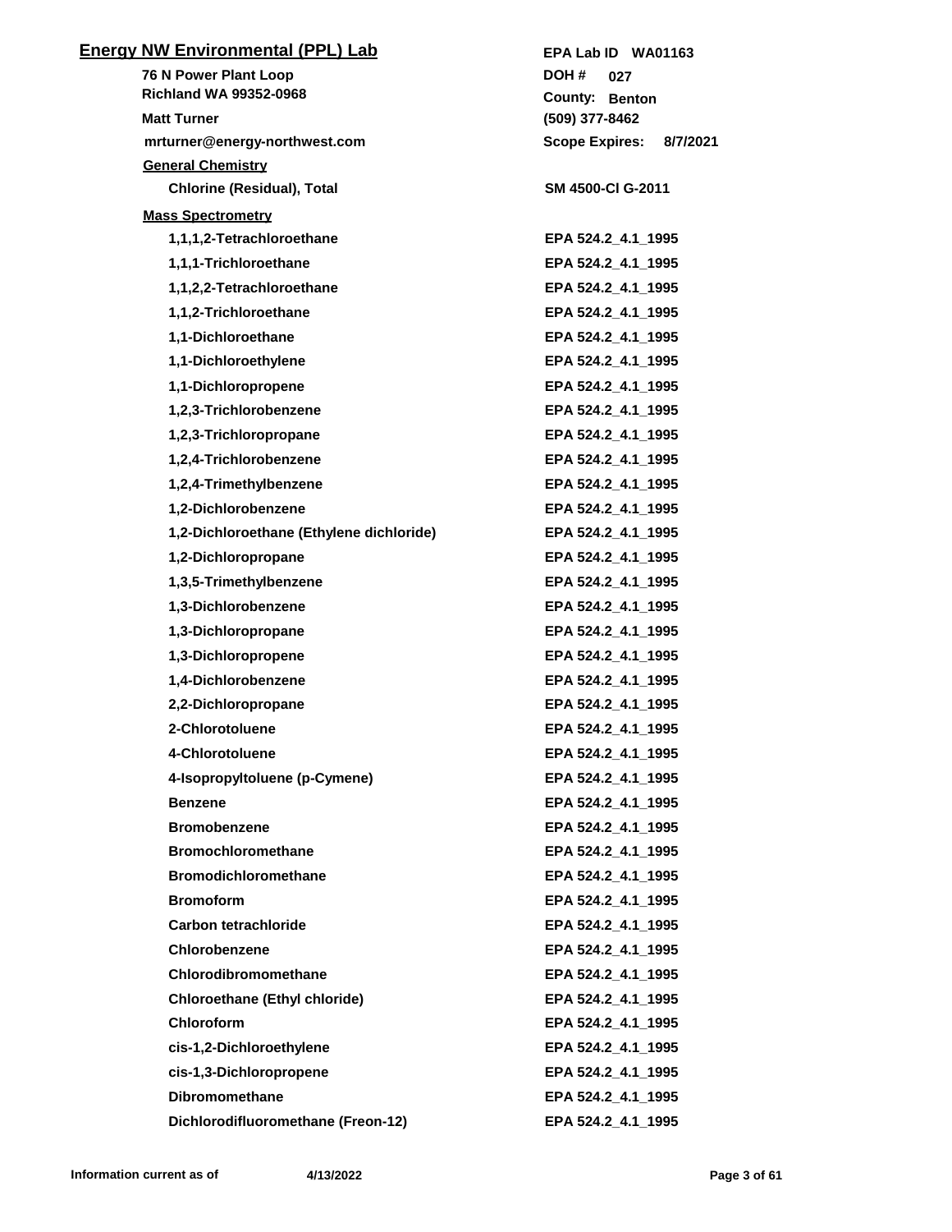## Energy NW Environmental (PPL) Lab

**76 N Power Plant Loop**
**Richland WA 99352-0968**
**Matt Turner**
**mrturner@energy-northwest.com**

**EPA Lab ID** WA01163
**DOH #** 027
**County:** Benton
**(509) 377-8462**
**Scope Expires:** 8/7/2021

### General Chemistry

| Analyte | Method |
|---|---|
| Chlorine (Residual), Total | SM 4500-Cl G-2011 |

### Mass Spectrometry

| Analyte | Method |
|---|---|
| 1,1,1,2-Tetrachloroethane | EPA 524.2_4.1_1995 |
| 1,1,1-Trichloroethane | EPA 524.2_4.1_1995 |
| 1,1,2,2-Tetrachloroethane | EPA 524.2_4.1_1995 |
| 1,1,2-Trichloroethane | EPA 524.2_4.1_1995 |
| 1,1-Dichloroethane | EPA 524.2_4.1_1995 |
| 1,1-Dichloroethylene | EPA 524.2_4.1_1995 |
| 1,1-Dichloropropene | EPA 524.2_4.1_1995 |
| 1,2,3-Trichlorobenzene | EPA 524.2_4.1_1995 |
| 1,2,3-Trichloropropane | EPA 524.2_4.1_1995 |
| 1,2,4-Trichlorobenzene | EPA 524.2_4.1_1995 |
| 1,2,4-Trimethylbenzene | EPA 524.2_4.1_1995 |
| 1,2-Dichlorobenzene | EPA 524.2_4.1_1995 |
| 1,2-Dichloroethane (Ethylene dichloride) | EPA 524.2_4.1_1995 |
| 1,2-Dichloropropane | EPA 524.2_4.1_1995 |
| 1,3,5-Trimethylbenzene | EPA 524.2_4.1_1995 |
| 1,3-Dichlorobenzene | EPA 524.2_4.1_1995 |
| 1,3-Dichloropropane | EPA 524.2_4.1_1995 |
| 1,3-Dichloropropene | EPA 524.2_4.1_1995 |
| 1,4-Dichlorobenzene | EPA 524.2_4.1_1995 |
| 2,2-Dichloropropane | EPA 524.2_4.1_1995 |
| 2-Chlorotoluene | EPA 524.2_4.1_1995 |
| 4-Chlorotoluene | EPA 524.2_4.1_1995 |
| 4-Isopropyltoluene (p-Cymene) | EPA 524.2_4.1_1995 |
| Benzene | EPA 524.2_4.1_1995 |
| Bromobenzene | EPA 524.2_4.1_1995 |
| Bromochloromethane | EPA 524.2_4.1_1995 |
| Bromodichloromethane | EPA 524.2_4.1_1995 |
| Bromoform | EPA 524.2_4.1_1995 |
| Carbon tetrachloride | EPA 524.2_4.1_1995 |
| Chlorobenzene | EPA 524.2_4.1_1995 |
| Chlorodibromomethane | EPA 524.2_4.1_1995 |
| Chloroethane (Ethyl chloride) | EPA 524.2_4.1_1995 |
| Chloroform | EPA 524.2_4.1_1995 |
| cis-1,2-Dichloroethylene | EPA 524.2_4.1_1995 |
| cis-1,3-Dichloropropene | EPA 524.2_4.1_1995 |
| Dibromomethane | EPA 524.2_4.1_1995 |
| Dichlorodifluoromethane (Freon-12) | EPA 524.2_4.1_1995 |

Information current as of 4/13/2022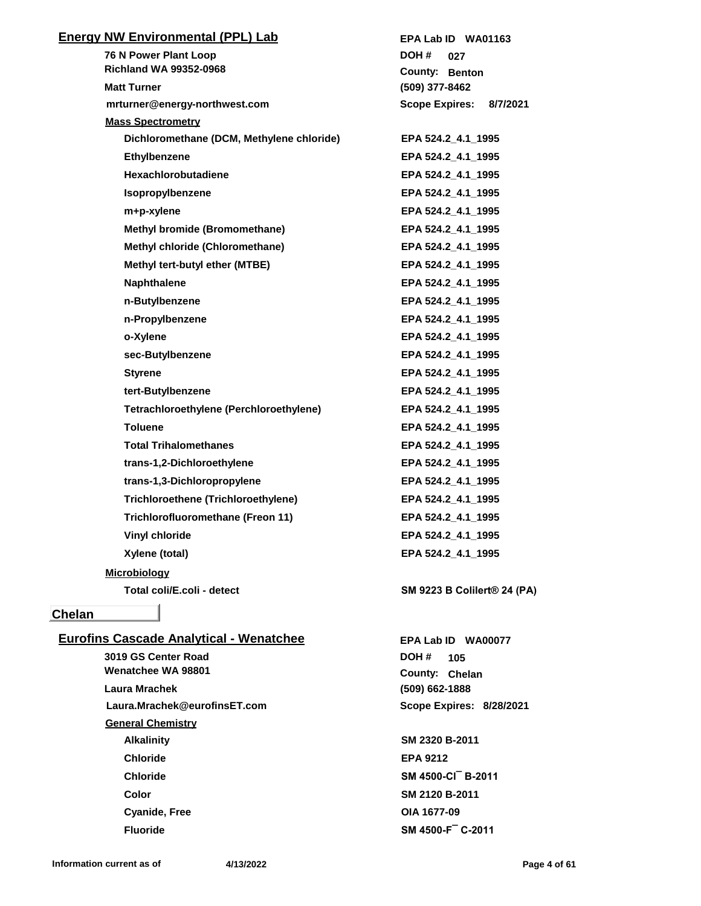## Energy NW Environmental (PPL) Lab

**76 N Power Plant Loop**
**Richland WA 99352-0968**
**Matt Turner**
**mrturner@energy-northwest.com**

**EPA Lab ID WA01163**
**DOH # 027**
**County: Benton**
**(509) 377-8462**
**Scope Expires: 8/7/2021**

**Mass Spectrometry**

| Analyte | Method |
|---|---|
| Dichloromethane (DCM, Methylene chloride) | EPA 524.2_4.1_1995 |
| Ethylbenzene | EPA 524.2_4.1_1995 |
| Hexachlorobutadiene | EPA 524.2_4.1_1995 |
| Isopropylbenzene | EPA 524.2_4.1_1995 |
| m+p-xylene | EPA 524.2_4.1_1995 |
| Methyl bromide (Bromomethane) | EPA 524.2_4.1_1995 |
| Methyl chloride (Chloromethane) | EPA 524.2_4.1_1995 |
| Methyl tert-butyl ether (MTBE) | EPA 524.2_4.1_1995 |
| Naphthalene | EPA 524.2_4.1_1995 |
| n-Butylbenzene | EPA 524.2_4.1_1995 |
| n-Propylbenzene | EPA 524.2_4.1_1995 |
| o-Xylene | EPA 524.2_4.1_1995 |
| sec-Butylbenzene | EPA 524.2_4.1_1995 |
| Styrene | EPA 524.2_4.1_1995 |
| tert-Butylbenzene | EPA 524.2_4.1_1995 |
| Tetrachloroethylene (Perchloroethylene) | EPA 524.2_4.1_1995 |
| Toluene | EPA 524.2_4.1_1995 |
| Total Trihalomethanes | EPA 524.2_4.1_1995 |
| trans-1,2-Dichloroethylene | EPA 524.2_4.1_1995 |
| trans-1,3-Dichloropropylene | EPA 524.2_4.1_1995 |
| Trichloroethene (Trichloroethylene) | EPA 524.2_4.1_1995 |
| Trichlorofluoromethane (Freon 11) | EPA 524.2_4.1_1995 |
| Vinyl chloride | EPA 524.2_4.1_1995 |
| Xylene (total) | EPA 524.2_4.1_1995 |

**Microbiology**

| Analyte | Method |
|---|---|
| Total coli/E.coli - detect | SM 9223 B Colilert® 24 (PA) |

# Chelan

## Eurofins Cascade Analytical - Wenatchee

**3019 GS Center Road**
**Wenatchee WA 98801**
**Laura Mrachek**
**Laura.Mrachek@eurofinsET.com**

**EPA Lab ID WA00077**
**DOH # 105**
**County: Chelan**
**(509) 662-1888**
**Scope Expires: 8/28/2021**

**General Chemistry**

| Analyte | Method |
|---|---|
| Alkalinity | SM 2320 B-2011 |
| Chloride | EPA 9212 |
| Chloride | SM 4500-Cl¯ B-2011 |
| Color | SM 2120 B-2011 |
| Cyanide, Free | OIA 1677-09 |
| Fluoride | SM 4500-F¯ C-2011 |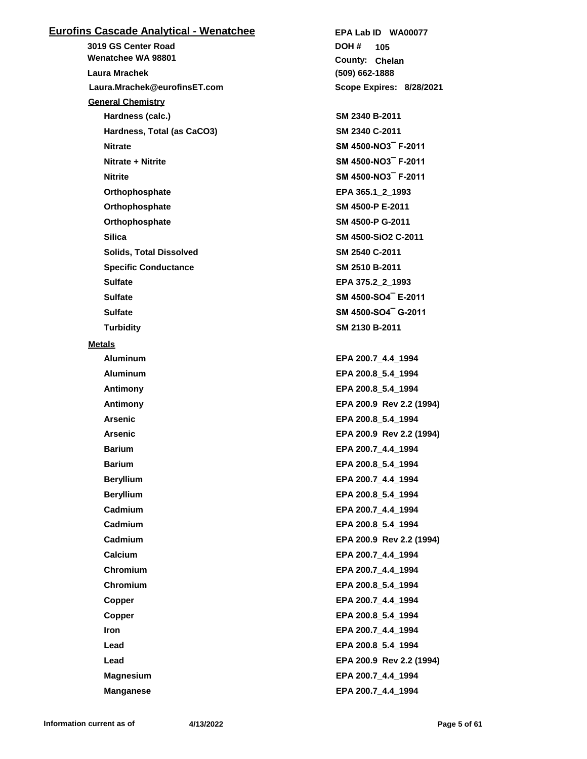## Eurofins Cascade Analytical - Wenatchee

**EPA Lab ID** WA00077

**3019 GS Center Road**
**Wenatchee WA 98801**

**DOH #** 105

**County:** Chelan

**Laura Mrachek**

**(509) 662-1888**

**Laura.Mrachek@eurofinsET.com**

**Scope Expires:** 8/28/2021

### General Chemistry

| Analyte | Method |
|---|---|
| Hardness (calc.) | SM 2340 B-2011 |
| Hardness, Total (as CaCO3) | SM 2340 C-2011 |
| Nitrate | SM 4500-NO3¯ F-2011 |
| Nitrate + Nitrite | SM 4500-NO3¯ F-2011 |
| Nitrite | SM 4500-NO3¯ F-2011 |
| Orthophosphate | EPA 365.1_2_1993 |
| Orthophosphate | SM 4500-P E-2011 |
| Orthophosphate | SM 4500-P G-2011 |
| Silica | SM 4500-SiO2 C-2011 |
| Solids, Total Dissolved | SM 2540 C-2011 |
| Specific Conductance | SM 2510 B-2011 |
| Sulfate | EPA 375.2_2_1993 |
| Sulfate | SM 4500-SO4¯ E-2011 |
| Sulfate | SM 4500-SO4¯ G-2011 |
| Turbidity | SM 2130 B-2011 |

### Metals

| Analyte | Method |
|---|---|
| Aluminum | EPA 200.7_4.4_1994 |
| Aluminum | EPA 200.8_5.4_1994 |
| Antimony | EPA 200.8_5.4_1994 |
| Antimony | EPA 200.9 Rev 2.2 (1994) |
| Arsenic | EPA 200.8_5.4_1994 |
| Arsenic | EPA 200.9 Rev 2.2 (1994) |
| Barium | EPA 200.7_4.4_1994 |
| Barium | EPA 200.8_5.4_1994 |
| Beryllium | EPA 200.7_4.4_1994 |
| Beryllium | EPA 200.8_5.4_1994 |
| Cadmium | EPA 200.7_4.4_1994 |
| Cadmium | EPA 200.8_5.4_1994 |
| Cadmium | EPA 200.9 Rev 2.2 (1994) |
| Calcium | EPA 200.7_4.4_1994 |
| Chromium | EPA 200.7_4.4_1994 |
| Chromium | EPA 200.8_5.4_1994 |
| Copper | EPA 200.7_4.4_1994 |
| Copper | EPA 200.8_5.4_1994 |
| Iron | EPA 200.7_4.4_1994 |
| Lead | EPA 200.8_5.4_1994 |
| Lead | EPA 200.9 Rev 2.2 (1994) |
| Magnesium | EPA 200.7_4.4_1994 |
| Manganese | EPA 200.7_4.4_1994 |

Information current as of 4/13/2022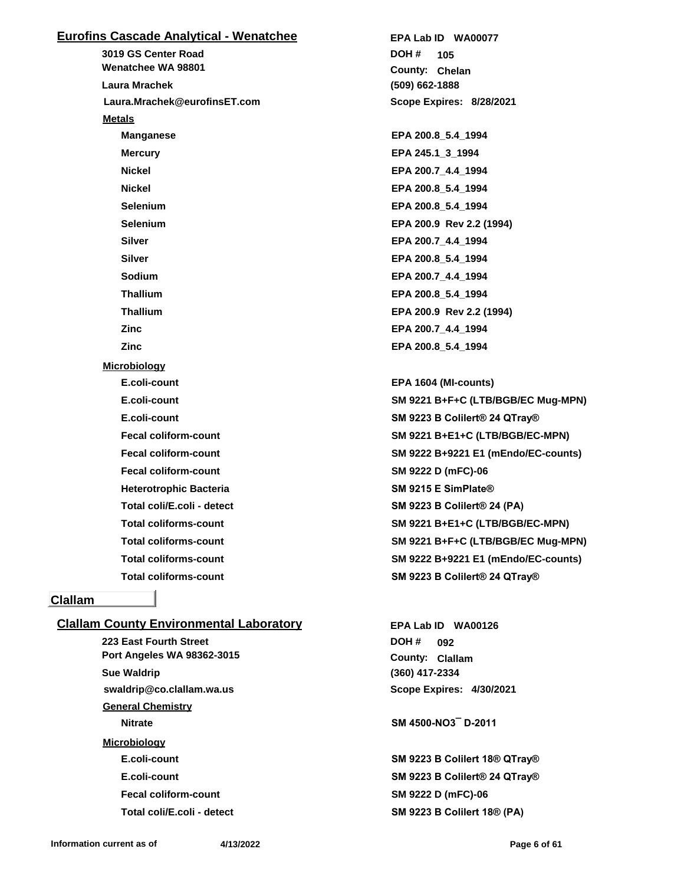## Eurofins Cascade Analytical - Wenatchee

**EPA Lab ID** WA00077

3019 GS Center Road
Wenatchee WA 98801

**DOH #** 105
**County:** Chelan

Laura Mrachek
(509) 662-1888

Laura.Mrachek@eurofinsET.com
**Scope Expires:** 8/28/2021

### Metals

| Analyte | Method |
|---|---|
| Manganese | EPA 200.8_5.4_1994 |
| Mercury | EPA 245.1_3_1994 |
| Nickel | EPA 200.7_4.4_1994 |
| Nickel | EPA 200.8_5.4_1994 |
| Selenium | EPA 200.8_5.4_1994 |
| Selenium | EPA 200.9 Rev 2.2 (1994) |
| Silver | EPA 200.7_4.4_1994 |
| Silver | EPA 200.8_5.4_1994 |
| Sodium | EPA 200.7_4.4_1994 |
| Thallium | EPA 200.8_5.4_1994 |
| Thallium | EPA 200.9 Rev 2.2 (1994) |
| Zinc | EPA 200.7_4.4_1994 |
| Zinc | EPA 200.8_5.4_1994 |

### Microbiology

| Analyte | Method |
|---|---|
| E.coli-count | EPA 1604 (MI-counts) |
| E.coli-count | SM 9221 B+F+C (LTB/BGB/EC Mug-MPN) |
| E.coli-count | SM 9223 B Colilert® 24 QTray® |
| Fecal coliform-count | SM 9221 B+E1+C (LTB/BGB/EC-MPN) |
| Fecal coliform-count | SM 9222 B+9221 E1 (mEndo/EC-counts) |
| Fecal coliform-count | SM 9222 D (mFC)-06 |
| Heterotrophic Bacteria | SM 9215 E SimPlate® |
| Total coli/E.coli - detect | SM 9223 B Colilert® 24 (PA) |
| Total coliforms-count | SM 9221 B+E1+C (LTB/BGB/EC-MPN) |
| Total coliforms-count | SM 9221 B+F+C (LTB/BGB/EC Mug-MPN) |
| Total coliforms-count | SM 9222 B+9221 E1 (mEndo/EC-counts) |
| Total coliforms-count | SM 9223 B Colilert® 24 QTray® |

# Clallam

## Clallam County Environmental Laboratory

**EPA Lab ID** WA00126

223 East Fourth Street
Port Angeles WA 98362-3015

**DOH #** 092
**County:** Clallam

Sue Waldrip
(360) 417-2334

swaldrip@co.clallam.wa.us
**Scope Expires:** 4/30/2021

### General Chemistry

| Analyte | Method |
|---|---|
| Nitrate | SM 4500-$NO_3^-$ D-2011 |

### Microbiology

| Analyte | Method |
|---|---|
| E.coli-count | SM 9223 B Colilert 18® QTray® |
| E.coli-count | SM 9223 B Colilert® 24 QTray® |
| Fecal coliform-count | SM 9222 D (mFC)-06 |
| Total coli/E.coli - detect | SM 9223 B Colilert 18® (PA) |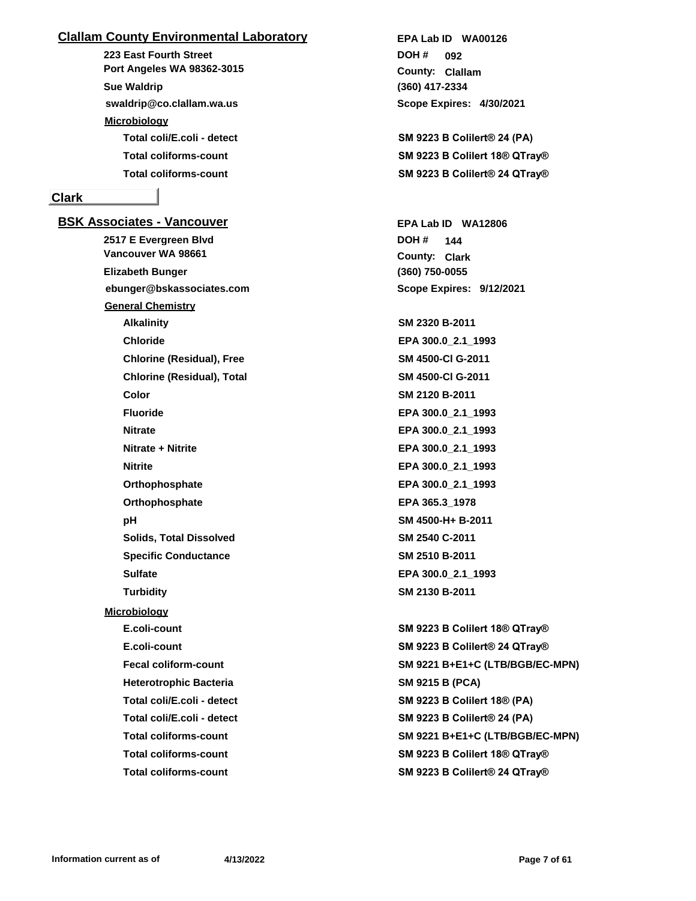## Clallam County Environmental Laboratory

**EPA Lab ID** WA00126

223 East Fourth Street
Port Angeles WA 98362-3015

**DOH #** 092
**County:** Clallam

Sue Waldrip
(360) 417-2334

swaldrip@co.clallam.wa.us
**Scope Expires:** 4/30/2021

**Microbiology**

| Analyte | Method |
|---|---|
| Total coli/E.coli - detect | SM 9223 B Colilert® 24 (PA) |
| Total coliforms-count | SM 9223 B Colilert 18® QTray® |
| Total coliforms-count | SM 9223 B Colilert® 24 QTray® |

# Clark

## BSK Associates - Vancouver

**EPA Lab ID** WA12806

2517 E Evergreen Blvd
Vancouver WA 98661

**DOH #** 144
**County:** Clark

Elizabeth Bunger
(360) 750-0055

ebunger@bskassociates.com
**Scope Expires:** 9/12/2021

**General Chemistry**

| Analyte | Method |
|---|---|
| Alkalinity | SM 2320 B-2011 |
| Chloride | EPA 300.0_2.1_1993 |
| Chlorine (Residual), Free | SM 4500-Cl G-2011 |
| Chlorine (Residual), Total | SM 4500-Cl G-2011 |
| Color | SM 2120 B-2011 |
| Fluoride | EPA 300.0_2.1_1993 |
| Nitrate | EPA 300.0_2.1_1993 |
| Nitrate + Nitrite | EPA 300.0_2.1_1993 |
| Nitrite | EPA 300.0_2.1_1993 |
| Orthophosphate | EPA 300.0_2.1_1993 |
| Orthophosphate | EPA 365.3_1978 |
| pH | SM 4500-H+ B-2011 |
| Solids, Total Dissolved | SM 2540 C-2011 |
| Specific Conductance | SM 2510 B-2011 |
| Sulfate | EPA 300.0_2.1_1993 |
| Turbidity | SM 2130 B-2011 |

**Microbiology**

| Analyte | Method |
|---|---|
| E.coli-count | SM 9223 B Colilert 18® QTray® |
| E.coli-count | SM 9223 B Colilert® 24 QTray® |
| Fecal coliform-count | SM 9221 B+E1+C (LTB/BGB/EC-MPN) |
| Heterotrophic Bacteria | SM 9215 B (PCA) |
| Total coli/E.coli - detect | SM 9223 B Colilert 18® (PA) |
| Total coli/E.coli - detect | SM 9223 B Colilert® 24 (PA) |
| Total coliforms-count | SM 9221 B+E1+C (LTB/BGB/EC-MPN) |
| Total coliforms-count | SM 9223 B Colilert 18® QTray® |
| Total coliforms-count | SM 9223 B Colilert® 24 QTray® |

Information current as of 4/13/2022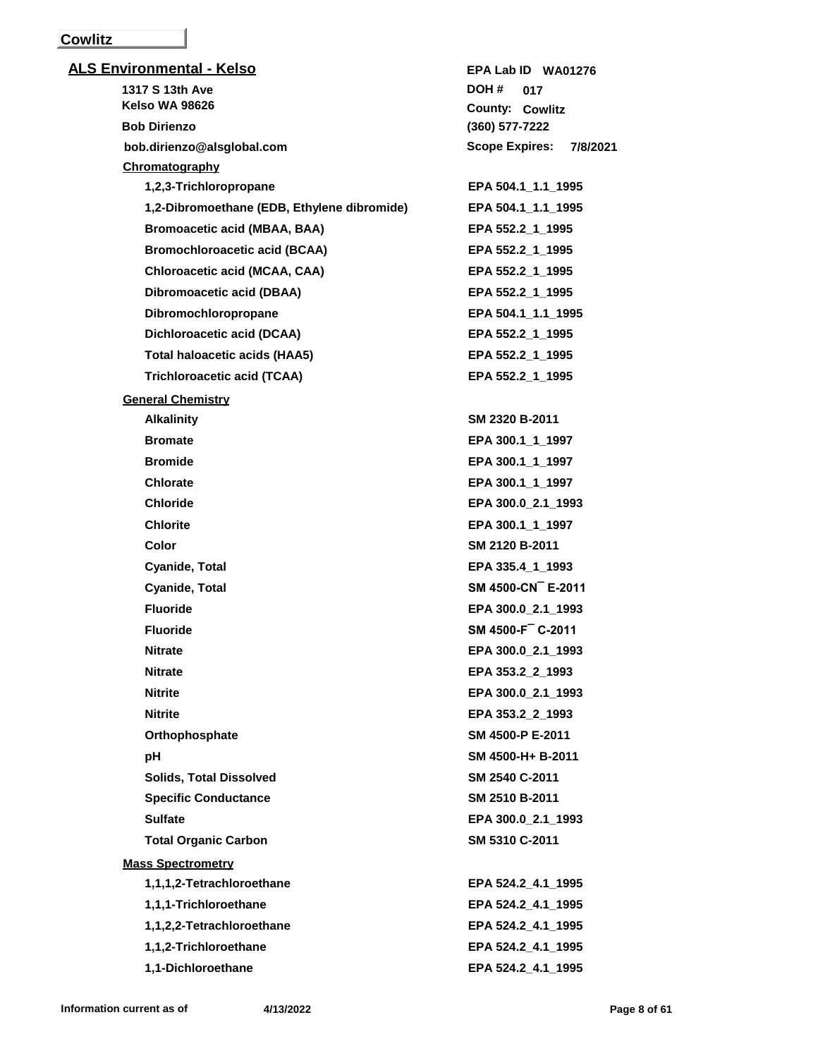## Cowlitz

### ALS Environmental - Kelso

**1317 S 13th Ave**
**Kelso WA 98626**
**Bob Dirienzo**
**bob.dirienzo@alsglobal.com**

**EPA Lab ID** WA01276
**DOH #** 017
**County:** Cowlitz
**(360) 577-7222**
**Scope Expires:** 7/8/2021

**Chromatography**

| Analyte | Method |
|---|---|
| 1,2,3-Trichloropropane | EPA 504.1_1.1_1995 |
| 1,2-Dibromoethane (EDB, Ethylene dibromide) | EPA 504.1_1.1_1995 |
| Bromoacetic acid (MBAA, BAA) | EPA 552.2_1_1995 |
| Bromochloroacetic acid (BCAA) | EPA 552.2_1_1995 |
| Chloroacetic acid (MCAA, CAA) | EPA 552.2_1_1995 |
| Dibromoacetic acid (DBAA) | EPA 552.2_1_1995 |
| Dibromochloropropane | EPA 504.1_1.1_1995 |
| Dichloroacetic acid (DCAA) | EPA 552.2_1_1995 |
| Total haloacetic acids (HAA5) | EPA 552.2_1_1995 |
| Trichloroacetic acid (TCAA) | EPA 552.2_1_1995 |

**General Chemistry**

| Analyte | Method |
|---|---|
| Alkalinity | SM 2320 B-2011 |
| Bromate | EPA 300.1_1_1997 |
| Bromide | EPA 300.1_1_1997 |
| Chlorate | EPA 300.1_1_1997 |
| Chloride | EPA 300.0_2.1_1993 |
| Chlorite | EPA 300.1_1_1997 |
| Color | SM 2120 B-2011 |
| Cyanide, Total | EPA 335.4_1_1993 |
| Cyanide, Total | SM 4500-CN¯ E-2011 |
| Fluoride | EPA 300.0_2.1_1993 |
| Fluoride | SM 4500-F¯ C-2011 |
| Nitrate | EPA 300.0_2.1_1993 |
| Nitrate | EPA 353.2_2_1993 |
| Nitrite | EPA 300.0_2.1_1993 |
| Nitrite | EPA 353.2_2_1993 |
| Orthophosphate | SM 4500-P E-2011 |
| pH | SM 4500-H+ B-2011 |
| Solids, Total Dissolved | SM 2540 C-2011 |
| Specific Conductance | SM 2510 B-2011 |
| Sulfate | EPA 300.0_2.1_1993 |
| Total Organic Carbon | SM 5310 C-2011 |

**Mass Spectrometry**

| Analyte | Method |
|---|---|
| 1,1,1,2-Tetrachloroethane | EPA 524.2_4.1_1995 |
| 1,1,1-Trichloroethane | EPA 524.2_4.1_1995 |
| 1,1,2,2-Tetrachloroethane | EPA 524.2_4.1_1995 |
| 1,1,2-Trichloroethane | EPA 524.2_4.1_1995 |
| 1,1-Dichloroethane | EPA 524.2_4.1_1995 |

Information current as of 4/13/2022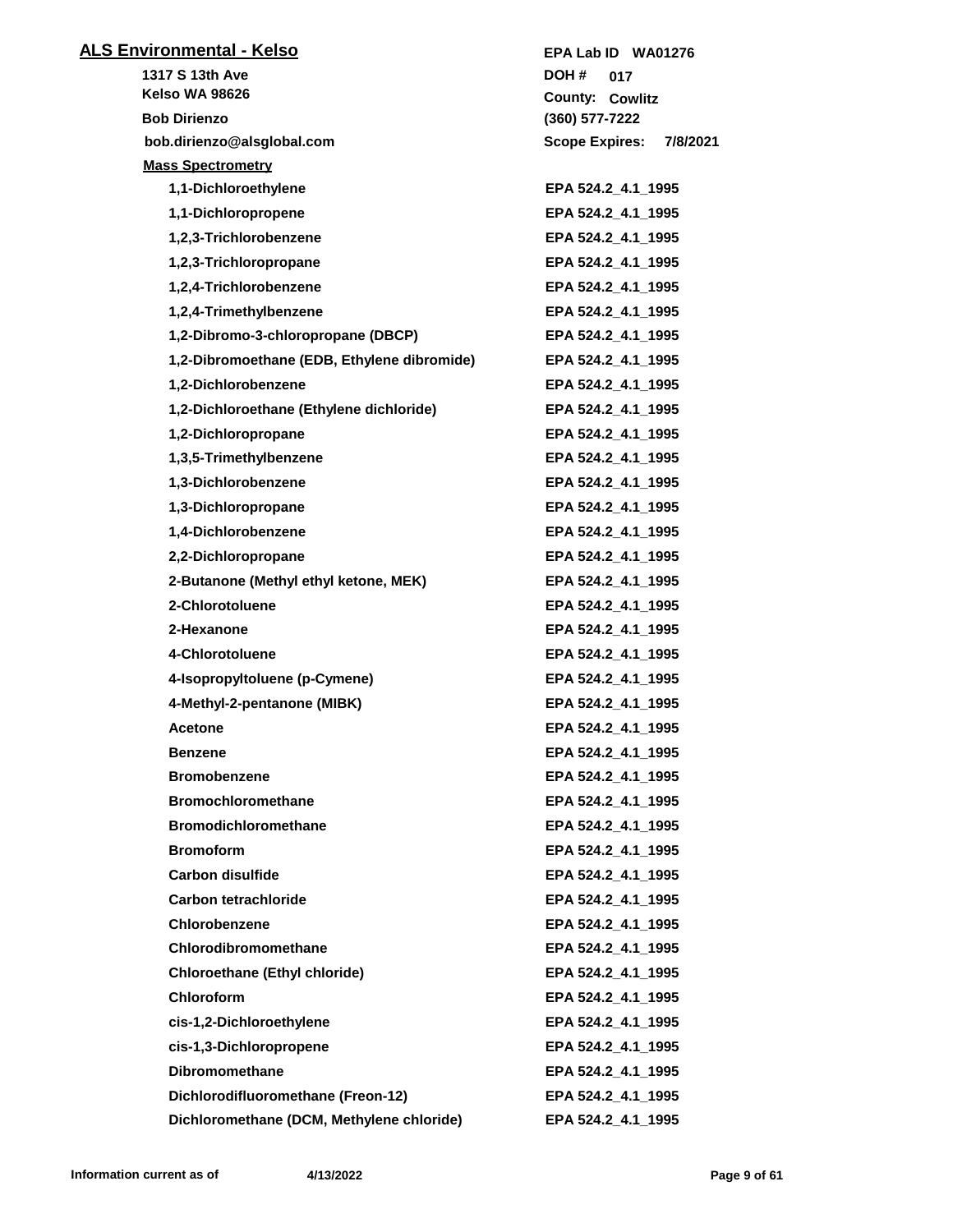## ALS Environmental - Kelso

1317 S 13th Ave
Kelso WA 98626
Bob Dirienzo
bob.dirienzo@alsglobal.com

EPA Lab ID WA01276
DOH # 017
County: Cowlitz
(360) 577-7222
Scope Expires: 7/8/2021

### Mass Spectrometry

| Analyte | Method |
|---|---|
| 1,1-Dichloroethylene | EPA 524.2_4.1_1995 |
| 1,1-Dichloropropene | EPA 524.2_4.1_1995 |
| 1,2,3-Trichlorobenzene | EPA 524.2_4.1_1995 |
| 1,2,3-Trichloropropane | EPA 524.2_4.1_1995 |
| 1,2,4-Trichlorobenzene | EPA 524.2_4.1_1995 |
| 1,2,4-Trimethylbenzene | EPA 524.2_4.1_1995 |
| 1,2-Dibromo-3-chloropropane (DBCP) | EPA 524.2_4.1_1995 |
| 1,2-Dibromoethane (EDB, Ethylene dibromide) | EPA 524.2_4.1_1995 |
| 1,2-Dichlorobenzene | EPA 524.2_4.1_1995 |
| 1,2-Dichloroethane (Ethylene dichloride) | EPA 524.2_4.1_1995 |
| 1,2-Dichloropropane | EPA 524.2_4.1_1995 |
| 1,3,5-Trimethylbenzene | EPA 524.2_4.1_1995 |
| 1,3-Dichlorobenzene | EPA 524.2_4.1_1995 |
| 1,3-Dichloropropane | EPA 524.2_4.1_1995 |
| 1,4-Dichlorobenzene | EPA 524.2_4.1_1995 |
| 2,2-Dichloropropane | EPA 524.2_4.1_1995 |
| 2-Butanone (Methyl ethyl ketone, MEK) | EPA 524.2_4.1_1995 |
| 2-Chlorotoluene | EPA 524.2_4.1_1995 |
| 2-Hexanone | EPA 524.2_4.1_1995 |
| 4-Chlorotoluene | EPA 524.2_4.1_1995 |
| 4-Isopropyltoluene (p-Cymene) | EPA 524.2_4.1_1995 |
| 4-Methyl-2-pentanone (MIBK) | EPA 524.2_4.1_1995 |
| Acetone | EPA 524.2_4.1_1995 |
| Benzene | EPA 524.2_4.1_1995 |
| Bromobenzene | EPA 524.2_4.1_1995 |
| Bromochloromethane | EPA 524.2_4.1_1995 |
| Bromodichloromethane | EPA 524.2_4.1_1995 |
| Bromoform | EPA 524.2_4.1_1995 |
| Carbon disulfide | EPA 524.2_4.1_1995 |
| Carbon tetrachloride | EPA 524.2_4.1_1995 |
| Chlorobenzene | EPA 524.2_4.1_1995 |
| Chlorodibromomethane | EPA 524.2_4.1_1995 |
| Chloroethane (Ethyl chloride) | EPA 524.2_4.1_1995 |
| Chloroform | EPA 524.2_4.1_1995 |
| cis-1,2-Dichloroethylene | EPA 524.2_4.1_1995 |
| cis-1,3-Dichloropropene | EPA 524.2_4.1_1995 |
| Dibromomethane | EPA 524.2_4.1_1995 |
| Dichlorodifluoromethane (Freon-12) | EPA 524.2_4.1_1995 |
| Dichloromethane (DCM, Methylene chloride) | EPA 524.2_4.1_1995 |

Information current as of 4/13/2022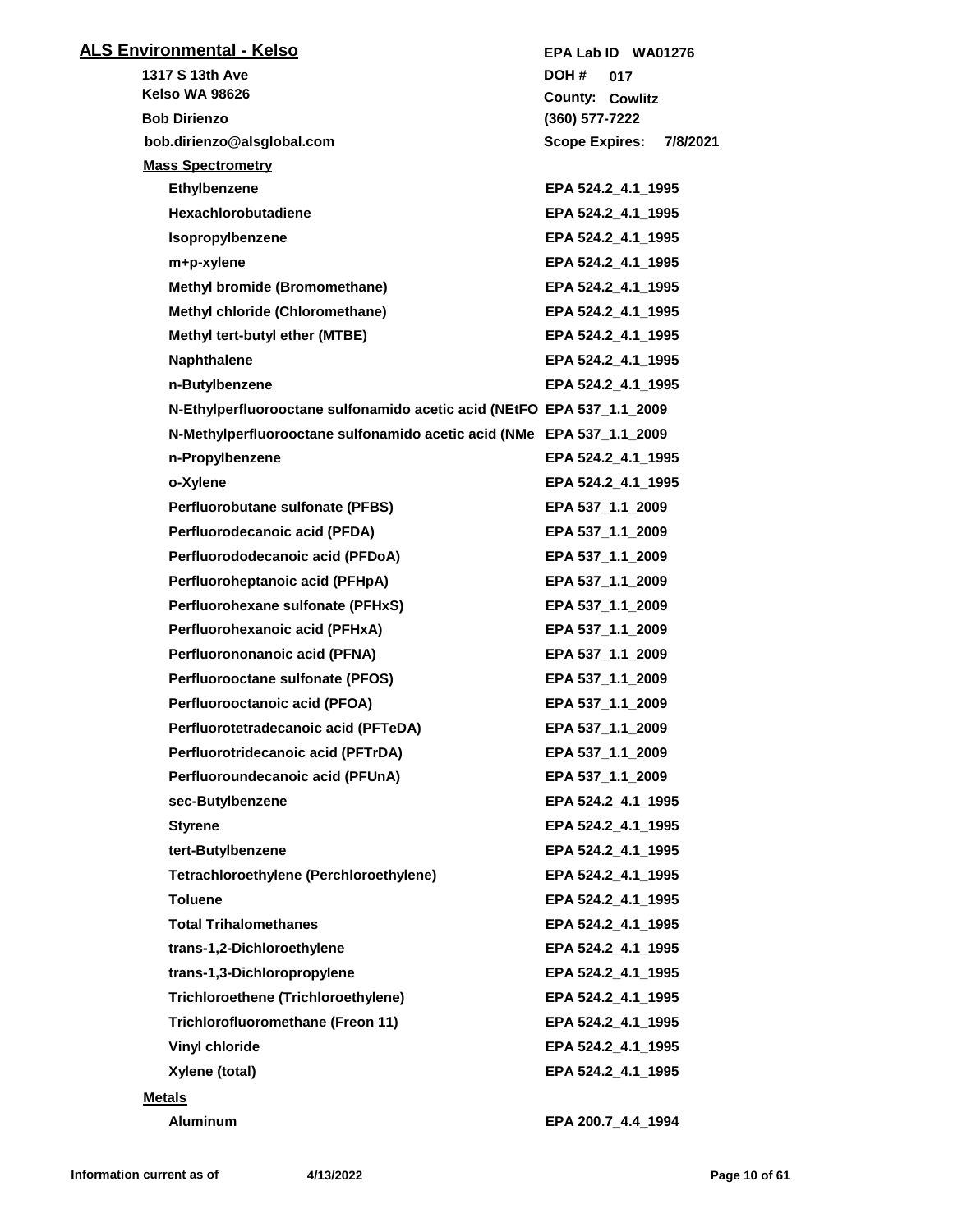## ALS Environmental - Kelso

**1317 S 13th Ave**
**Kelso WA 98626**
**Bob Dirienzo**
**bob.dirienzo@alsglobal.com**

**EPA Lab ID WA01276**
**DOH # 017**
**County: Cowlitz**
**(360) 577-7222**
**Scope Expires: 7/8/2021**

### Mass Spectrometry

| Analyte | Method |
|---|---|
| Ethylbenzene | EPA 524.2_4.1_1995 |
| Hexachlorobutadiene | EPA 524.2_4.1_1995 |
| Isopropylbenzene | EPA 524.2_4.1_1995 |
| m+p-xylene | EPA 524.2_4.1_1995 |
| Methyl bromide (Bromomethane) | EPA 524.2_4.1_1995 |
| Methyl chloride (Chloromethane) | EPA 524.2_4.1_1995 |
| Methyl tert-butyl ether (MTBE) | EPA 524.2_4.1_1995 |
| Naphthalene | EPA 524.2_4.1_1995 |
| n-Butylbenzene | EPA 524.2_4.1_1995 |
| N-Ethylperfluorooctane sulfonamido acetic acid (NEtFO | EPA 537_1.1_2009 |
| N-Methylperfluorooctane sulfonamido acetic acid (NMe | EPA 537_1.1_2009 |
| n-Propylbenzene | EPA 524.2_4.1_1995 |
| o-Xylene | EPA 524.2_4.1_1995 |
| Perfluorobutane sulfonate (PFBS) | EPA 537_1.1_2009 |
| Perfluorodecanoic acid (PFDA) | EPA 537_1.1_2009 |
| Perfluorododecanoic acid (PFDoA) | EPA 537_1.1_2009 |
| Perfluoroheptanoic acid (PFHpA) | EPA 537_1.1_2009 |
| Perfluorohexane sulfonate (PFHxS) | EPA 537_1.1_2009 |
| Perfluorohexanoic acid (PFHxA) | EPA 537_1.1_2009 |
| Perfluorononanoic acid (PFNA) | EPA 537_1.1_2009 |
| Perfluorooctane sulfonate (PFOS) | EPA 537_1.1_2009 |
| Perfluorooctanoic acid (PFOA) | EPA 537_1.1_2009 |
| Perfluorotetradecanoic acid (PFTeDA) | EPA 537_1.1_2009 |
| Perfluorotridecanoic acid (PFTrDA) | EPA 537_1.1_2009 |
| Perfluoroundecanoic acid (PFUnA) | EPA 537_1.1_2009 |
| sec-Butylbenzene | EPA 524.2_4.1_1995 |
| Styrene | EPA 524.2_4.1_1995 |
| tert-Butylbenzene | EPA 524.2_4.1_1995 |
| Tetrachloroethylene (Perchloroethylene) | EPA 524.2_4.1_1995 |
| Toluene | EPA 524.2_4.1_1995 |
| Total Trihalomethanes | EPA 524.2_4.1_1995 |
| trans-1,2-Dichloroethylene | EPA 524.2_4.1_1995 |
| trans-1,3-Dichloropropylene | EPA 524.2_4.1_1995 |
| Trichloroethene (Trichloroethylene) | EPA 524.2_4.1_1995 |
| Trichlorofluoromethane (Freon 11) | EPA 524.2_4.1_1995 |
| Vinyl chloride | EPA 524.2_4.1_1995 |
| Xylene (total) | EPA 524.2_4.1_1995 |

### Metals

| Analyte | Method |
|---|---|
| Aluminum | EPA 200.7_4.4_1994 |

Information current as of 4/13/2022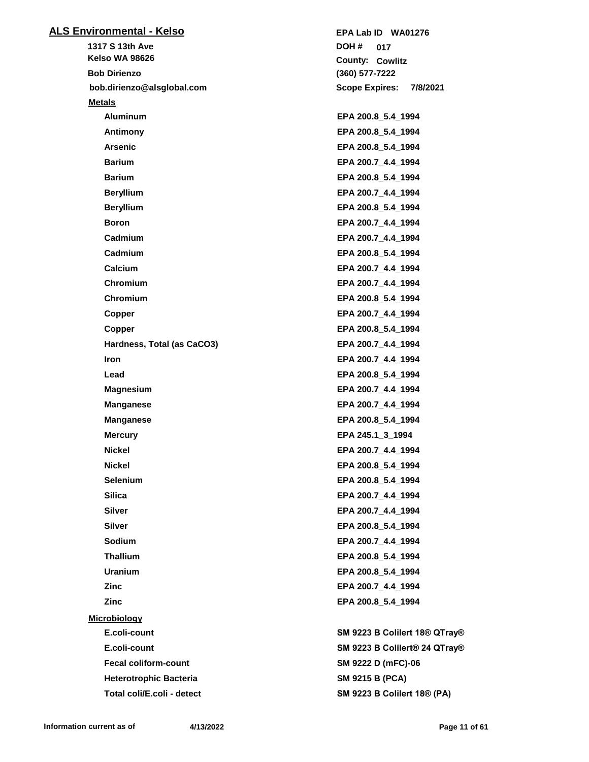## ALS Environmental - Kelso

**1317 S 13th Ave**
**Kelso WA 98626**
**Bob Dirienzo**
**bob.dirienzo@alsglobal.com**

**EPA Lab ID** WA01276
**DOH #** 017
**County:** Cowlitz
**(360) 577-7222**
**Scope Expires:** 7/8/2021

### Metals

| Analyte | Method |
|---|---|
| Aluminum | EPA 200.8_5.4_1994 |
| Antimony | EPA 200.8_5.4_1994 |
| Arsenic | EPA 200.8_5.4_1994 |
| Barium | EPA 200.7_4.4_1994 |
| Barium | EPA 200.8_5.4_1994 |
| Beryllium | EPA 200.7_4.4_1994 |
| Beryllium | EPA 200.8_5.4_1994 |
| Boron | EPA 200.7_4.4_1994 |
| Cadmium | EPA 200.7_4.4_1994 |
| Cadmium | EPA 200.8_5.4_1994 |
| Calcium | EPA 200.7_4.4_1994 |
| Chromium | EPA 200.7_4.4_1994 |
| Chromium | EPA 200.8_5.4_1994 |
| Copper | EPA 200.7_4.4_1994 |
| Copper | EPA 200.8_5.4_1994 |
| Hardness, Total (as CaCO3) | EPA 200.7_4.4_1994 |
| Iron | EPA 200.7_4.4_1994 |
| Lead | EPA 200.8_5.4_1994 |
| Magnesium | EPA 200.7_4.4_1994 |
| Manganese | EPA 200.7_4.4_1994 |
| Manganese | EPA 200.8_5.4_1994 |
| Mercury | EPA 245.1_3_1994 |
| Nickel | EPA 200.7_4.4_1994 |
| Nickel | EPA 200.8_5.4_1994 |
| Selenium | EPA 200.8_5.4_1994 |
| Silica | EPA 200.7_4.4_1994 |
| Silver | EPA 200.7_4.4_1994 |
| Silver | EPA 200.8_5.4_1994 |
| Sodium | EPA 200.7_4.4_1994 |
| Thallium | EPA 200.8_5.4_1994 |
| Uranium | EPA 200.8_5.4_1994 |
| Zinc | EPA 200.7_4.4_1994 |
| Zinc | EPA 200.8_5.4_1994 |

### Microbiology

| Analyte | Method |
|---|---|
| E.coli-count | SM 9223 B Colilert 18® QTray® |
| E.coli-count | SM 9223 B Colilert® 24 QTray® |
| Fecal coliform-count | SM 9222 D (mFC)-06 |
| Heterotrophic Bacteria | SM 9215 B (PCA) |
| Total coli/E.coli - detect | SM 9223 B Colilert 18® (PA) |

Information current as of 4/13/2022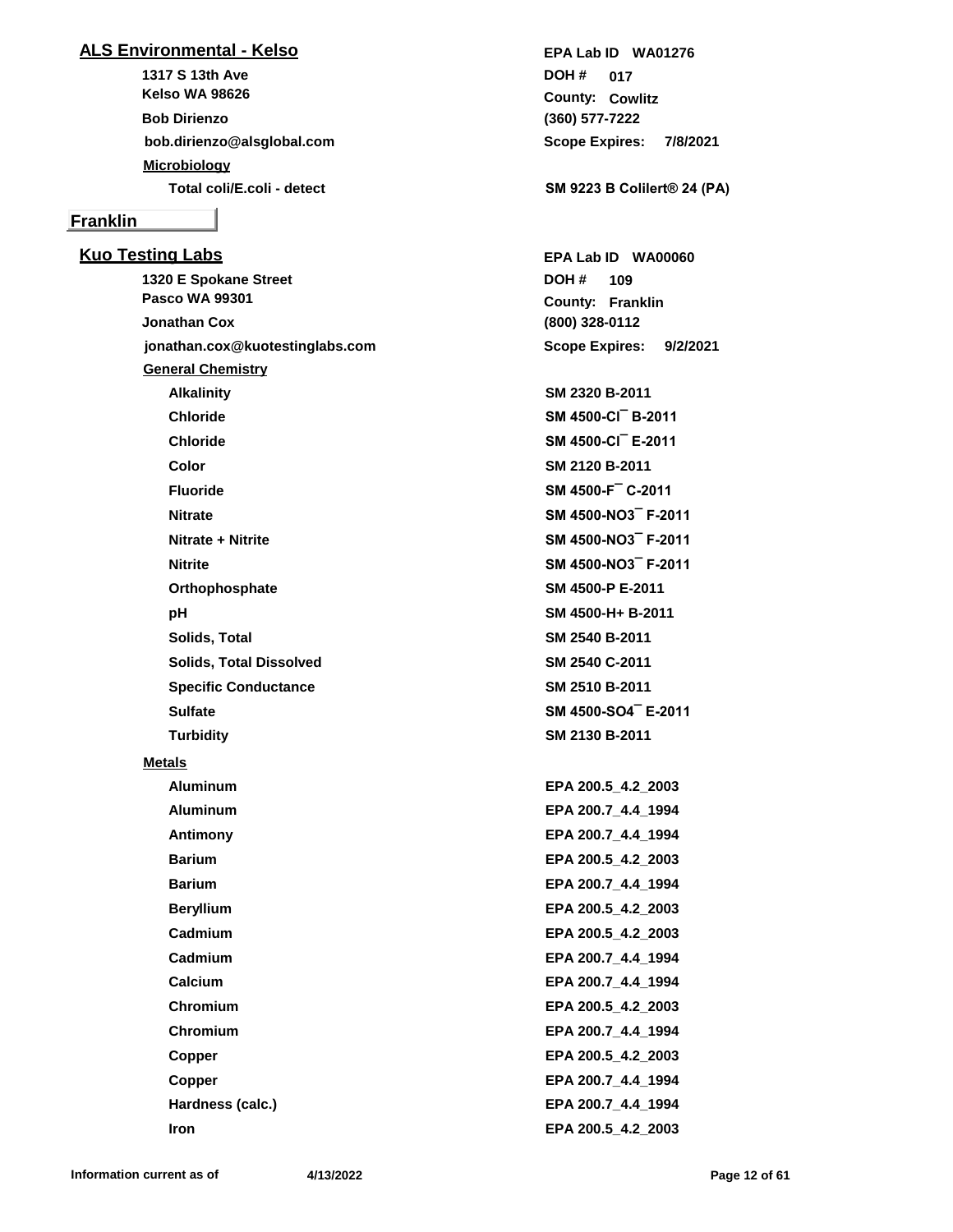## ALS Environmental - Kelso

**1317 S 13th Ave**
**Kelso WA 98626**
**Bob Dirienzo**
**bob.dirienzo@alsglobal.com**

**EPA Lab ID** WA01276
**DOH #** 017
**County:** Cowlitz
**(360) 577-7222**
**Scope Expires:** 7/8/2021

**Microbiology**

| Analyte | Method |
|---|---|
| Total coli/E.coli - detect | SM 9223 B Colilert® 24 (PA) |

# Franklin

## Kuo Testing Labs

**1320 E Spokane Street**
**Pasco WA 99301**
**Jonathan Cox**
**jonathan.cox@kuotestinglabs.com**

**EPA Lab ID** WA00060
**DOH #** 109
**County:** Franklin
**(800) 328-0112**
**Scope Expires:** 9/2/2021

**General Chemistry**

| Analyte | Method |
|---|---|
| Alkalinity | SM 2320 B-2011 |
| Chloride | SM 4500-Cl¯ B-2011 |
| Chloride | SM 4500-Cl¯ E-2011 |
| Color | SM 2120 B-2011 |
| Fluoride | SM 4500-F¯ C-2011 |
| Nitrate | SM 4500-NO3¯ F-2011 |
| Nitrate + Nitrite | SM 4500-NO3¯ F-2011 |
| Nitrite | SM 4500-NO3¯ F-2011 |
| Orthophosphate | SM 4500-P E-2011 |
| pH | SM 4500-H+ B-2011 |
| Solids, Total | SM 2540 B-2011 |
| Solids, Total Dissolved | SM 2540 C-2011 |
| Specific Conductance | SM 2510 B-2011 |
| Sulfate | SM 4500-SO4¯ E-2011 |
| Turbidity | SM 2130 B-2011 |

**Metals**

| Analyte | Method |
|---|---|
| Aluminum | EPA 200.5_4.2_2003 |
| Aluminum | EPA 200.7_4.4_1994 |
| Antimony | EPA 200.7_4.4_1994 |
| Barium | EPA 200.5_4.2_2003 |
| Barium | EPA 200.7_4.4_1994 |
| Beryllium | EPA 200.5_4.2_2003 |
| Cadmium | EPA 200.5_4.2_2003 |
| Cadmium | EPA 200.7_4.4_1994 |
| Calcium | EPA 200.7_4.4_1994 |
| Chromium | EPA 200.5_4.2_2003 |
| Chromium | EPA 200.7_4.4_1994 |
| Copper | EPA 200.5_4.2_2003 |
| Copper | EPA 200.7_4.4_1994 |
| Hardness (calc.) | EPA 200.7_4.4_1994 |
| Iron | EPA 200.5_4.2_2003 |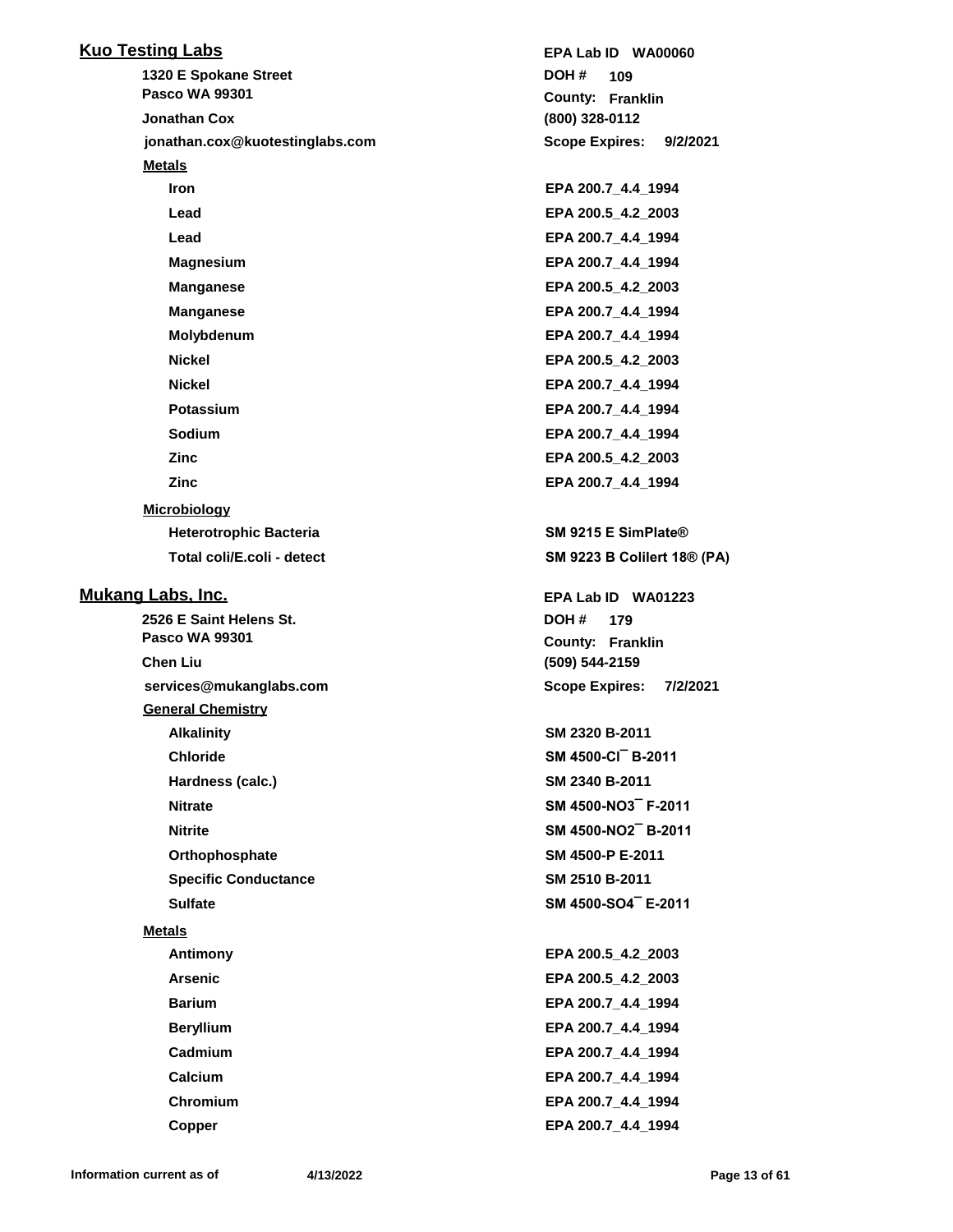## Kuo Testing Labs

| | |
|---|---|
| 1320 E Spokane Street<br>Pasco WA 99301 | EPA Lab ID WA00060<br>DOH # 109<br>County: Franklin |
| Jonathan Cox | (800) 328-0112 |
| jonathan.cox@kuotestinglabs.com | Scope Expires: 9/2/2021 |

**Metals**

| Analyte | Method |
|---|---|
| Iron | EPA 200.7_4.4_1994 |
| Lead | EPA 200.5_4.2_2003 |
| Lead | EPA 200.7_4.4_1994 |
| Magnesium | EPA 200.7_4.4_1994 |
| Manganese | EPA 200.5_4.2_2003 |
| Manganese | EPA 200.7_4.4_1994 |
| Molybdenum | EPA 200.7_4.4_1994 |
| Nickel | EPA 200.5_4.2_2003 |
| Nickel | EPA 200.7_4.4_1994 |
| Potassium | EPA 200.7_4.4_1994 |
| Sodium | EPA 200.7_4.4_1994 |
| Zinc | EPA 200.5_4.2_2003 |
| Zinc | EPA 200.7_4.4_1994 |

**Microbiology**

| Analyte | Method |
|---|---|
| Heterotrophic Bacteria | SM 9215 E SimPlate® |
| Total coli/E.coli - detect | SM 9223 B Colilert 18® (PA) |

## Mukang Labs, Inc.

| | |
|---|---|
| 2526 E Saint Helens St.<br>Pasco WA 99301 | EPA Lab ID WA01223<br>DOH # 179<br>County: Franklin |
| Chen Liu | (509) 544-2159 |
| services@mukanglabs.com | Scope Expires: 7/2/2021 |

**General Chemistry**

| Analyte | Method |
|---|---|
| Alkalinity | SM 2320 B-2011 |
| Chloride | SM 4500-Cl¯ B-2011 |
| Hardness (calc.) | SM 2340 B-2011 |
| Nitrate | SM 4500-NO3¯ F-2011 |
| Nitrite | SM 4500-NO2¯ B-2011 |
| Orthophosphate | SM 4500-P E-2011 |
| Specific Conductance | SM 2510 B-2011 |
| Sulfate | SM 4500-SO4¯ E-2011 |

**Metals**

| Analyte | Method |
|---|---|
| Antimony | EPA 200.5_4.2_2003 |
| Arsenic | EPA 200.5_4.2_2003 |
| Barium | EPA 200.7_4.4_1994 |
| Beryllium | EPA 200.7_4.4_1994 |
| Cadmium | EPA 200.7_4.4_1994 |
| Calcium | EPA 200.7_4.4_1994 |
| Chromium | EPA 200.7_4.4_1994 |
| Copper | EPA 200.7_4.4_1994 |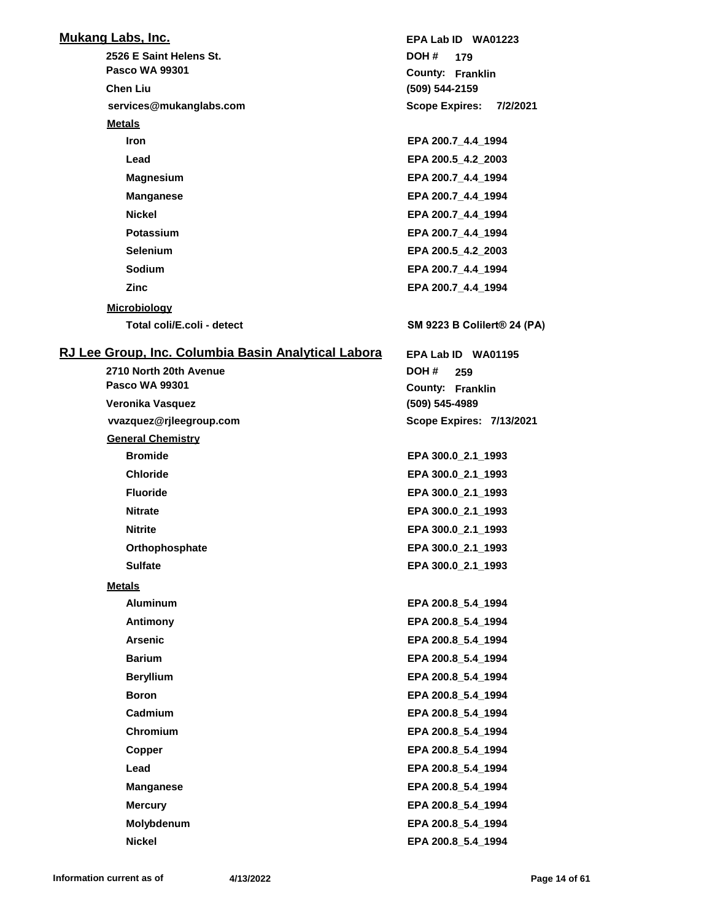## Mukang Labs, Inc.

**EPA Lab ID** WA01223

2526 E Saint Helens St.
Pasco WA 99301

**DOH #** 179
**County:** Franklin

Chen Liu
(509) 544-2159

services@mukanglabs.com
**Scope Expires:** 7/2/2021

### Metals

| Analyte | Method |
|---|---|
| Iron | EPA 200.7_4.4_1994 |
| Lead | EPA 200.5_4.2_2003 |
| Magnesium | EPA 200.7_4.4_1994 |
| Manganese | EPA 200.7_4.4_1994 |
| Nickel | EPA 200.7_4.4_1994 |
| Potassium | EPA 200.7_4.4_1994 |
| Selenium | EPA 200.5_4.2_2003 |
| Sodium | EPA 200.7_4.4_1994 |
| Zinc | EPA 200.7_4.4_1994 |

### Microbiology

| Analyte | Method |
|---|---|
| Total coli/E.coli - detect | SM 9223 B Colilert® 24 (PA) |

## RJ Lee Group, Inc. Columbia Basin Analytical Labora

**EPA Lab ID** WA01195

2710 North 20th Avenue
Pasco WA 99301

**DOH #** 259
**County:** Franklin

Veronika Vasquez
(509) 545-4989

vvazquez@rjleegroup.com
**Scope Expires:** 7/13/2021

### General Chemistry

| Analyte | Method |
|---|---|
| Bromide | EPA 300.0_2.1_1993 |
| Chloride | EPA 300.0_2.1_1993 |
| Fluoride | EPA 300.0_2.1_1993 |
| Nitrate | EPA 300.0_2.1_1993 |
| Nitrite | EPA 300.0_2.1_1993 |
| Orthophosphate | EPA 300.0_2.1_1993 |
| Sulfate | EPA 300.0_2.1_1993 |

### Metals

| Analyte | Method |
|---|---|
| Aluminum | EPA 200.8_5.4_1994 |
| Antimony | EPA 200.8_5.4_1994 |
| Arsenic | EPA 200.8_5.4_1994 |
| Barium | EPA 200.8_5.4_1994 |
| Beryllium | EPA 200.8_5.4_1994 |
| Boron | EPA 200.8_5.4_1994 |
| Cadmium | EPA 200.8_5.4_1994 |
| Chromium | EPA 200.8_5.4_1994 |
| Copper | EPA 200.8_5.4_1994 |
| Lead | EPA 200.8_5.4_1994 |
| Manganese | EPA 200.8_5.4_1994 |
| Mercury | EPA 200.8_5.4_1994 |
| Molybdenum | EPA 200.8_5.4_1994 |
| Nickel | EPA 200.8_5.4_1994 |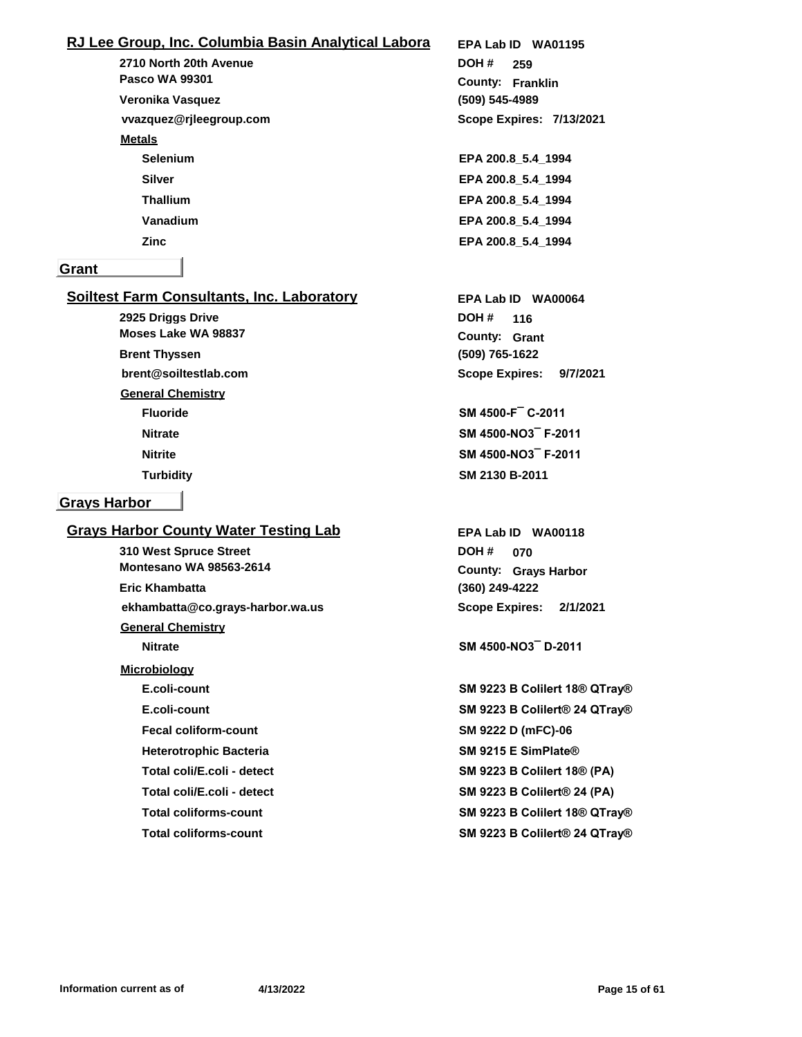## RJ Lee Group, Inc. Columbia Basin Analytical Labora

**EPA Lab ID** WA01195

2710 North 20th Avenue
Pasco WA 99301

**DOH #** 259
**County:** Franklin

Veronika Vasquez
(509) 545-4989

vvazquez@rjleegroup.com
**Scope Expires:** 7/13/2021

**Metals**

| Analyte | Method |
| --- | --- |
| Selenium | EPA 200.8_5.4_1994 |
| Silver | EPA 200.8_5.4_1994 |
| Thallium | EPA 200.8_5.4_1994 |
| Vanadium | EPA 200.8_5.4_1994 |
| Zinc | EPA 200.8_5.4_1994 |

# Grant

## Soiltest Farm Consultants, Inc. Laboratory

**EPA Lab ID** WA00064

2925 Driggs Drive
Moses Lake WA 98837

**DOH #** 116
**County:** Grant

Brent Thyssen
(509) 765-1622

brent@soiltestlab.com
**Scope Expires:** 9/7/2021

**General Chemistry**

| Analyte | Method |
| --- | --- |
| Fluoride | SM 4500-F¯ C-2011 |
| Nitrate | SM 4500-NO3¯ F-2011 |
| Nitrite | SM 4500-NO3¯ F-2011 |
| Turbidity | SM 2130 B-2011 |

# Grays Harbor

## Grays Harbor County Water Testing Lab

**EPA Lab ID** WA00118

310 West Spruce Street
Montesano WA 98563-2614

**DOH #** 070
**County:** Grays Harbor

Eric Khambatta
(360) 249-4222

ekhambatta@co.grays-harbor.wa.us
**Scope Expires:** 2/1/2021

**General Chemistry**

| Analyte | Method |
| --- | --- |
| Nitrate | SM 4500-NO3¯ D-2011 |

**Microbiology**

| Analyte | Method |
| --- | --- |
| E.coli-count | SM 9223 B Colilert 18® QTray® |
| E.coli-count | SM 9223 B Colilert® 24 QTray® |
| Fecal coliform-count | SM 9222 D (mFC)-06 |
| Heterotrophic Bacteria | SM 9215 E SimPlate® |
| Total coli/E.coli - detect | SM 9223 B Colilert 18® (PA) |
| Total coli/E.coli - detect | SM 9223 B Colilert® 24 (PA) |
| Total coliforms-count | SM 9223 B Colilert 18® QTray® |
| Total coliforms-count | SM 9223 B Colilert® 24 QTray® |

Information current as of 4/13/2022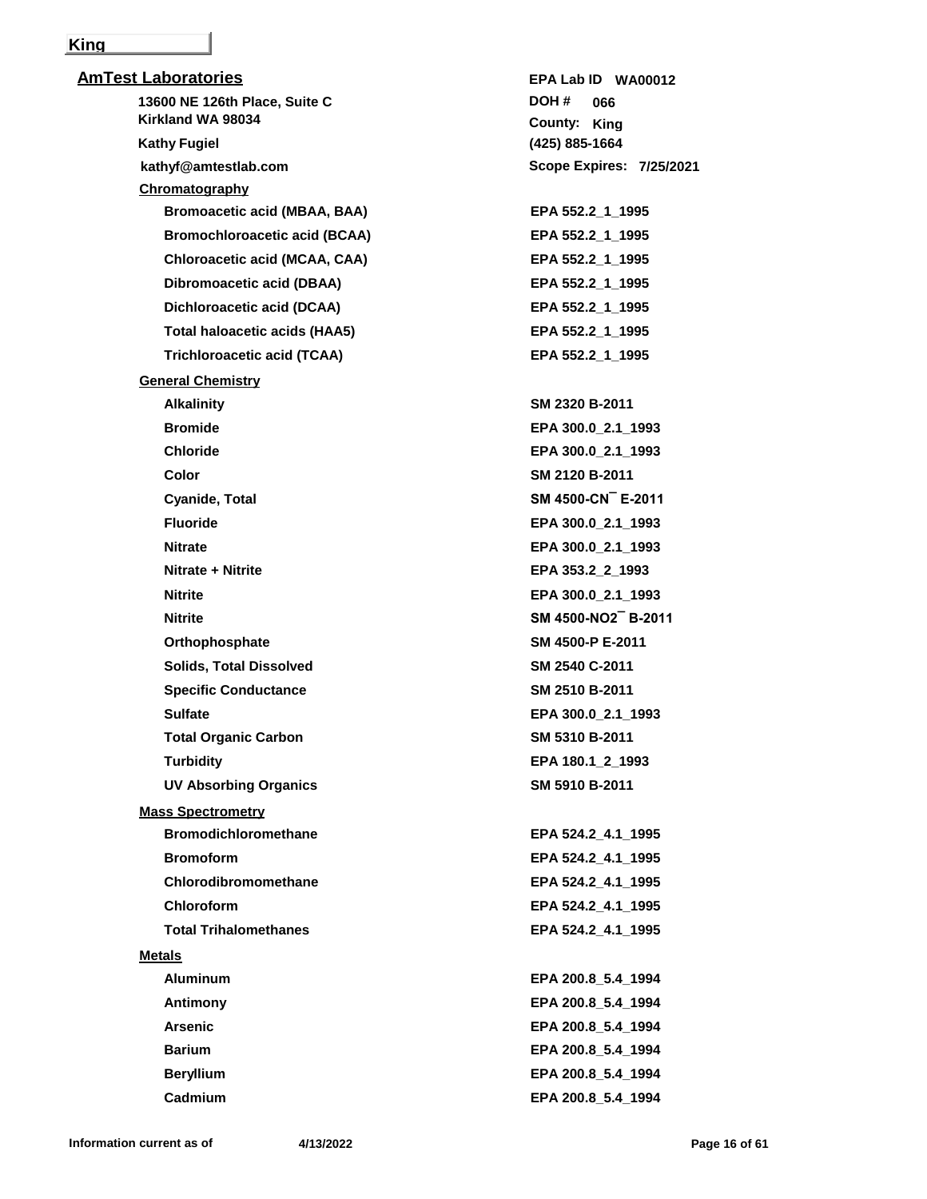King

## AmTest Laboratories

13600 NE 126th Place, Suite C
Kirkland WA 98034
Kathy Fugiel
kathyf@amtestlab.com

EPA Lab ID WA00012
DOH # 066
County: King
(425) 885-1664
Scope Expires: 7/25/2021

### Chromatography

| Analyte | Method |
| --- | --- |
| Bromoacetic acid (MBAA, BAA) | EPA 552.2_1_1995 |
| Bromochloroacetic acid (BCAA) | EPA 552.2_1_1995 |
| Chloroacetic acid (MCAA, CAA) | EPA 552.2_1_1995 |
| Dibromoacetic acid (DBAA) | EPA 552.2_1_1995 |
| Dichloroacetic acid (DCAA) | EPA 552.2_1_1995 |
| Total haloacetic acids (HAA5) | EPA 552.2_1_1995 |
| Trichloroacetic acid (TCAA) | EPA 552.2_1_1995 |

### General Chemistry

| Analyte | Method |
| --- | --- |
| Alkalinity | SM 2320 B-2011 |
| Bromide | EPA 300.0_2.1_1993 |
| Chloride | EPA 300.0_2.1_1993 |
| Color | SM 2120 B-2011 |
| Cyanide, Total | SM 4500-CN¯ E-2011 |
| Fluoride | EPA 300.0_2.1_1993 |
| Nitrate | EPA 300.0_2.1_1993 |
| Nitrate + Nitrite | EPA 353.2_2_1993 |
| Nitrite | EPA 300.0_2.1_1993 |
| Nitrite | SM 4500-NO2¯ B-2011 |
| Orthophosphate | SM 4500-P E-2011 |
| Solids, Total Dissolved | SM 2540 C-2011 |
| Specific Conductance | SM 2510 B-2011 |
| Sulfate | EPA 300.0_2.1_1993 |
| Total Organic Carbon | SM 5310 B-2011 |
| Turbidity | EPA 180.1_2_1993 |
| UV Absorbing Organics | SM 5910 B-2011 |

### Mass Spectrometry

| Analyte | Method |
| --- | --- |
| Bromodichloromethane | EPA 524.2_4.1_1995 |
| Bromoform | EPA 524.2_4.1_1995 |
| Chlorodibromomethane | EPA 524.2_4.1_1995 |
| Chloroform | EPA 524.2_4.1_1995 |
| Total Trihalomethanes | EPA 524.2_4.1_1995 |

### Metals

| Analyte | Method |
| --- | --- |
| Aluminum | EPA 200.8_5.4_1994 |
| Antimony | EPA 200.8_5.4_1994 |
| Arsenic | EPA 200.8_5.4_1994 |
| Barium | EPA 200.8_5.4_1994 |
| Beryllium | EPA 200.8_5.4_1994 |
| Cadmium | EPA 200.8_5.4_1994 |

Information current as of 4/13/2022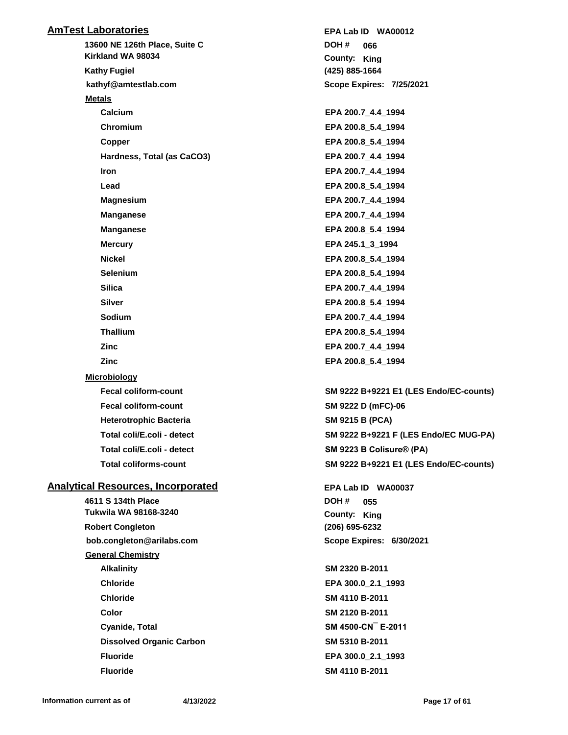## AmTest Laboratories

**EPA Lab ID** WA00012

13600 NE 126th Place, Suite C
Kirkland WA 98034

**DOH #** 066
**County:** King

Kathy Fugiel
(425) 885-1664

kathyf@amtestlab.com
**Scope Expires:** 7/25/2021

### Metals

| Analyte | Method |
| --- | --- |
| Calcium | EPA 200.7_4.4_1994 |
| Chromium | EPA 200.8_5.4_1994 |
| Copper | EPA 200.8_5.4_1994 |
| Hardness, Total (as CaCO3) | EPA 200.7_4.4_1994 |
| Iron | EPA 200.7_4.4_1994 |
| Lead | EPA 200.8_5.4_1994 |
| Magnesium | EPA 200.7_4.4_1994 |
| Manganese | EPA 200.7_4.4_1994 |
| Manganese | EPA 200.8_5.4_1994 |
| Mercury | EPA 245.1_3_1994 |
| Nickel | EPA 200.8_5.4_1994 |
| Selenium | EPA 200.8_5.4_1994 |
| Silica | EPA 200.7_4.4_1994 |
| Silver | EPA 200.8_5.4_1994 |
| Sodium | EPA 200.7_4.4_1994 |
| Thallium | EPA 200.8_5.4_1994 |
| Zinc | EPA 200.7_4.4_1994 |
| Zinc | EPA 200.8_5.4_1994 |

### Microbiology

| Analyte | Method |
| --- | --- |
| Fecal coliform-count | SM 9222 B+9221 E1 (LES Endo/EC-counts) |
| Fecal coliform-count | SM 9222 D (mFC)-06 |
| Heterotrophic Bacteria | SM 9215 B (PCA) |
| Total coli/E.coli - detect | SM 9222 B+9221 F (LES Endo/EC MUG-PA) |
| Total coli/E.coli - detect | SM 9223 B Colisure® (PA) |
| Total coliforms-count | SM 9222 B+9221 E1 (LES Endo/EC-counts) |

## Analytical Resources, Incorporated

**EPA Lab ID** WA00037

4611 S 134th Place
Tukwila WA 98168-3240

**DOH #** 055
**County:** King

Robert Congleton
(206) 695-6232

bob.congleton@arilabs.com
**Scope Expires:** 6/30/2021

### General Chemistry

| Analyte | Method |
| --- | --- |
| Alkalinity | SM 2320 B-2011 |
| Chloride | EPA 300.0_2.1_1993 |
| Chloride | SM 4110 B-2011 |
| Color | SM 2120 B-2011 |
| Cyanide, Total | SM 4500-CN¯ E-2011 |
| Dissolved Organic Carbon | SM 5310 B-2011 |
| Fluoride | EPA 300.0_2.1_1993 |
| Fluoride | SM 4110 B-2011 |

Information current as of 4/13/2022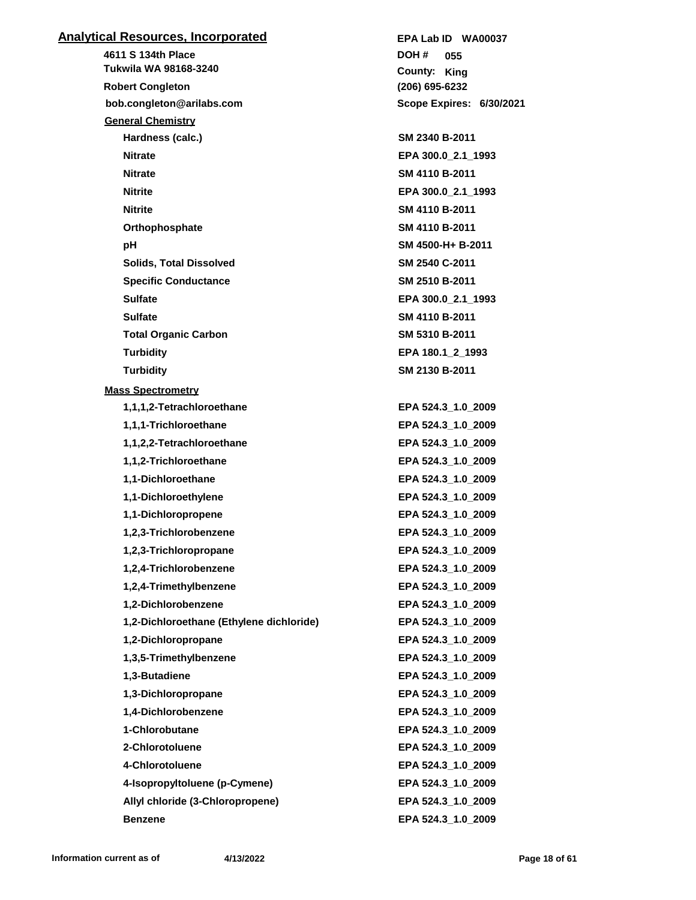## Analytical Resources, Incorporated

**4611 S 134th Place**
**Tukwila WA 98168-3240**
**Robert Congleton**
**bob.congleton@arilabs.com**

**EPA Lab ID** WA00037
**DOH #** 055
**County:** King
**(206) 695-6232**
**Scope Expires:** 6/30/2021

### General Chemistry

| Analyte | Method |
|---|---|
| Hardness (calc.) | SM 2340 B-2011 |
| Nitrate | EPA 300.0_2.1_1993 |
| Nitrate | SM 4110 B-2011 |
| Nitrite | EPA 300.0_2.1_1993 |
| Nitrite | SM 4110 B-2011 |
| Orthophosphate | SM 4110 B-2011 |
| pH | SM 4500-H+ B-2011 |
| Solids, Total Dissolved | SM 2540 C-2011 |
| Specific Conductance | SM 2510 B-2011 |
| Sulfate | EPA 300.0_2.1_1993 |
| Sulfate | SM 4110 B-2011 |
| Total Organic Carbon | SM 5310 B-2011 |
| Turbidity | EPA 180.1_2_1993 |
| Turbidity | SM 2130 B-2011 |

### Mass Spectrometry

| Analyte | Method |
|---|---|
| 1,1,1,2-Tetrachloroethane | EPA 524.3_1.0_2009 |
| 1,1,1-Trichloroethane | EPA 524.3_1.0_2009 |
| 1,1,2,2-Tetrachloroethane | EPA 524.3_1.0_2009 |
| 1,1,2-Trichloroethane | EPA 524.3_1.0_2009 |
| 1,1-Dichloroethane | EPA 524.3_1.0_2009 |
| 1,1-Dichloroethylene | EPA 524.3_1.0_2009 |
| 1,1-Dichloropropene | EPA 524.3_1.0_2009 |
| 1,2,3-Trichlorobenzene | EPA 524.3_1.0_2009 |
| 1,2,3-Trichloropropane | EPA 524.3_1.0_2009 |
| 1,2,4-Trichlorobenzene | EPA 524.3_1.0_2009 |
| 1,2,4-Trimethylbenzene | EPA 524.3_1.0_2009 |
| 1,2-Dichlorobenzene | EPA 524.3_1.0_2009 |
| 1,2-Dichloroethane (Ethylene dichloride) | EPA 524.3_1.0_2009 |
| 1,2-Dichloropropane | EPA 524.3_1.0_2009 |
| 1,3,5-Trimethylbenzene | EPA 524.3_1.0_2009 |
| 1,3-Butadiene | EPA 524.3_1.0_2009 |
| 1,3-Dichloropropane | EPA 524.3_1.0_2009 |
| 1,4-Dichlorobenzene | EPA 524.3_1.0_2009 |
| 1-Chlorobutane | EPA 524.3_1.0_2009 |
| 2-Chlorotoluene | EPA 524.3_1.0_2009 |
| 4-Chlorotoluene | EPA 524.3_1.0_2009 |
| 4-Isopropyltoluene (p-Cymene) | EPA 524.3_1.0_2009 |
| Allyl chloride (3-Chloropropene) | EPA 524.3_1.0_2009 |
| Benzene | EPA 524.3_1.0_2009 |

Information current as of 4/13/2022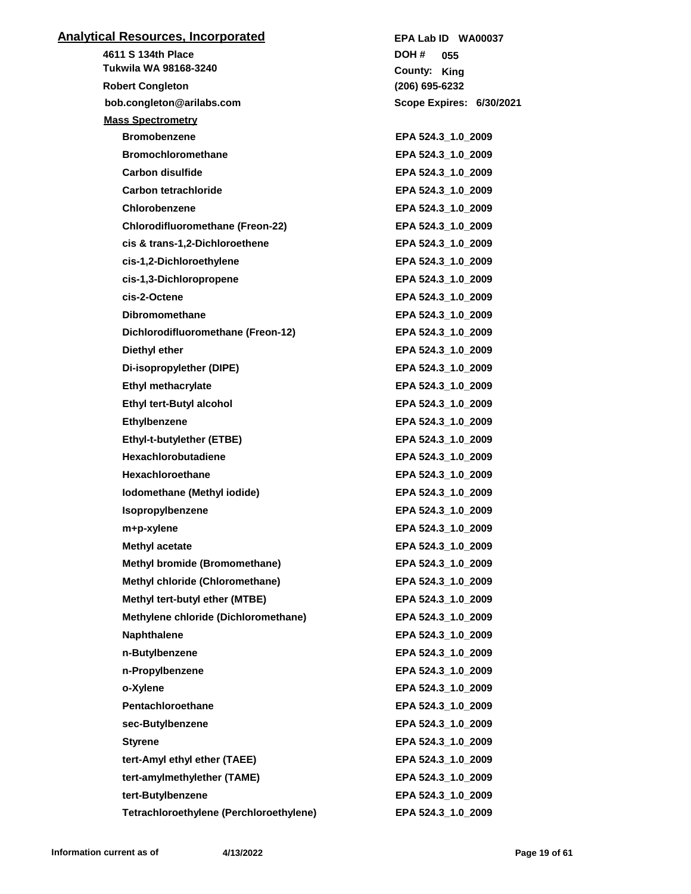## Analytical Resources, Incorporated

**4611 S 134th Place**
**Tukwila WA 98168-3240**
**Robert Congleton**
**bob.congleton@arilabs.com**

**EPA Lab ID WA00037**
**DOH # 055**
**County: King**
**(206) 695-6232**
**Scope Expires: 6/30/2021**

### Mass Spectrometry

| Analyte | Method |
|---|---|
| Bromobenzene | EPA 524.3_1.0_2009 |
| Bromochloromethane | EPA 524.3_1.0_2009 |
| Carbon disulfide | EPA 524.3_1.0_2009 |
| Carbon tetrachloride | EPA 524.3_1.0_2009 |
| Chlorobenzene | EPA 524.3_1.0_2009 |
| Chlorodifluoromethane (Freon-22) | EPA 524.3_1.0_2009 |
| cis & trans-1,2-Dichloroethene | EPA 524.3_1.0_2009 |
| cis-1,2-Dichloroethylene | EPA 524.3_1.0_2009 |
| cis-1,3-Dichloropropene | EPA 524.3_1.0_2009 |
| cis-2-Octene | EPA 524.3_1.0_2009 |
| Dibromomethane | EPA 524.3_1.0_2009 |
| Dichlorodifluoromethane (Freon-12) | EPA 524.3_1.0_2009 |
| Diethyl ether | EPA 524.3_1.0_2009 |
| Di-isopropylether (DIPE) | EPA 524.3_1.0_2009 |
| Ethyl methacrylate | EPA 524.3_1.0_2009 |
| Ethyl tert-Butyl alcohol | EPA 524.3_1.0_2009 |
| Ethylbenzene | EPA 524.3_1.0_2009 |
| Ethyl-t-butylether (ETBE) | EPA 524.3_1.0_2009 |
| Hexachlorobutadiene | EPA 524.3_1.0_2009 |
| Hexachloroethane | EPA 524.3_1.0_2009 |
| Iodomethane (Methyl iodide) | EPA 524.3_1.0_2009 |
| Isopropylbenzene | EPA 524.3_1.0_2009 |
| m+p-xylene | EPA 524.3_1.0_2009 |
| Methyl acetate | EPA 524.3_1.0_2009 |
| Methyl bromide (Bromomethane) | EPA 524.3_1.0_2009 |
| Methyl chloride (Chloromethane) | EPA 524.3_1.0_2009 |
| Methyl tert-butyl ether (MTBE) | EPA 524.3_1.0_2009 |
| Methylene chloride (Dichloromethane) | EPA 524.3_1.0_2009 |
| Naphthalene | EPA 524.3_1.0_2009 |
| n-Butylbenzene | EPA 524.3_1.0_2009 |
| n-Propylbenzene | EPA 524.3_1.0_2009 |
| o-Xylene | EPA 524.3_1.0_2009 |
| Pentachloroethane | EPA 524.3_1.0_2009 |
| sec-Butylbenzene | EPA 524.3_1.0_2009 |
| Styrene | EPA 524.3_1.0_2009 |
| tert-Amyl ethyl ether (TAEE) | EPA 524.3_1.0_2009 |
| tert-amylmethylether (TAME) | EPA 524.3_1.0_2009 |
| tert-Butylbenzene | EPA 524.3_1.0_2009 |
| Tetrachloroethylene (Perchloroethylene) | EPA 524.3_1.0_2009 |

Information current as of 4/13/2022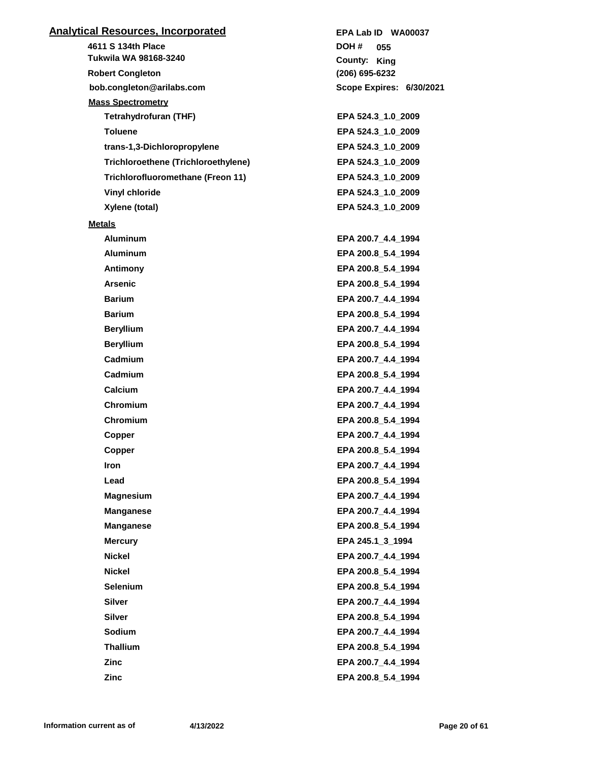## Analytical Resources, Incorporated

**EPA Lab ID WA00037**

4611 S 134th Place
Tukwila WA 98168-3240

**DOH #** 055
**County:** King

Robert Congleton
(206) 695-6232

bob.congleton@arilabs.com

**Scope Expires:** 6/30/2021

### Mass Spectrometry

| Analyte | Method |
|---|---|
| Tetrahydrofuran (THF) | EPA 524.3_1.0_2009 |
| Toluene | EPA 524.3_1.0_2009 |
| trans-1,3-Dichloropropylene | EPA 524.3_1.0_2009 |
| Trichloroethene (Trichloroethylene) | EPA 524.3_1.0_2009 |
| Trichlorofluoromethane (Freon 11) | EPA 524.3_1.0_2009 |
| Vinyl chloride | EPA 524.3_1.0_2009 |
| Xylene (total) | EPA 524.3_1.0_2009 |

### Metals

| Analyte | Method |
|---|---|
| Aluminum | EPA 200.7_4.4_1994 |
| Aluminum | EPA 200.8_5.4_1994 |
| Antimony | EPA 200.8_5.4_1994 |
| Arsenic | EPA 200.8_5.4_1994 |
| Barium | EPA 200.7_4.4_1994 |
| Barium | EPA 200.8_5.4_1994 |
| Beryllium | EPA 200.7_4.4_1994 |
| Beryllium | EPA 200.8_5.4_1994 |
| Cadmium | EPA 200.7_4.4_1994 |
| Cadmium | EPA 200.8_5.4_1994 |
| Calcium | EPA 200.7_4.4_1994 |
| Chromium | EPA 200.7_4.4_1994 |
| Chromium | EPA 200.8_5.4_1994 |
| Copper | EPA 200.7_4.4_1994 |
| Copper | EPA 200.8_5.4_1994 |
| Iron | EPA 200.7_4.4_1994 |
| Lead | EPA 200.8_5.4_1994 |
| Magnesium | EPA 200.7_4.4_1994 |
| Manganese | EPA 200.7_4.4_1994 |
| Manganese | EPA 200.8_5.4_1994 |
| Mercury | EPA 245.1_3_1994 |
| Nickel | EPA 200.7_4.4_1994 |
| Nickel | EPA 200.8_5.4_1994 |
| Selenium | EPA 200.8_5.4_1994 |
| Silver | EPA 200.7_4.4_1994 |
| Silver | EPA 200.8_5.4_1994 |
| Sodium | EPA 200.7_4.4_1994 |
| Thallium | EPA 200.8_5.4_1994 |
| Zinc | EPA 200.7_4.4_1994 |
| Zinc | EPA 200.8_5.4_1994 |

Information current as of 4/13/2022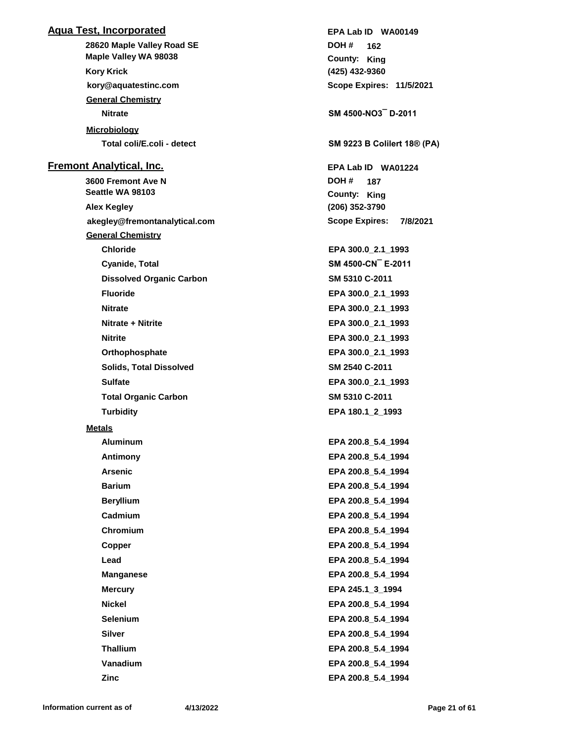## Aqua Test, Incorporated

**EPA Lab ID** WA00149

28620 Maple Valley Road SE
Maple Valley WA 98038

**DOH #** 162
**County:** King

Kory Krick
(425) 432-9360

kory@aquatestinc.com
**Scope Expires:** 11/5/2021

**General Chemistry**

| Analyte | Method |
| --- | --- |
| Nitrate | SM 4500-NO3‾ D-2011 |

**Microbiology**

| Analyte | Method |
| --- | --- |
| Total coli/E.coli - detect | SM 9223 B Colilert 18® (PA) |

## Fremont Analytical, Inc.

**EPA Lab ID** WA01224

3600 Fremont Ave N
Seattle WA 98103

**DOH #** 187
**County:** King

Alex Kegley
(206) 352-3790

akegley@fremontanalytical.com
**Scope Expires:** 7/8/2021

**General Chemistry**

| Analyte | Method |
| --- | --- |
| Chloride | EPA 300.0_2.1_1993 |
| Cyanide, Total | SM 4500-CN‾ E-2011 |
| Dissolved Organic Carbon | SM 5310 C-2011 |
| Fluoride | EPA 300.0_2.1_1993 |
| Nitrate | EPA 300.0_2.1_1993 |
| Nitrate + Nitrite | EPA 300.0_2.1_1993 |
| Nitrite | EPA 300.0_2.1_1993 |
| Orthophosphate | EPA 300.0_2.1_1993 |
| Solids, Total Dissolved | SM 2540 C-2011 |
| Sulfate | EPA 300.0_2.1_1993 |
| Total Organic Carbon | SM 5310 C-2011 |
| Turbidity | EPA 180.1_2_1993 |

**Metals**

| Analyte | Method |
| --- | --- |
| Aluminum | EPA 200.8_5.4_1994 |
| Antimony | EPA 200.8_5.4_1994 |
| Arsenic | EPA 200.8_5.4_1994 |
| Barium | EPA 200.8_5.4_1994 |
| Beryllium | EPA 200.8_5.4_1994 |
| Cadmium | EPA 200.8_5.4_1994 |
| Chromium | EPA 200.8_5.4_1994 |
| Copper | EPA 200.8_5.4_1994 |
| Lead | EPA 200.8_5.4_1994 |
| Manganese | EPA 200.8_5.4_1994 |
| Mercury | EPA 245.1_3_1994 |
| Nickel | EPA 200.8_5.4_1994 |
| Selenium | EPA 200.8_5.4_1994 |
| Silver | EPA 200.8_5.4_1994 |
| Thallium | EPA 200.8_5.4_1994 |
| Vanadium | EPA 200.8_5.4_1994 |
| Zinc | EPA 200.8_5.4_1994 |

Information current as of 4/13/2022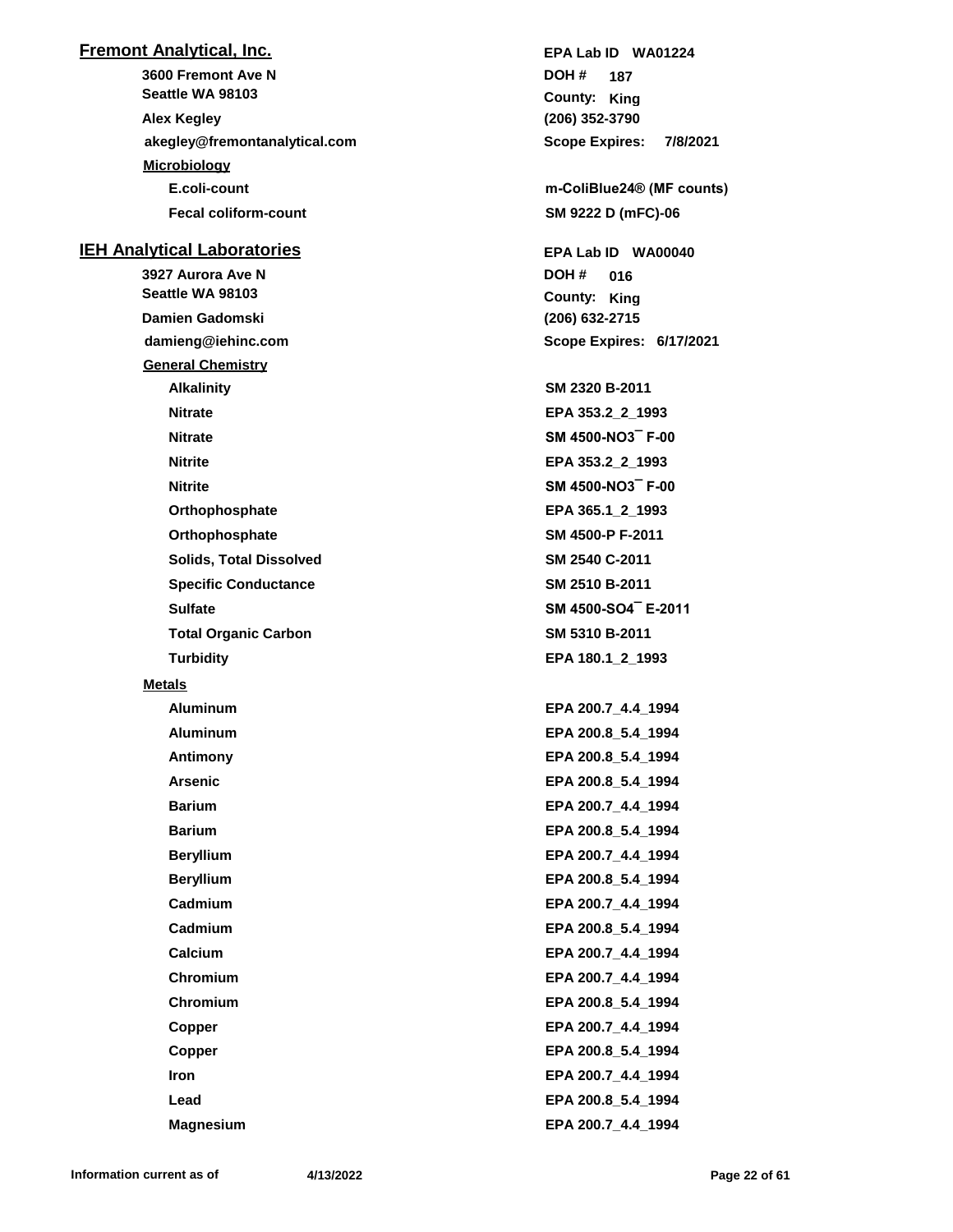## Fremont Analytical, Inc.

**3600 Fremont Ave N**
**Seattle WA 98103**
**Alex Kegley**
**akegley@fremontanalytical.com**

**EPA Lab ID** WA01224
**DOH #** 187
**County:** King
(206) 352-3790
**Scope Expires:** 7/8/2021

### Microbiology

| Analyte | Method |
|---|---|
| E.coli-count | m-ColiBlue24® (MF counts) |
| Fecal coliform-count | SM 9222 D (mFC)-06 |

## IEH Analytical Laboratories

**3927 Aurora Ave N**
**Seattle WA 98103**
**Damien Gadomski**
**damieng@iehinc.com**

**EPA Lab ID** WA00040
**DOH #** 016
**County:** King
(206) 632-2715
**Scope Expires:** 6/17/2021

### General Chemistry

| Analyte | Method |
|---|---|
| Alkalinity | SM 2320 B-2011 |
| Nitrate | EPA 353.2_2_1993 |
| Nitrate | SM 4500-NO3¯ F-00 |
| Nitrite | EPA 353.2_2_1993 |
| Nitrite | SM 4500-NO3¯ F-00 |
| Orthophosphate | EPA 365.1_2_1993 |
| Orthophosphate | SM 4500-P F-2011 |
| Solids, Total Dissolved | SM 2540 C-2011 |
| Specific Conductance | SM 2510 B-2011 |
| Sulfate | SM 4500-SO4¯ E-2011 |
| Total Organic Carbon | SM 5310 B-2011 |
| Turbidity | EPA 180.1_2_1993 |

### Metals

| Analyte | Method |
|---|---|
| Aluminum | EPA 200.7_4.4_1994 |
| Aluminum | EPA 200.8_5.4_1994 |
| Antimony | EPA 200.8_5.4_1994 |
| Arsenic | EPA 200.8_5.4_1994 |
| Barium | EPA 200.7_4.4_1994 |
| Barium | EPA 200.8_5.4_1994 |
| Beryllium | EPA 200.7_4.4_1994 |
| Beryllium | EPA 200.8_5.4_1994 |
| Cadmium | EPA 200.7_4.4_1994 |
| Cadmium | EPA 200.8_5.4_1994 |
| Calcium | EPA 200.7_4.4_1994 |
| Chromium | EPA 200.7_4.4_1994 |
| Chromium | EPA 200.8_5.4_1994 |
| Copper | EPA 200.7_4.4_1994 |
| Copper | EPA 200.8_5.4_1994 |
| Iron | EPA 200.7_4.4_1994 |
| Lead | EPA 200.8_5.4_1994 |
| Magnesium | EPA 200.7_4.4_1994 |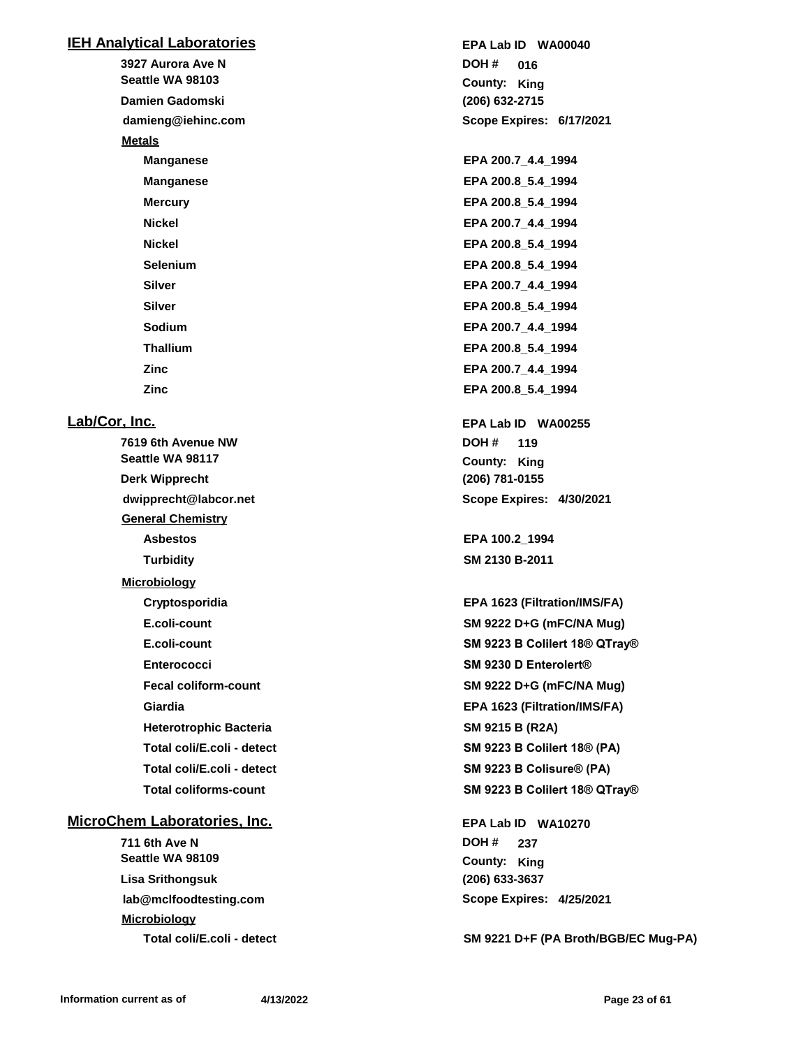## IEH Analytical Laboratories

**EPA Lab ID WA00040**

3927 Aurora Ave N
Seattle WA 98103
Damien Gadomski
damieng@iehinc.com

DOH # 016
County: King
(206) 632-2715
Scope Expires: 6/17/2021

**Metals**

| Analyte | Method |
|---|---|
| Manganese | EPA 200.7_4.4_1994 |
| Manganese | EPA 200.8_5.4_1994 |
| Mercury | EPA 200.8_5.4_1994 |
| Nickel | EPA 200.7_4.4_1994 |
| Nickel | EPA 200.8_5.4_1994 |
| Selenium | EPA 200.8_5.4_1994 |
| Silver | EPA 200.7_4.4_1994 |
| Silver | EPA 200.8_5.4_1994 |
| Sodium | EPA 200.7_4.4_1994 |
| Thallium | EPA 200.8_5.4_1994 |
| Zinc | EPA 200.7_4.4_1994 |
| Zinc | EPA 200.8_5.4_1994 |

## Lab/Cor, Inc.

**EPA Lab ID WA00255**

7619 6th Avenue NW
Seattle WA 98117
Derk Wipprecht
dwipprecht@labcor.net

DOH # 119
County: King
(206) 781-0155
Scope Expires: 4/30/2021

**General Chemistry**

| Analyte | Method |
|---|---|
| Asbestos | EPA 100.2_1994 |
| Turbidity | SM 2130 B-2011 |

**Microbiology**

| Analyte | Method |
|---|---|
| Cryptosporidia | EPA 1623 (Filtration/IMS/FA) |
| E.coli-count | SM 9222 D+G (mFC/NA Mug) |
| E.coli-count | SM 9223 B Colilert 18® QTray® |
| Enterococci | SM 9230 D Enterolert® |
| Fecal coliform-count | SM 9222 D+G (mFC/NA Mug) |
| Giardia | EPA 1623 (Filtration/IMS/FA) |
| Heterotrophic Bacteria | SM 9215 B (R2A) |
| Total coli/E.coli - detect | SM 9223 B Colilert 18® (PA) |
| Total coli/E.coli - detect | SM 9223 B Colisure® (PA) |
| Total coliforms-count | SM 9223 B Colilert 18® QTray® |

## MicroChem Laboratories, Inc.

**EPA Lab ID WA10270**

711 6th Ave N
Seattle WA 98109
Lisa Srithongsuk
lab@mclfoodtesting.com

DOH # 237
County: King
(206) 633-3637
Scope Expires: 4/25/2021

**Microbiology**

| Analyte | Method |
|---|---|
| Total coli/E.coli - detect | SM 9221 D+F (PA Broth/BGB/EC Mug-PA) |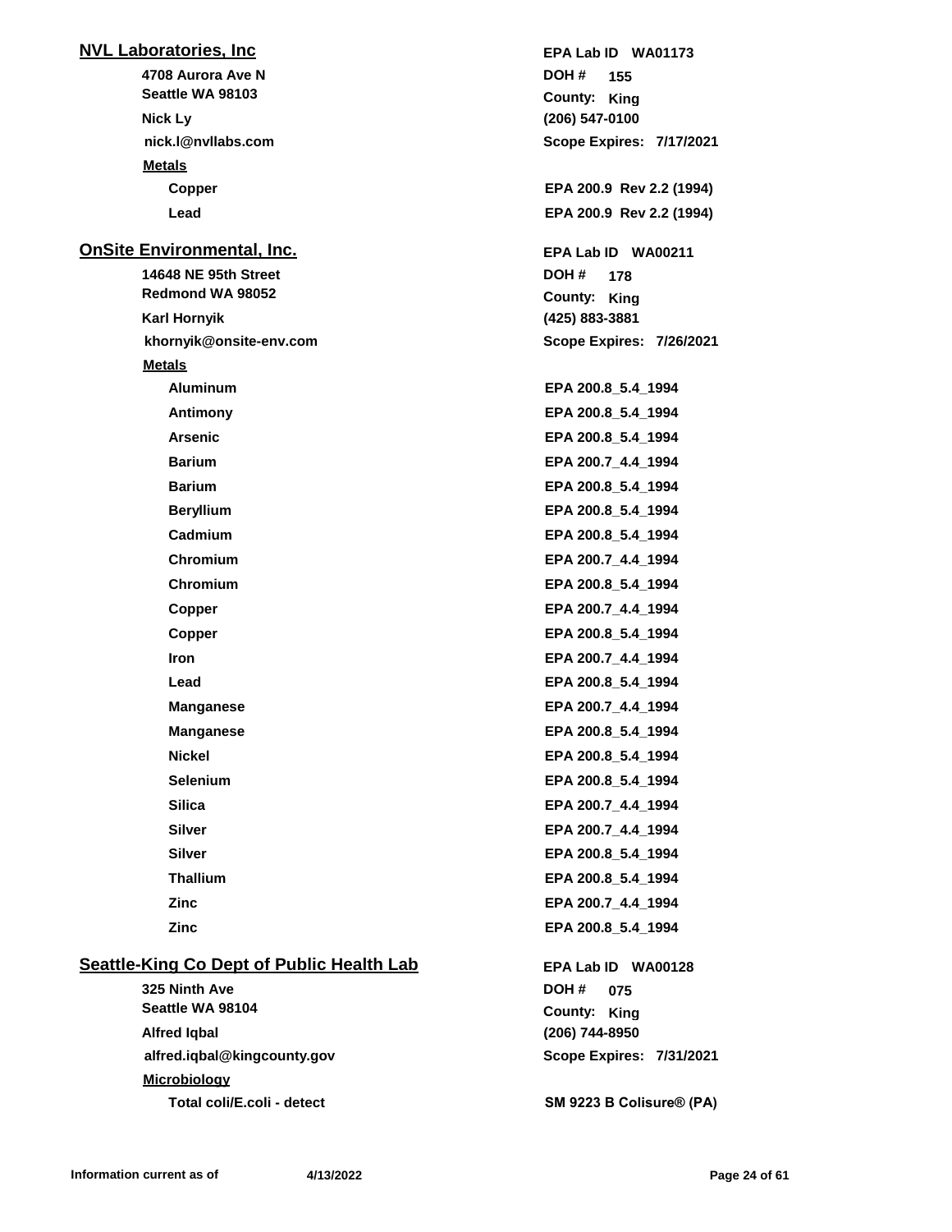## NVL Laboratories, Inc

**EPA Lab ID WA01173**

**4708 Aurora Ave N**
**Seattle WA 98103**
**Nick Ly**
**nick.l@nvllabs.com**

**DOH # 155**
**County: King**
**(206) 547-0100**
**Scope Expires: 7/17/2021**

**Metals**

| Analyte | Method |
|---|---|
| Copper | EPA 200.9 Rev 2.2 (1994) |
| Lead | EPA 200.9 Rev 2.2 (1994) |

## OnSite Environmental, Inc.

**EPA Lab ID WA00211**

**14648 NE 95th Street**
**Redmond WA 98052**
**Karl Hornyik**
**khornyik@onsite-env.com**

**DOH # 178**
**County: King**
**(425) 883-3881**
**Scope Expires: 7/26/2021**

**Metals**

| Analyte | Method |
|---|---|
| Aluminum | EPA 200.8_5.4_1994 |
| Antimony | EPA 200.8_5.4_1994 |
| Arsenic | EPA 200.8_5.4_1994 |
| Barium | EPA 200.7_4.4_1994 |
| Barium | EPA 200.8_5.4_1994 |
| Beryllium | EPA 200.8_5.4_1994 |
| Cadmium | EPA 200.8_5.4_1994 |
| Chromium | EPA 200.7_4.4_1994 |
| Chromium | EPA 200.8_5.4_1994 |
| Copper | EPA 200.7_4.4_1994 |
| Copper | EPA 200.8_5.4_1994 |
| Iron | EPA 200.7_4.4_1994 |
| Lead | EPA 200.8_5.4_1994 |
| Manganese | EPA 200.7_4.4_1994 |
| Manganese | EPA 200.8_5.4_1994 |
| Nickel | EPA 200.8_5.4_1994 |
| Selenium | EPA 200.8_5.4_1994 |
| Silica | EPA 200.7_4.4_1994 |
| Silver | EPA 200.7_4.4_1994 |
| Silver | EPA 200.8_5.4_1994 |
| Thallium | EPA 200.8_5.4_1994 |
| Zinc | EPA 200.7_4.4_1994 |
| Zinc | EPA 200.8_5.4_1994 |

## Seattle-King Co Dept of Public Health Lab

**EPA Lab ID WA00128**

**325 Ninth Ave**
**Seattle WA 98104**
**Alfred Iqbal**
**alfred.iqbal@kingcounty.gov**

**DOH # 075**
**County: King**
**(206) 744-8950**
**Scope Expires: 7/31/2021**

**Microbiology**

| Analyte | Method |
|---|---|
| Total coli/E.coli - detect | SM 9223 B Colisure® (PA) |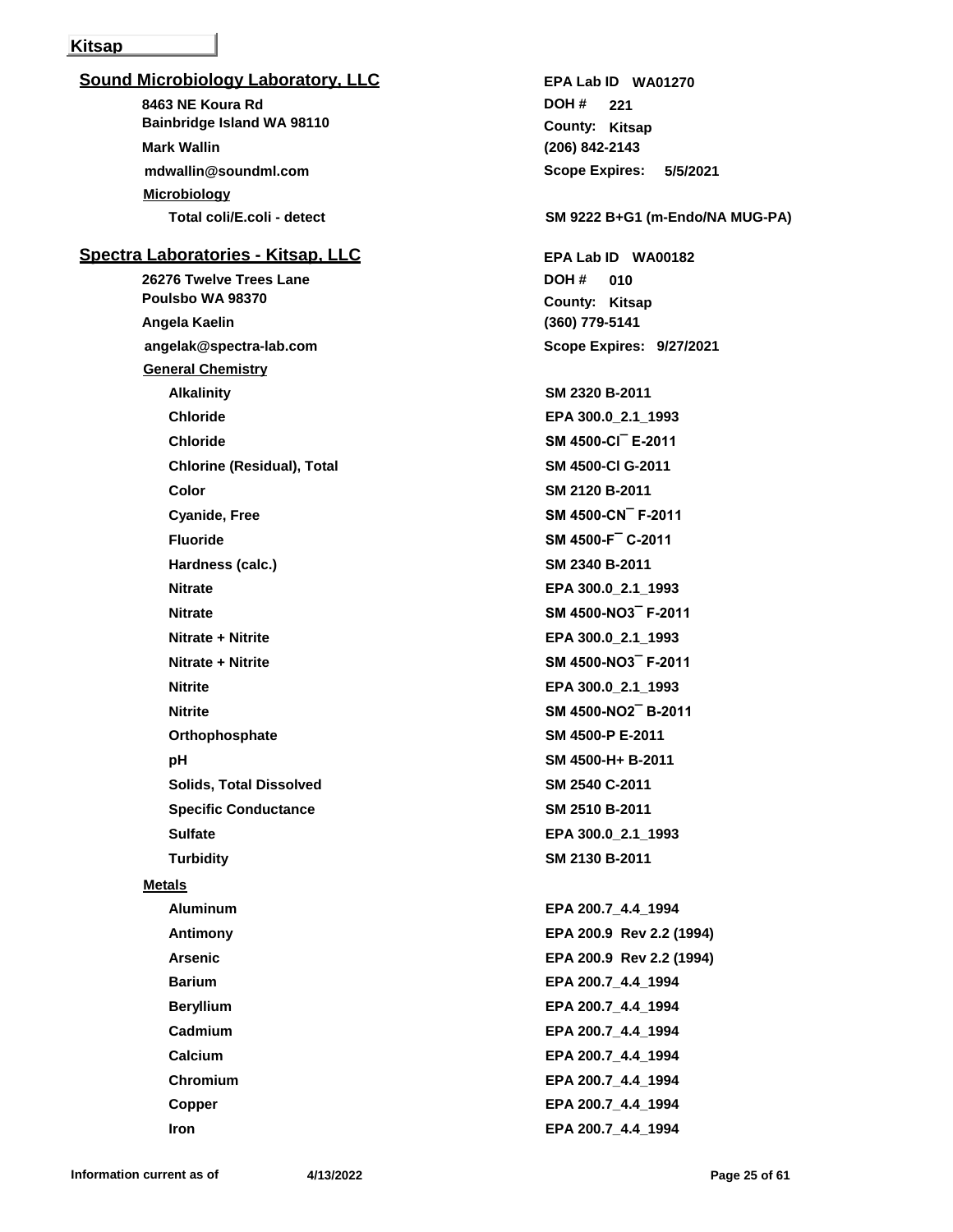**Kitsap**

## Sound Microbiology Laboratory, LLC

**8463 NE Koura Rd**
**Bainbridge Island WA 98110**
**Mark Wallin**
**mdwallin@soundml.com**

**EPA Lab ID** WA01270
**DOH #** 221
**County:** Kitsap
(206) 842-2143
**Scope Expires:** 5/5/2021

**Microbiology**

| Analyte | Method |
|---|---|
| Total coli/E.coli - detect | SM 9222 B+G1 (m-Endo/NA MUG-PA) |

## Spectra Laboratories - Kitsap, LLC

**26276 Twelve Trees Lane**
**Poulsbo WA 98370**
**Angela Kaelin**
**angelak@spectra-lab.com**

**EPA Lab ID** WA00182
**DOH #** 010
**County:** Kitsap
(360) 779-5141
**Scope Expires:** 9/27/2021

**General Chemistry**

| Analyte | Method |
|---|---|
| Alkalinity | SM 2320 B-2011 |
| Chloride | EPA 300.0_2.1_1993 |
| Chloride | SM 4500-Cl¯ E-2011 |
| Chlorine (Residual), Total | SM 4500-Cl G-2011 |
| Color | SM 2120 B-2011 |
| Cyanide, Free | SM 4500-CN¯ F-2011 |
| Fluoride | SM 4500-F¯ C-2011 |
| Hardness (calc.) | SM 2340 B-2011 |
| Nitrate | EPA 300.0_2.1_1993 |
| Nitrate | SM 4500-NO3¯ F-2011 |
| Nitrate + Nitrite | EPA 300.0_2.1_1993 |
| Nitrate + Nitrite | SM 4500-NO3¯ F-2011 |
| Nitrite | EPA 300.0_2.1_1993 |
| Nitrite | SM 4500-NO2¯ B-2011 |
| Orthophosphate | SM 4500-P E-2011 |
| pH | SM 4500-H+ B-2011 |
| Solids, Total Dissolved | SM 2540 C-2011 |
| Specific Conductance | SM 2510 B-2011 |
| Sulfate | EPA 300.0_2.1_1993 |
| Turbidity | SM 2130 B-2011 |

**Metals**

| Analyte | Method |
|---|---|
| Aluminum | EPA 200.7_4.4_1994 |
| Antimony | EPA 200.9 Rev 2.2 (1994) |
| Arsenic | EPA 200.9 Rev 2.2 (1994) |
| Barium | EPA 200.7_4.4_1994 |
| Beryllium | EPA 200.7_4.4_1994 |
| Cadmium | EPA 200.7_4.4_1994 |
| Calcium | EPA 200.7_4.4_1994 |
| Chromium | EPA 200.7_4.4_1994 |
| Copper | EPA 200.7_4.4_1994 |
| Iron | EPA 200.7_4.4_1994 |

Information current as of 4/13/2022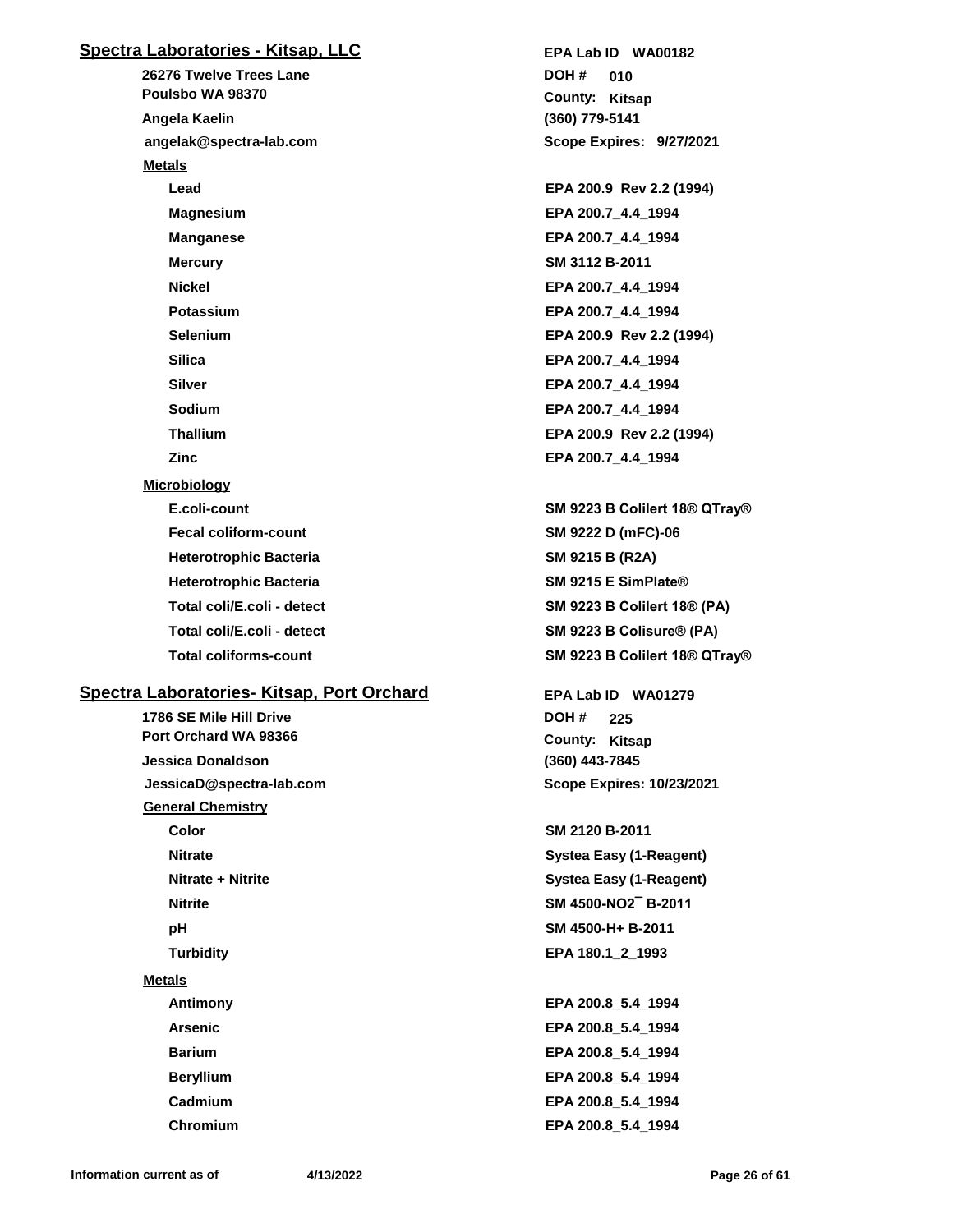## Spectra Laboratories - Kitsap, LLC

**EPA Lab ID** WA00182

26276 Twelve Trees Lane
Poulsbo WA 98370

**DOH #** 010
**County:** Kitsap

Angela Kaelin
(360) 779-5141

angelak@spectra-lab.com
**Scope Expires:** 9/27/2021

### Metals

| Analyte | Method |
| --- | --- |
| Lead | EPA 200.9 Rev 2.2 (1994) |
| Magnesium | EPA 200.7_4.4_1994 |
| Manganese | EPA 200.7_4.4_1994 |
| Mercury | SM 3112 B-2011 |
| Nickel | EPA 200.7_4.4_1994 |
| Potassium | EPA 200.7_4.4_1994 |
| Selenium | EPA 200.9 Rev 2.2 (1994) |
| Silica | EPA 200.7_4.4_1994 |
| Silver | EPA 200.7_4.4_1994 |
| Sodium | EPA 200.7_4.4_1994 |
| Thallium | EPA 200.9 Rev 2.2 (1994) |
| Zinc | EPA 200.7_4.4_1994 |

### Microbiology

| Analyte | Method |
| --- | --- |
| E.coli-count | SM 9223 B Colilert 18® QTray® |
| Fecal coliform-count | SM 9222 D (mFC)-06 |
| Heterotrophic Bacteria | SM 9215 B (R2A) |
| Heterotrophic Bacteria | SM 9215 E SimPlate® |
| Total coli/E.coli - detect | SM 9223 B Colilert 18® (PA) |
| Total coli/E.coli - detect | SM 9223 B Colisure® (PA) |
| Total coliforms-count | SM 9223 B Colilert 18® QTray® |

## Spectra Laboratories- Kitsap, Port Orchard

**EPA Lab ID** WA01279

1786 SE Mile Hill Drive
Port Orchard WA 98366

**DOH #** 225
**County:** Kitsap

Jessica Donaldson
(360) 443-7845

JessicaD@spectra-lab.com
**Scope Expires:** 10/23/2021

### General Chemistry

| Analyte | Method |
| --- | --- |
| Color | SM 2120 B-2011 |
| Nitrate | Systea Easy (1-Reagent) |
| Nitrate + Nitrite | Systea Easy (1-Reagent) |
| Nitrite | SM 4500-NO2¯ B-2011 |
| pH | SM 4500-H+ B-2011 |
| Turbidity | EPA 180.1_2_1993 |

### Metals

| Analyte | Method |
| --- | --- |
| Antimony | EPA 200.8_5.4_1994 |
| Arsenic | EPA 200.8_5.4_1994 |
| Barium | EPA 200.8_5.4_1994 |
| Beryllium | EPA 200.8_5.4_1994 |
| Cadmium | EPA 200.8_5.4_1994 |
| Chromium | EPA 200.8_5.4_1994 |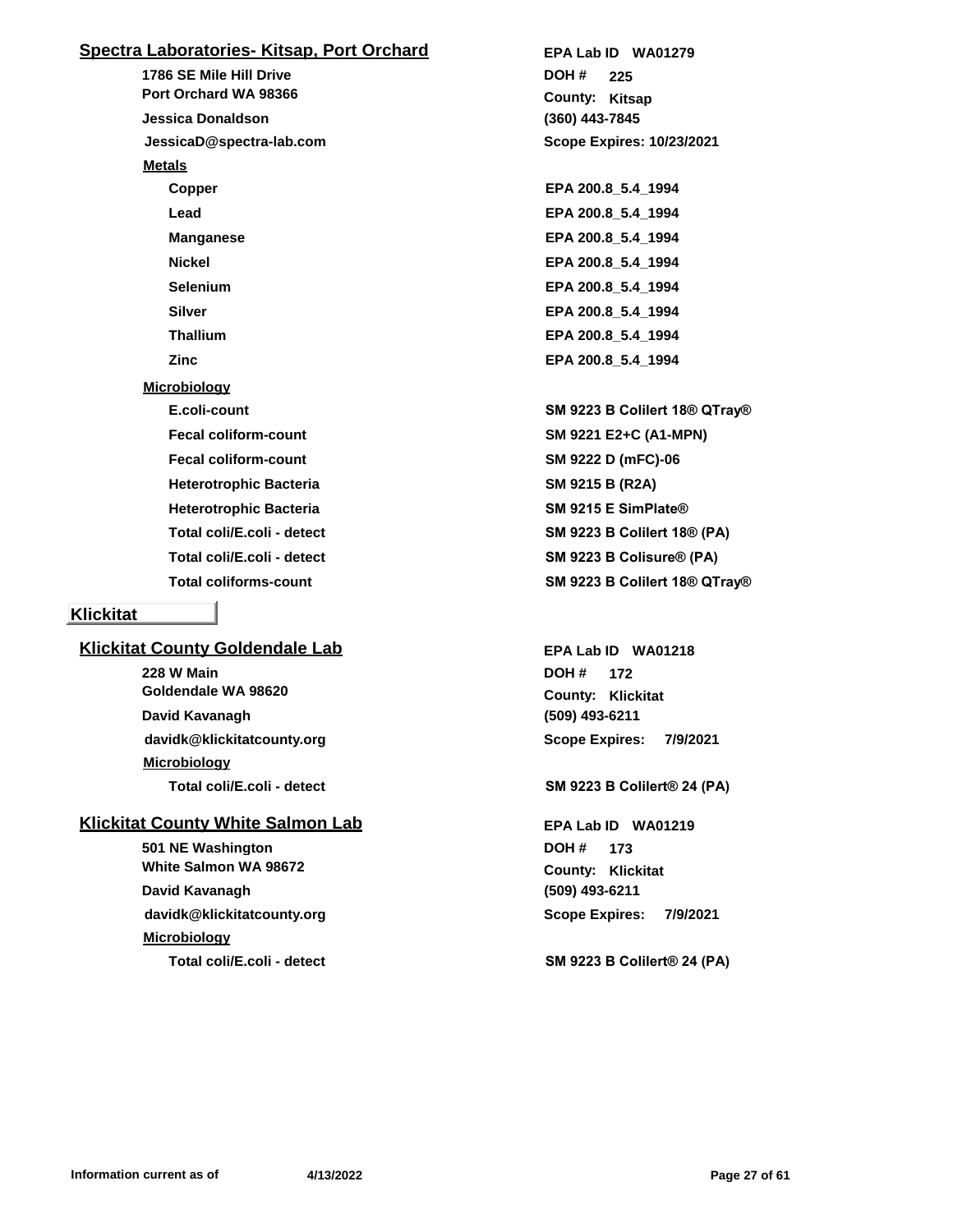## Spectra Laboratories- Kitsap, Port Orchard

**EPA Lab ID** WA01279

1786 SE Mile Hill Drive
Port Orchard WA 98366

**DOH #** 225
**County:** Kitsap

Jessica Donaldson
(360) 443-7845

JessicaD@spectra-lab.com
**Scope Expires: 10/23/2021**

**Metals**

| Analyte | Method |
|---|---|
| Copper | EPA 200.8_5.4_1994 |
| Lead | EPA 200.8_5.4_1994 |
| Manganese | EPA 200.8_5.4_1994 |
| Nickel | EPA 200.8_5.4_1994 |
| Selenium | EPA 200.8_5.4_1994 |
| Silver | EPA 200.8_5.4_1994 |
| Thallium | EPA 200.8_5.4_1994 |
| Zinc | EPA 200.8_5.4_1994 |

**Microbiology**

| Analyte | Method |
|---|---|
| E.coli-count | SM 9223 B Colilert 18® QTray® |
| Fecal coliform-count | SM 9221 E2+C (A1-MPN) |
| Fecal coliform-count | SM 9222 D (mFC)-06 |
| Heterotrophic Bacteria | SM 9215 B (R2A) |
| Heterotrophic Bacteria | SM 9215 E SimPlate® |
| Total coli/E.coli - detect | SM 9223 B Colilert 18® (PA) |
| Total coli/E.coli - detect | SM 9223 B Colisure® (PA) |
| Total coliforms-count | SM 9223 B Colilert 18® QTray® |

# Klickitat

## Klickitat County Goldendale Lab

**EPA Lab ID** WA01218

228 W Main
Goldendale WA 98620

**DOH #** 172
**County:** Klickitat

David Kavanagh
(509) 493-6211

davidk@klickitatcounty.org
**Scope Expires:** 7/9/2021

**Microbiology**

| Analyte | Method |
|---|---|
| Total coli/E.coli - detect | SM 9223 B Colilert® 24 (PA) |

## Klickitat County White Salmon Lab

**EPA Lab ID** WA01219

501 NE Washington
White Salmon WA 98672

**DOH #** 173
**County:** Klickitat

David Kavanagh
(509) 493-6211

davidk@klickitatcounty.org
**Scope Expires:** 7/9/2021

**Microbiology**

| Analyte | Method |
|---|---|
| Total coli/E.coli - detect | SM 9223 B Colilert® 24 (PA) |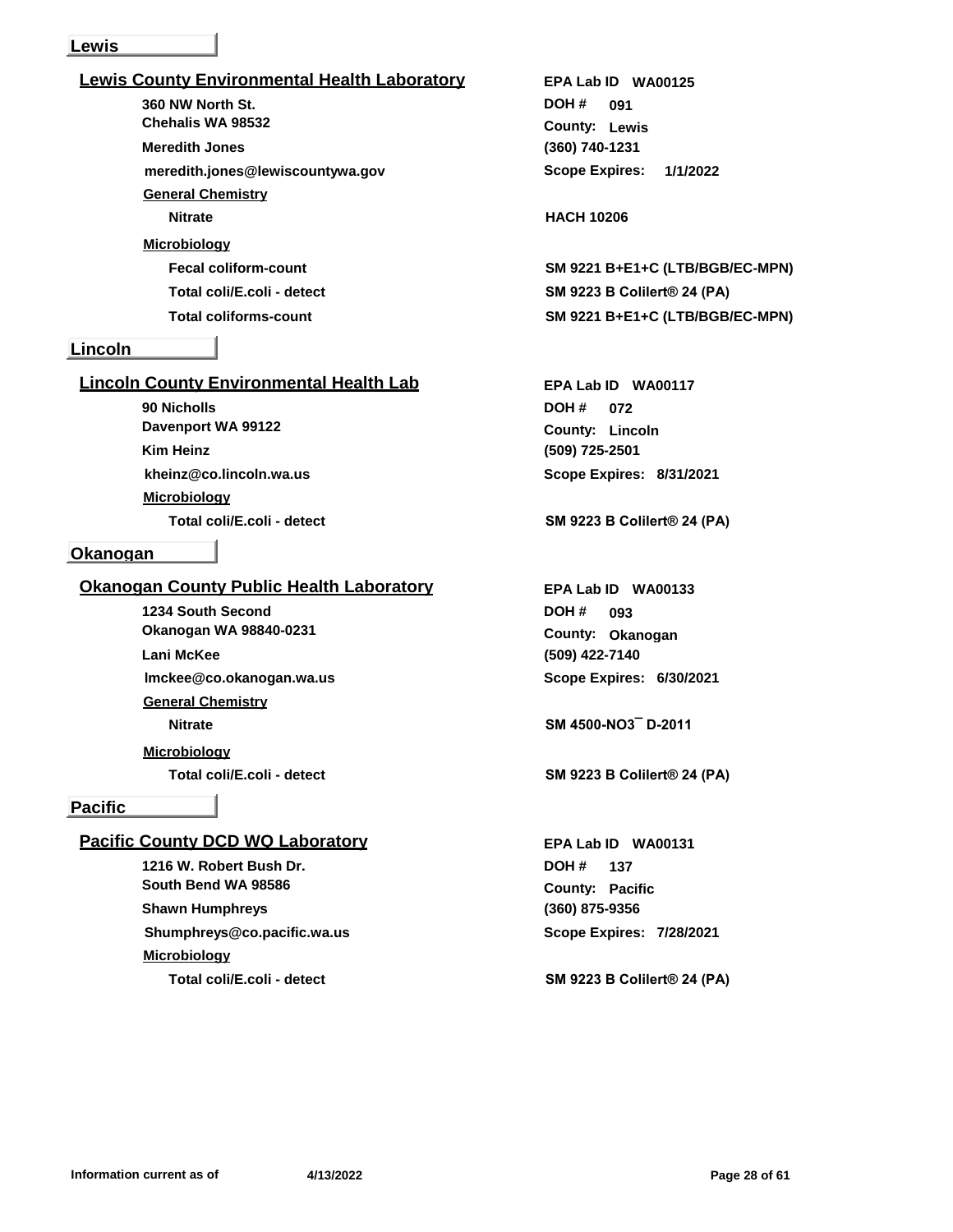## Lewis

### Lewis County Environmental Health Laboratory

360 NW North St.
Chehalis WA 98532
Meredith Jones
meredith.jones@lewiscountywa.gov

EPA Lab ID WA00125
DOH # 091
County: Lewis
(360) 740-1231
Scope Expires: 1/1/2022

**General Chemistry**

| Analyte | Method |
|---|---|
| Nitrate | HACH 10206 |

**Microbiology**

| Analyte | Method |
|---|---|
| Fecal coliform-count | SM 9221 B+E1+C (LTB/BGB/EC-MPN) |
| Total coli/E.coli - detect | SM 9223 B Colilert® 24 (PA) |
| Total coliforms-count | SM 9221 B+E1+C (LTB/BGB/EC-MPN) |

## Lincoln

### Lincoln County Environmental Health Lab

90 Nicholls
Davenport WA 99122
Kim Heinz
kheinz@co.lincoln.wa.us

EPA Lab ID WA00117
DOH # 072
County: Lincoln
(509) 725-2501
Scope Expires: 8/31/2021

**Microbiology**

| Analyte | Method |
|---|---|
| Total coli/E.coli - detect | SM 9223 B Colilert® 24 (PA) |

## Okanogan

### Okanogan County Public Health Laboratory

1234 South Second
Okanogan WA 98840-0231
Lani McKee
lmckee@co.okanogan.wa.us

EPA Lab ID WA00133
DOH # 093
County: Okanogan
(509) 422-7140
Scope Expires: 6/30/2021

**General Chemistry**

| Analyte | Method |
|---|---|
| Nitrate | SM 4500-$NO_3^-$ D-2011 |

**Microbiology**

| Analyte | Method |
|---|---|
| Total coli/E.coli - detect | SM 9223 B Colilert® 24 (PA) |

## Pacific

### Pacific County DCD WQ Laboratory

1216 W. Robert Bush Dr.
South Bend WA 98586
Shawn Humphreys
Shumphreys@co.pacific.wa.us

EPA Lab ID WA00131
DOH # 137
County: Pacific
(360) 875-9356
Scope Expires: 7/28/2021

**Microbiology**

| Analyte | Method |
|---|---|
| Total coli/E.coli - detect | SM 9223 B Colilert® 24 (PA) |

Information current as of 4/13/2022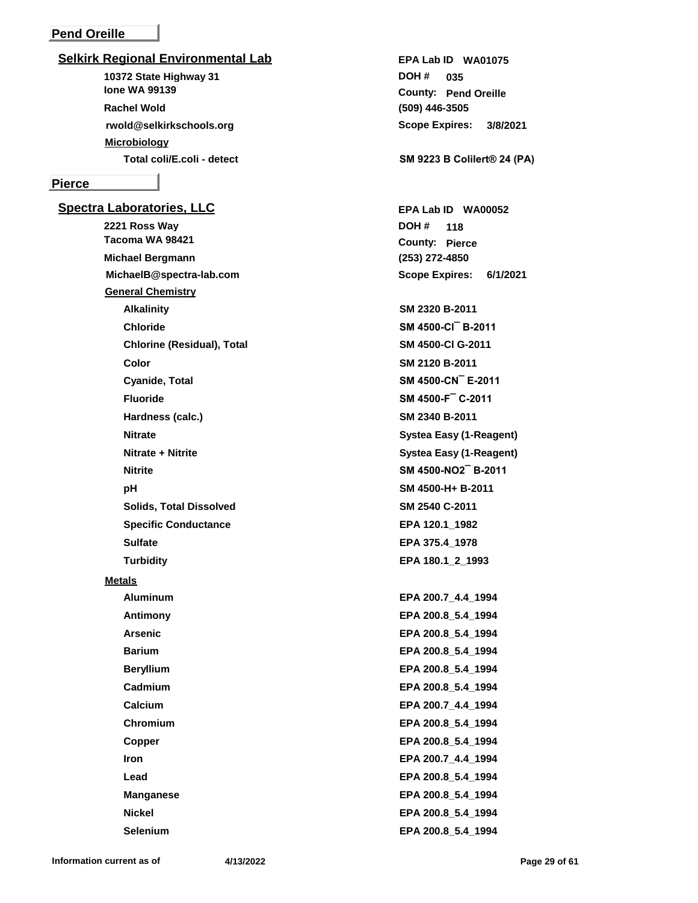## Pend Oreille

### Selkirk Regional Environmental Lab

**EPA Lab ID** WA01075
**DOH #** 035
**County:** Pend Oreille

10372 State Highway 31
Ione WA 99139
Rachel Wold
(509) 446-3505
rwold@selkirkschools.org
**Scope Expires:** 3/8/2021

**Microbiology**

| Analyte | Method |
| --- | --- |
| Total coli/E.coli - detect | SM 9223 B Colilert® 24 (PA) |

## Pierce

### Spectra Laboratories, LLC

**EPA Lab ID** WA00052
**DOH #** 118
**County:** Pierce

2221 Ross Way
Tacoma WA 98421
Michael Bergmann
(253) 272-4850
MichaelB@spectra-lab.com
**Scope Expires:** 6/1/2021

**General Chemistry**

| Analyte | Method |
| --- | --- |
| Alkalinity | SM 2320 B-2011 |
| Chloride | SM 4500-Cl¯ B-2011 |
| Chlorine (Residual), Total | SM 4500-Cl G-2011 |
| Color | SM 2120 B-2011 |
| Cyanide, Total | SM 4500-CN¯ E-2011 |
| Fluoride | SM 4500-F¯ C-2011 |
| Hardness (calc.) | SM 2340 B-2011 |
| Nitrate | Systea Easy (1-Reagent) |
| Nitrate + Nitrite | Systea Easy (1-Reagent) |
| Nitrite | SM 4500-NO2¯ B-2011 |
| pH | SM 4500-H+ B-2011 |
| Solids, Total Dissolved | SM 2540 C-2011 |
| Specific Conductance | EPA 120.1_1982 |
| Sulfate | EPA 375.4_1978 |
| Turbidity | EPA 180.1_2_1993 |

**Metals**

| Analyte | Method |
| --- | --- |
| Aluminum | EPA 200.7_4.4_1994 |
| Antimony | EPA 200.8_5.4_1994 |
| Arsenic | EPA 200.8_5.4_1994 |
| Barium | EPA 200.8_5.4_1994 |
| Beryllium | EPA 200.8_5.4_1994 |
| Cadmium | EPA 200.8_5.4_1994 |
| Calcium | EPA 200.7_4.4_1994 |
| Chromium | EPA 200.8_5.4_1994 |
| Copper | EPA 200.8_5.4_1994 |
| Iron | EPA 200.7_4.4_1994 |
| Lead | EPA 200.8_5.4_1994 |
| Manganese | EPA 200.8_5.4_1994 |
| Nickel | EPA 200.8_5.4_1994 |
| Selenium | EPA 200.8_5.4_1994 |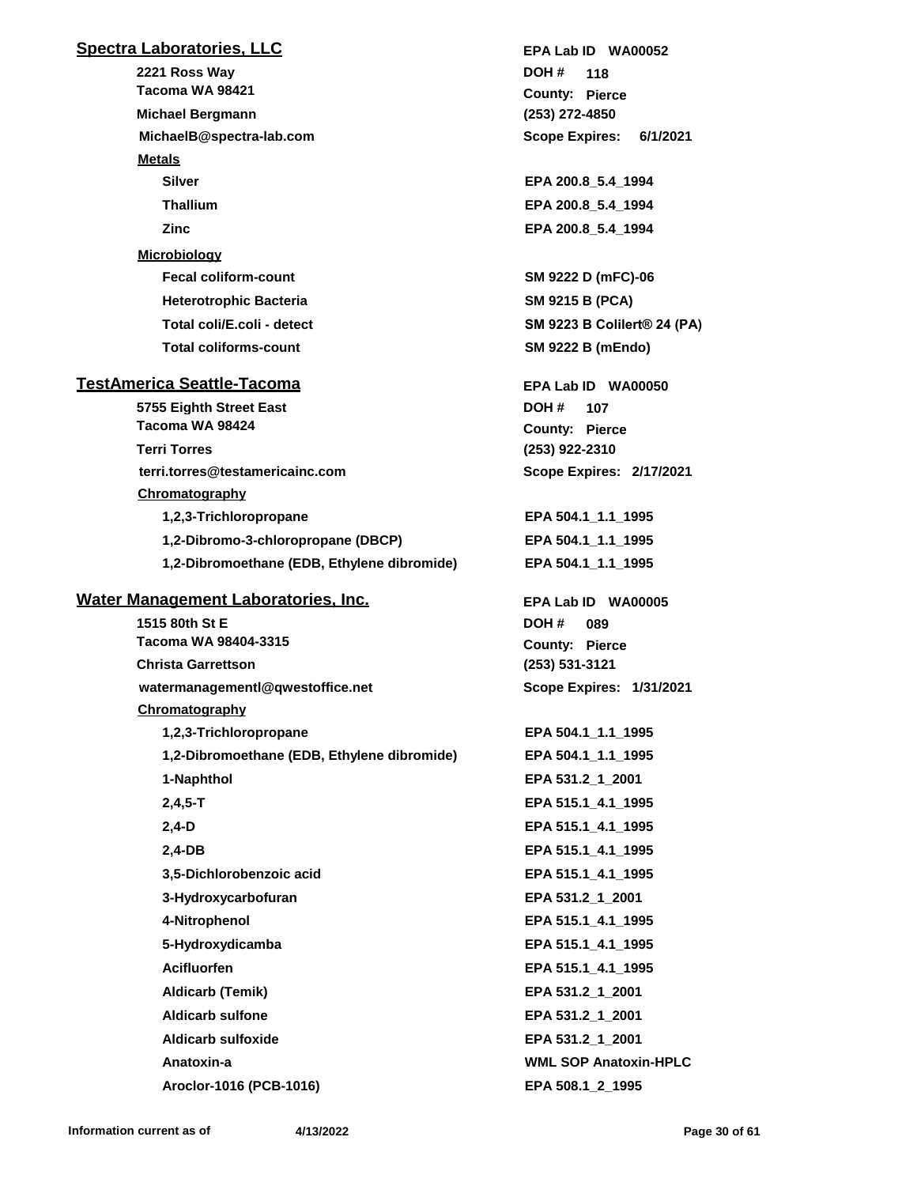## Spectra Laboratories, LLC

**EPA Lab ID** WA00052

2221 Ross Way
Tacoma WA 98421
**DOH #** 118
**County:** Pierce

Michael Bergmann
(253) 272-4850

MichaelB@spectra-lab.com
**Scope Expires:** 6/1/2021

**Metals**

| Analyte | Method |
|---|---|
| Silver | EPA 200.8_5.4_1994 |
| Thallium | EPA 200.8_5.4_1994 |
| Zinc | EPA 200.8_5.4_1994 |

**Microbiology**

| Analyte | Method |
|---|---|
| Fecal coliform-count | SM 9222 D (mFC)-06 |
| Heterotrophic Bacteria | SM 9215 B (PCA) |
| Total coli/E.coli - detect | SM 9223 B Colilert® 24 (PA) |
| Total coliforms-count | SM 9222 B (mEndo) |

## TestAmerica Seattle-Tacoma

**EPA Lab ID** WA00050

5755 Eighth Street East
Tacoma WA 98424
**DOH #** 107
**County:** Pierce

Terri Torres
(253) 922-2310

terri.torres@testamericainc.com
**Scope Expires:** 2/17/2021

**Chromatography**

| Analyte | Method |
|---|---|
| 1,2,3-Trichloropropane | EPA 504.1_1.1_1995 |
| 1,2-Dibromo-3-chloropropane (DBCP) | EPA 504.1_1.1_1995 |
| 1,2-Dibromoethane (EDB, Ethylene dibromide) | EPA 504.1_1.1_1995 |

## Water Management Laboratories, Inc.

**EPA Lab ID** WA00005

1515 80th St E
Tacoma WA 98404-3315
**DOH #** 089
**County:** Pierce

Christa Garrettson
(253) 531-3121

watermanagementl@qwestoffice.net
**Scope Expires:** 1/31/2021

**Chromatography**

| Analyte | Method |
|---|---|
| 1,2,3-Trichloropropane | EPA 504.1_1.1_1995 |
| 1,2-Dibromoethane (EDB, Ethylene dibromide) | EPA 504.1_1.1_1995 |
| 1-Naphthol | EPA 531.2_1_2001 |
| 2,4,5-T | EPA 515.1_4.1_1995 |
| 2,4-D | EPA 515.1_4.1_1995 |
| 2,4-DB | EPA 515.1_4.1_1995 |
| 3,5-Dichlorobenzoic acid | EPA 515.1_4.1_1995 |
| 3-Hydroxycarbofuran | EPA 531.2_1_2001 |
| 4-Nitrophenol | EPA 515.1_4.1_1995 |
| 5-Hydroxydicamba | EPA 515.1_4.1_1995 |
| Acifluorfen | EPA 515.1_4.1_1995 |
| Aldicarb (Temik) | EPA 531.2_1_2001 |
| Aldicarb sulfone | EPA 531.2_1_2001 |
| Aldicarb sulfoxide | EPA 531.2_1_2001 |
| Anatoxin-a | WML SOP Anatoxin-HPLC |
| Aroclor-1016 (PCB-1016) | EPA 508.1_2_1995 |

Information current as of 4/13/2022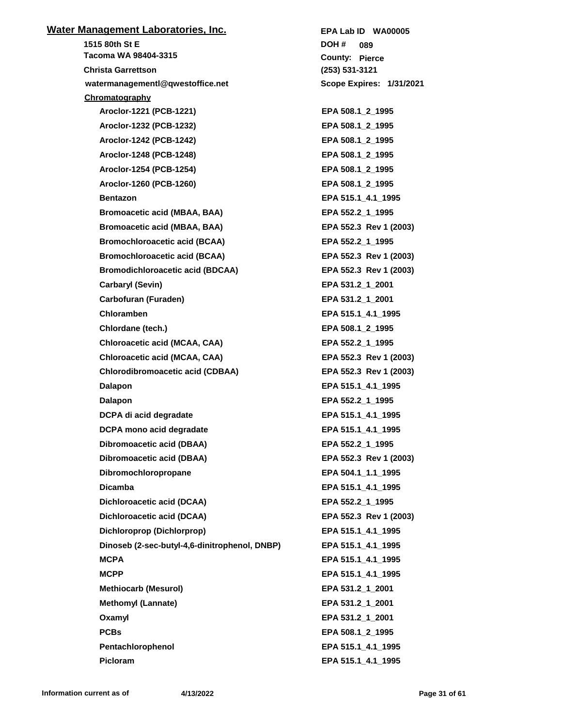## Water Management Laboratories, Inc.

| | |
|---|---|
| **1515 80th St E** | **EPA Lab ID WA00005** |
| **Tacoma WA 98404-3315** | **DOH # 089** |
| | **County: Pierce** |
| **Christa Garrettson** | **(253) 531-3121** |
| **watermanagementl@qwestoffice.net** | **Scope Expires: 1/31/2021** |

**Chromatography**

| Analyte | Method |
|---|---|
| Aroclor-1221 (PCB-1221) | EPA 508.1_2_1995 |
| Aroclor-1232 (PCB-1232) | EPA 508.1_2_1995 |
| Aroclor-1242 (PCB-1242) | EPA 508.1_2_1995 |
| Aroclor-1248 (PCB-1248) | EPA 508.1_2_1995 |
| Aroclor-1254 (PCB-1254) | EPA 508.1_2_1995 |
| Aroclor-1260 (PCB-1260) | EPA 508.1_2_1995 |
| Bentazon | EPA 515.1_4.1_1995 |
| Bromoacetic acid (MBAA, BAA) | EPA 552.2_1_1995 |
| Bromoacetic acid (MBAA, BAA) | EPA 552.3 Rev 1 (2003) |
| Bromochloroacetic acid (BCAA) | EPA 552.2_1_1995 |
| Bromochloroacetic acid (BCAA) | EPA 552.3 Rev 1 (2003) |
| Bromodichloroacetic acid (BDCAA) | EPA 552.3 Rev 1 (2003) |
| Carbaryl (Sevin) | EPA 531.2_1_2001 |
| Carbofuran (Furaden) | EPA 531.2_1_2001 |
| Chloramben | EPA 515.1_4.1_1995 |
| Chlordane (tech.) | EPA 508.1_2_1995 |
| Chloroacetic acid (MCAA, CAA) | EPA 552.2_1_1995 |
| Chloroacetic acid (MCAA, CAA) | EPA 552.3 Rev 1 (2003) |
| Chlorodibromoacetic acid (CDBAA) | EPA 552.3 Rev 1 (2003) |
| Dalapon | EPA 515.1_4.1_1995 |
| Dalapon | EPA 552.2_1_1995 |
| DCPA di acid degradate | EPA 515.1_4.1_1995 |
| DCPA mono acid degradate | EPA 515.1_4.1_1995 |
| Dibromoacetic acid (DBAA) | EPA 552.2_1_1995 |
| Dibromoacetic acid (DBAA) | EPA 552.3 Rev 1 (2003) |
| Dibromochloropropane | EPA 504.1_1.1_1995 |
| Dicamba | EPA 515.1_4.1_1995 |
| Dichloroacetic acid (DCAA) | EPA 552.2_1_1995 |
| Dichloroacetic acid (DCAA) | EPA 552.3 Rev 1 (2003) |
| Dichloroprop (Dichlorprop) | EPA 515.1_4.1_1995 |
| Dinoseb (2-sec-butyl-4,6-dinitrophenol, DNBP) | EPA 515.1_4.1_1995 |
| MCPA | EPA 515.1_4.1_1995 |
| MCPP | EPA 515.1_4.1_1995 |
| Methiocarb (Mesurol) | EPA 531.2_1_2001 |
| Methomyl (Lannate) | EPA 531.2_1_2001 |
| Oxamyl | EPA 531.2_1_2001 |
| PCBs | EPA 508.1_2_1995 |
| Pentachlorophenol | EPA 515.1_4.1_1995 |
| Picloram | EPA 515.1_4.1_1995 |

Information current as of 4/13/2022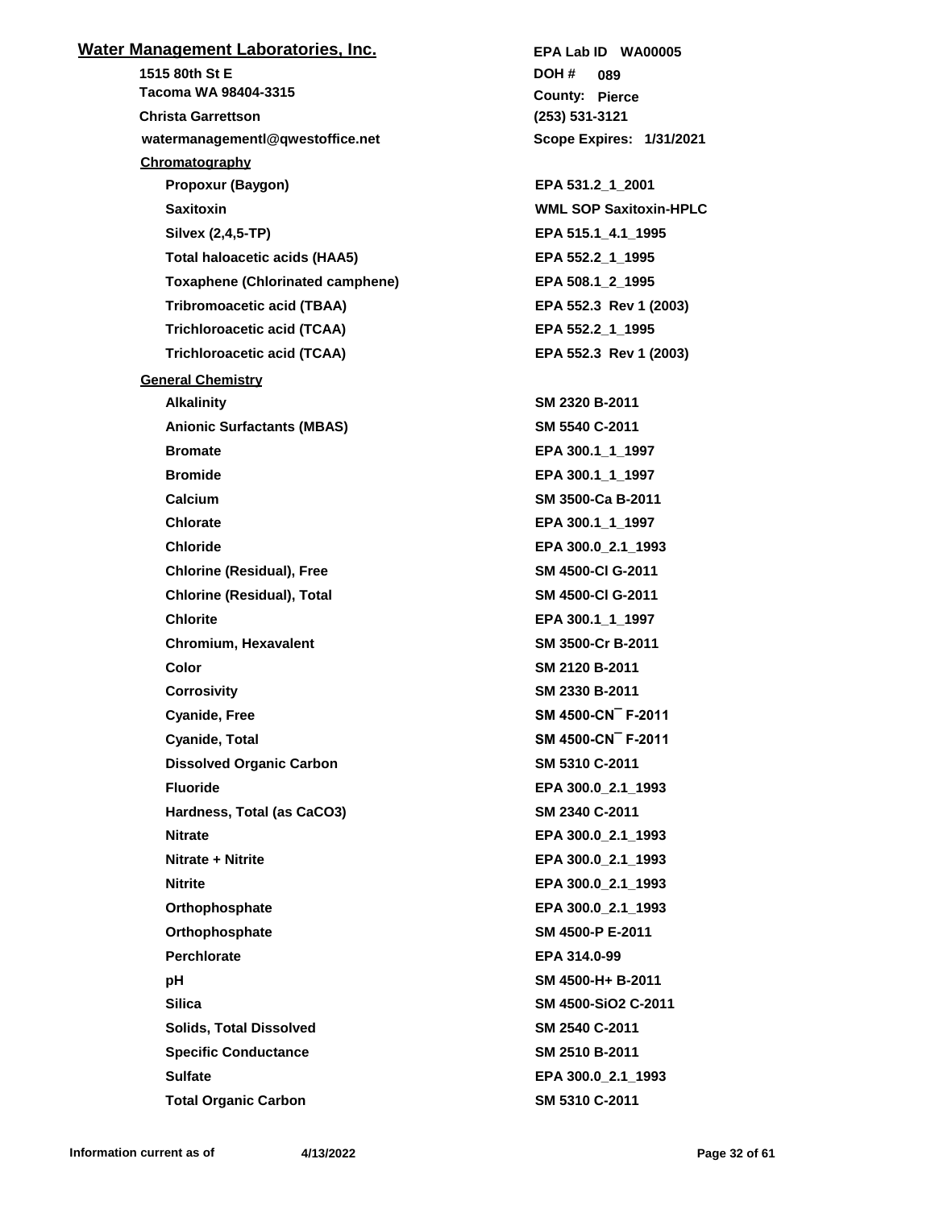## Water Management Laboratories, Inc.

**1515 80th St E**
**Tacoma WA 98404-3315**
**Christa Garrettson**
**watermanagementl@qwestoffice.net**

**EPA Lab ID WA00005**
**DOH # 089**
**County: Pierce**
**(253) 531-3121**
**Scope Expires: 1/31/2021**

### Chromatography

| Analyte | Method |
|---|---|
| Propoxur (Baygon) | EPA 531.2_1_2001 |
| Saxitoxin | WML SOP Saxitoxin-HPLC |
| Silvex (2,4,5-TP) | EPA 515.1_4.1_1995 |
| Total haloacetic acids (HAA5) | EPA 552.2_1_1995 |
| Toxaphene (Chlorinated camphene) | EPA 508.1_2_1995 |
| Tribromoacetic acid (TBAA) | EPA 552.3 Rev 1 (2003) |
| Trichloroacetic acid (TCAA) | EPA 552.2_1_1995 |
| Trichloroacetic acid (TCAA) | EPA 552.3 Rev 1 (2003) |

### General Chemistry

| Analyte | Method |
|---|---|
| Alkalinity | SM 2320 B-2011 |
| Anionic Surfactants (MBAS) | SM 5540 C-2011 |
| Bromate | EPA 300.1_1_1997 |
| Bromide | EPA 300.1_1_1997 |
| Calcium | SM 3500-Ca B-2011 |
| Chlorate | EPA 300.1_1_1997 |
| Chloride | EPA 300.0_2.1_1993 |
| Chlorine (Residual), Free | SM 4500-Cl G-2011 |
| Chlorine (Residual), Total | SM 4500-Cl G-2011 |
| Chlorite | EPA 300.1_1_1997 |
| Chromium, Hexavalent | SM 3500-Cr B-2011 |
| Color | SM 2120 B-2011 |
| Corrosivity | SM 2330 B-2011 |
| Cyanide, Free | SM 4500-CN¯ F-2011 |
| Cyanide, Total | SM 4500-CN¯ F-2011 |
| Dissolved Organic Carbon | SM 5310 C-2011 |
| Fluoride | EPA 300.0_2.1_1993 |
| Hardness, Total (as CaCO3) | SM 2340 C-2011 |
| Nitrate | EPA 300.0_2.1_1993 |
| Nitrate + Nitrite | EPA 300.0_2.1_1993 |
| Nitrite | EPA 300.0_2.1_1993 |
| Orthophosphate | EPA 300.0_2.1_1993 |
| Orthophosphate | SM 4500-P E-2011 |
| Perchlorate | EPA 314.0-99 |
| pH | SM 4500-H+ B-2011 |
| Silica | SM 4500-SiO2 C-2011 |
| Solids, Total Dissolved | SM 2540 C-2011 |
| Specific Conductance | SM 2510 B-2011 |
| Sulfate | EPA 300.0_2.1_1993 |
| Total Organic Carbon | SM 5310 C-2011 |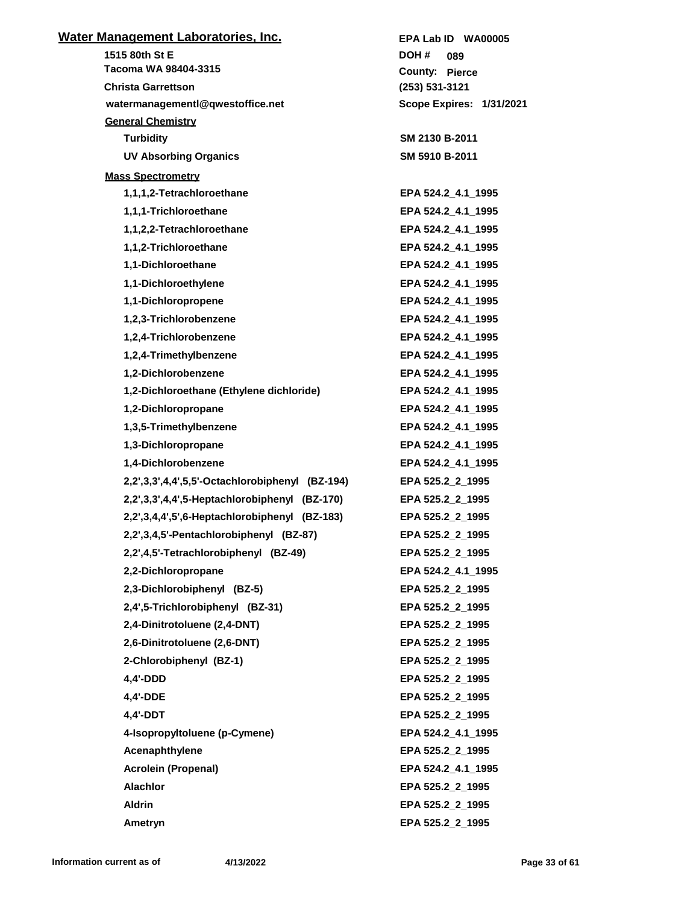## Water Management Laboratories, Inc.

| | |
|---|---|
| 1515 80th St E | EPA Lab ID WA00005 |
| Tacoma WA 98404-3315 | DOH # 089 |
| | County: Pierce |
| Christa Garrettson | (253) 531-3121 |
| watermanagementl@qwestoffice.net | Scope Expires: 1/31/2021 |

**General Chemistry**

| Analyte | Method |
|---|---|
| Turbidity | SM 2130 B-2011 |
| UV Absorbing Organics | SM 5910 B-2011 |

**Mass Spectrometry**

| Analyte | Method |
|---|---|
| 1,1,1,2-Tetrachloroethane | EPA 524.2_4.1_1995 |
| 1,1,1-Trichloroethane | EPA 524.2_4.1_1995 |
| 1,1,2,2-Tetrachloroethane | EPA 524.2_4.1_1995 |
| 1,1,2-Trichloroethane | EPA 524.2_4.1_1995 |
| 1,1-Dichloroethane | EPA 524.2_4.1_1995 |
| 1,1-Dichloroethylene | EPA 524.2_4.1_1995 |
| 1,1-Dichloropropene | EPA 524.2_4.1_1995 |
| 1,2,3-Trichlorobenzene | EPA 524.2_4.1_1995 |
| 1,2,4-Trichlorobenzene | EPA 524.2_4.1_1995 |
| 1,2,4-Trimethylbenzene | EPA 524.2_4.1_1995 |
| 1,2-Dichlorobenzene | EPA 524.2_4.1_1995 |
| 1,2-Dichloroethane (Ethylene dichloride) | EPA 524.2_4.1_1995 |
| 1,2-Dichloropropane | EPA 524.2_4.1_1995 |
| 1,3,5-Trimethylbenzene | EPA 524.2_4.1_1995 |
| 1,3-Dichloropropane | EPA 524.2_4.1_1995 |
| 1,4-Dichlorobenzene | EPA 524.2_4.1_1995 |
| 2,2',3,3',4,4',5,5'-Octachlorobiphenyl (BZ-194) | EPA 525.2_2_1995 |
| 2,2',3,3',4,4',5-Heptachlorobiphenyl (BZ-170) | EPA 525.2_2_1995 |
| 2,2',3,4,4',5',6-Heptachlorobiphenyl (BZ-183) | EPA 525.2_2_1995 |
| 2,2',3,4,5'-Pentachlorobiphenyl (BZ-87) | EPA 525.2_2_1995 |
| 2,2',4,5'-Tetrachlorobiphenyl (BZ-49) | EPA 525.2_2_1995 |
| 2,2-Dichloropropane | EPA 524.2_4.1_1995 |
| 2,3-Dichlorobiphenyl (BZ-5) | EPA 525.2_2_1995 |
| 2,4',5-Trichlorobiphenyl (BZ-31) | EPA 525.2_2_1995 |
| 2,4-Dinitrotoluene (2,4-DNT) | EPA 525.2_2_1995 |
| 2,6-Dinitrotoluene (2,6-DNT) | EPA 525.2_2_1995 |
| 2-Chlorobiphenyl (BZ-1) | EPA 525.2_2_1995 |
| 4,4'-DDD | EPA 525.2_2_1995 |
| 4,4'-DDE | EPA 525.2_2_1995 |
| 4,4'-DDT | EPA 525.2_2_1995 |
| 4-Isopropyltoluene (p-Cymene) | EPA 524.2_4.1_1995 |
| Acenaphthylene | EPA 525.2_2_1995 |
| Acrolein (Propenal) | EPA 524.2_4.1_1995 |
| Alachlor | EPA 525.2_2_1995 |
| Aldrin | EPA 525.2_2_1995 |
| Ametryn | EPA 525.2_2_1995 |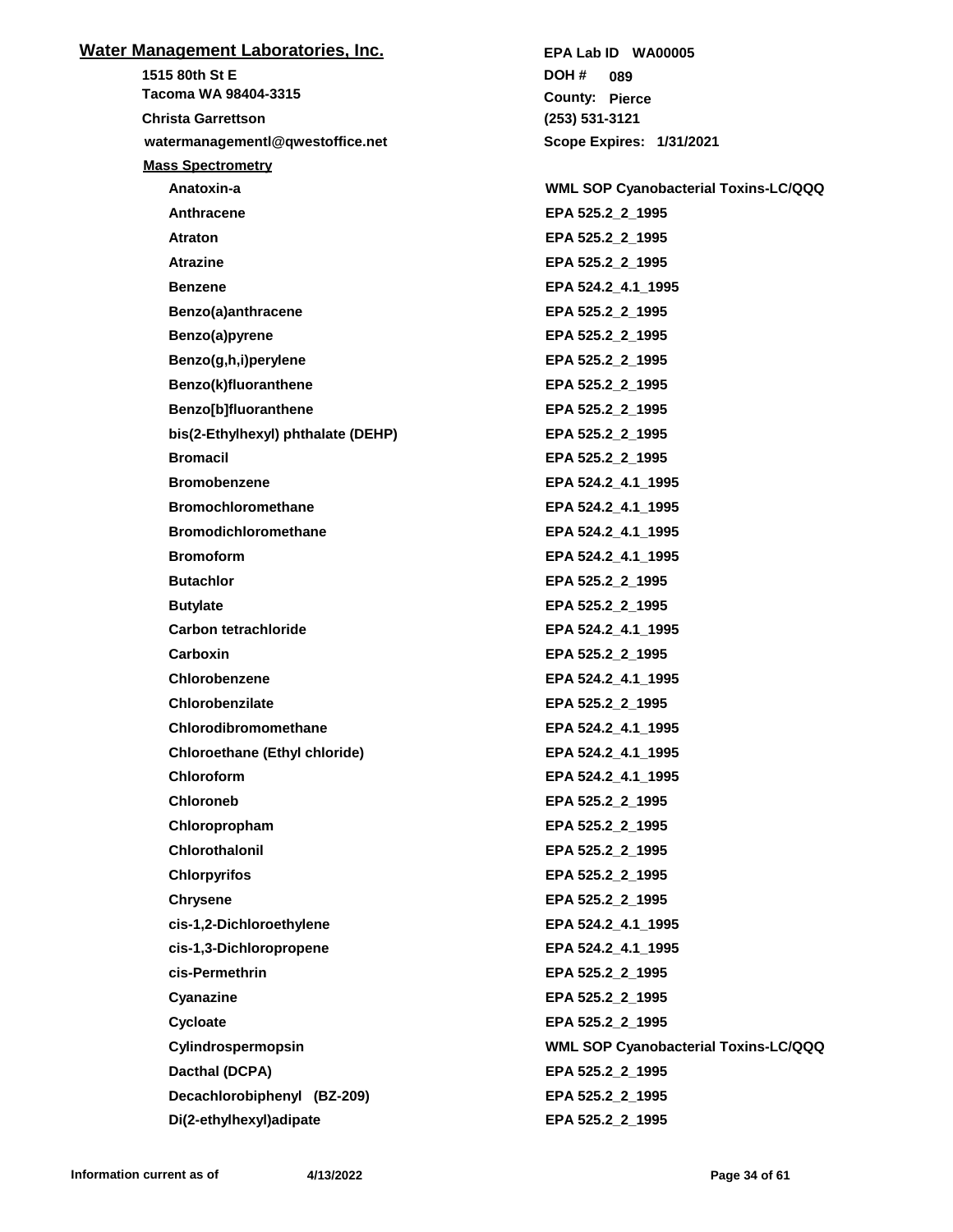## Water Management Laboratories, Inc.

**1515 80th St E**
**Tacoma WA 98404-3315**
**Christa Garrettson**
**watermanagementl@qwestoffice.net**

**EPA Lab ID WA00005**
**DOH # 089**
**County: Pierce**
**(253) 531-3121**
**Scope Expires: 1/31/2021**

### Mass Spectrometry

| Analyte | Method |
|---|---|
| Anatoxin-a | WML SOP Cyanobacterial Toxins-LC/QQQ |
| Anthracene | EPA 525.2_2_1995 |
| Atraton | EPA 525.2_2_1995 |
| Atrazine | EPA 525.2_2_1995 |
| Benzene | EPA 524.2_4.1_1995 |
| Benzo(a)anthracene | EPA 525.2_2_1995 |
| Benzo(a)pyrene | EPA 525.2_2_1995 |
| Benzo(g,h,i)perylene | EPA 525.2_2_1995 |
| Benzo(k)fluoranthene | EPA 525.2_2_1995 |
| Benzo[b]fluoranthene | EPA 525.2_2_1995 |
| bis(2-Ethylhexyl) phthalate (DEHP) | EPA 525.2_2_1995 |
| Bromacil | EPA 525.2_2_1995 |
| Bromobenzene | EPA 524.2_4.1_1995 |
| Bromochloromethane | EPA 524.2_4.1_1995 |
| Bromodichloromethane | EPA 524.2_4.1_1995 |
| Bromoform | EPA 524.2_4.1_1995 |
| Butachlor | EPA 525.2_2_1995 |
| Butylate | EPA 525.2_2_1995 |
| Carbon tetrachloride | EPA 524.2_4.1_1995 |
| Carboxin | EPA 525.2_2_1995 |
| Chlorobenzene | EPA 524.2_4.1_1995 |
| Chlorobenzilate | EPA 525.2_2_1995 |
| Chlorodibromomethane | EPA 524.2_4.1_1995 |
| Chloroethane (Ethyl chloride) | EPA 524.2_4.1_1995 |
| Chloroform | EPA 524.2_4.1_1995 |
| Chloroneb | EPA 525.2_2_1995 |
| Chloropropham | EPA 525.2_2_1995 |
| Chlorothalonil | EPA 525.2_2_1995 |
| Chlorpyrifos | EPA 525.2_2_1995 |
| Chrysene | EPA 525.2_2_1995 |
| cis-1,2-Dichloroethylene | EPA 524.2_4.1_1995 |
| cis-1,3-Dichloropropene | EPA 524.2_4.1_1995 |
| cis-Permethrin | EPA 525.2_2_1995 |
| Cyanazine | EPA 525.2_2_1995 |
| Cycloate | EPA 525.2_2_1995 |
| Cylindrospermopsin | WML SOP Cyanobacterial Toxins-LC/QQQ |
| Dacthal (DCPA) | EPA 525.2_2_1995 |
| Decachlorobiphenyl (BZ-209) | EPA 525.2_2_1995 |
| Di(2-ethylhexyl)adipate | EPA 525.2_2_1995 |

Information current as of 4/13/2022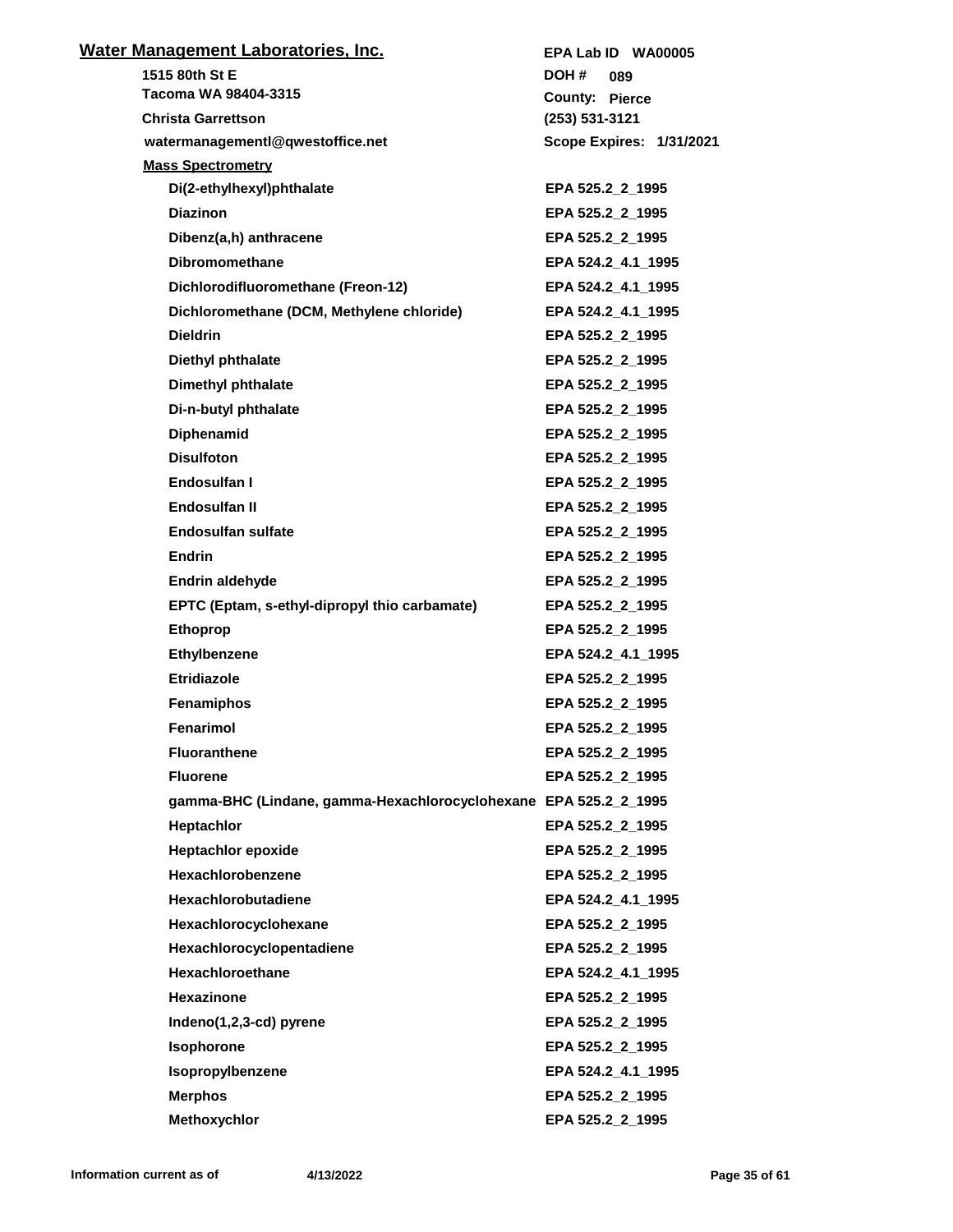**Water Management Laboratories, Inc.**

1515 80th St E
Tacoma WA 98404-3315
Christa Garrettson
watermanagementl@qwestoffice.net

EPA Lab ID WA00005
DOH # 089
County: Pierce
(253) 531-3121
Scope Expires: 1/31/2021

**Mass Spectrometry**

| Analyte | Method |
|---|---|
| Di(2-ethylhexyl)phthalate | EPA 525.2_2_1995 |
| Diazinon | EPA 525.2_2_1995 |
| Dibenz(a,h) anthracene | EPA 525.2_2_1995 |
| Dibromomethane | EPA 524.2_4.1_1995 |
| Dichlorodifluoromethane (Freon-12) | EPA 524.2_4.1_1995 |
| Dichloromethane (DCM, Methylene chloride) | EPA 524.2_4.1_1995 |
| Dieldrin | EPA 525.2_2_1995 |
| Diethyl phthalate | EPA 525.2_2_1995 |
| Dimethyl phthalate | EPA 525.2_2_1995 |
| Di-n-butyl phthalate | EPA 525.2_2_1995 |
| Diphenamid | EPA 525.2_2_1995 |
| Disulfoton | EPA 525.2_2_1995 |
| Endosulfan I | EPA 525.2_2_1995 |
| Endosulfan II | EPA 525.2_2_1995 |
| Endosulfan sulfate | EPA 525.2_2_1995 |
| Endrin | EPA 525.2_2_1995 |
| Endrin aldehyde | EPA 525.2_2_1995 |
| EPTC (Eptam, s-ethyl-dipropyl thio carbamate) | EPA 525.2_2_1995 |
| Ethoprop | EPA 525.2_2_1995 |
| Ethylbenzene | EPA 524.2_4.1_1995 |
| Etridiazole | EPA 525.2_2_1995 |
| Fenamiphos | EPA 525.2_2_1995 |
| Fenarimol | EPA 525.2_2_1995 |
| Fluoranthene | EPA 525.2_2_1995 |
| Fluorene | EPA 525.2_2_1995 |
| gamma-BHC (Lindane, gamma-Hexachlorocyclohexane | EPA 525.2_2_1995 |
| Heptachlor | EPA 525.2_2_1995 |
| Heptachlor epoxide | EPA 525.2_2_1995 |
| Hexachlorobenzene | EPA 525.2_2_1995 |
| Hexachlorobutadiene | EPA 524.2_4.1_1995 |
| Hexachlorocyclohexane | EPA 525.2_2_1995 |
| Hexachlorocyclopentadiene | EPA 525.2_2_1995 |
| Hexachloroethane | EPA 524.2_4.1_1995 |
| Hexazinone | EPA 525.2_2_1995 |
| Indeno(1,2,3-cd) pyrene | EPA 525.2_2_1995 |
| Isophorone | EPA 525.2_2_1995 |
| Isopropylbenzene | EPA 524.2_4.1_1995 |
| Merphos | EPA 525.2_2_1995 |
| Methoxychlor | EPA 525.2_2_1995 |

Information current as of 4/13/2022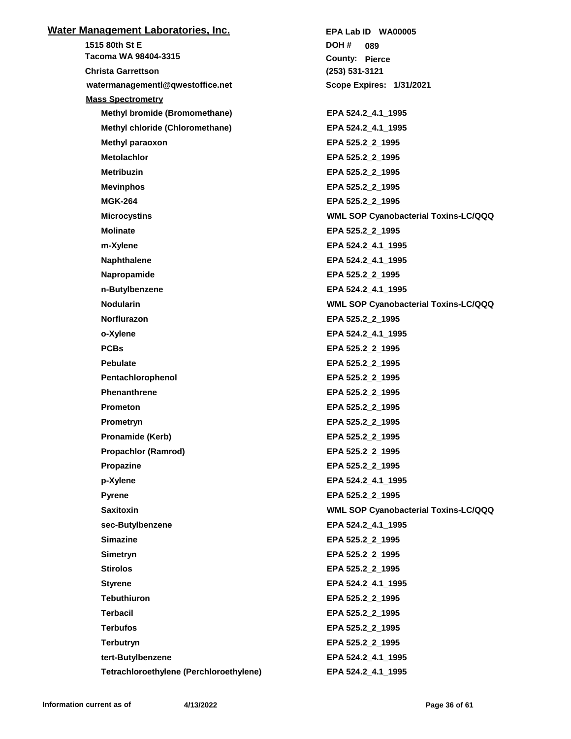## Water Management Laboratories, Inc.

1515 80th St E
Tacoma WA 98404-3315
Christa Garrettson
watermanagementl@qwestoffice.net

EPA Lab ID WA00005
DOH # 089
County: Pierce
(253) 531-3121
Scope Expires: 1/31/2021

### Mass Spectrometry

| Analyte | Method |
|---|---|
| Methyl bromide (Bromomethane) | EPA 524.2_4.1_1995 |
| Methyl chloride (Chloromethane) | EPA 524.2_4.1_1995 |
| Methyl paraoxon | EPA 525.2_2_1995 |
| Metolachlor | EPA 525.2_2_1995 |
| Metribuzin | EPA 525.2_2_1995 |
| Mevinphos | EPA 525.2_2_1995 |
| MGK-264 | EPA 525.2_2_1995 |
| Microcystins | WML SOP Cyanobacterial Toxins-LC/QQQ |
| Molinate | EPA 525.2_2_1995 |
| m-Xylene | EPA 524.2_4.1_1995 |
| Naphthalene | EPA 524.2_4.1_1995 |
| Napropamide | EPA 525.2_2_1995 |
| n-Butylbenzene | EPA 524.2_4.1_1995 |
| Nodularin | WML SOP Cyanobacterial Toxins-LC/QQQ |
| Norflurazon | EPA 525.2_2_1995 |
| o-Xylene | EPA 524.2_4.1_1995 |
| PCBs | EPA 525.2_2_1995 |
| Pebulate | EPA 525.2_2_1995 |
| Pentachlorophenol | EPA 525.2_2_1995 |
| Phenanthrene | EPA 525.2_2_1995 |
| Prometon | EPA 525.2_2_1995 |
| Prometryn | EPA 525.2_2_1995 |
| Pronamide (Kerb) | EPA 525.2_2_1995 |
| Propachlor (Ramrod) | EPA 525.2_2_1995 |
| Propazine | EPA 525.2_2_1995 |
| p-Xylene | EPA 524.2_4.1_1995 |
| Pyrene | EPA 525.2_2_1995 |
| Saxitoxin | WML SOP Cyanobacterial Toxins-LC/QQQ |
| sec-Butylbenzene | EPA 524.2_4.1_1995 |
| Simazine | EPA 525.2_2_1995 |
| Simetryn | EPA 525.2_2_1995 |
| Stirolos | EPA 525.2_2_1995 |
| Styrene | EPA 524.2_4.1_1995 |
| Tebuthiuron | EPA 525.2_2_1995 |
| Terbacil | EPA 525.2_2_1995 |
| Terbufos | EPA 525.2_2_1995 |
| Terbutryn | EPA 525.2_2_1995 |
| tert-Butylbenzene | EPA 524.2_4.1_1995 |
| Tetrachloroethylene (Perchloroethylene) | EPA 524.2_4.1_1995 |

Information current as of 4/13/2022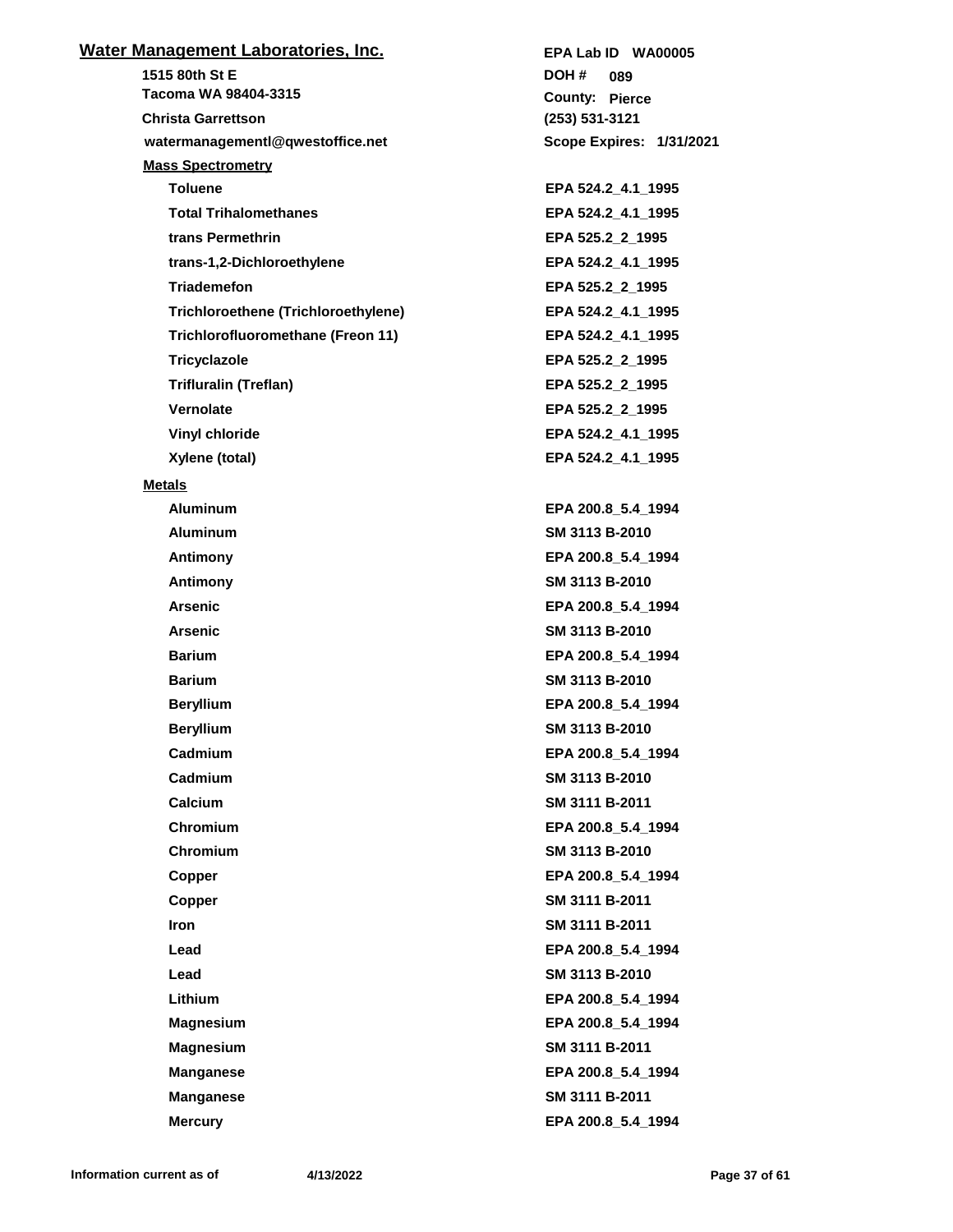## Water Management Laboratories, Inc.

**EPA Lab ID** WA00005

1515 80th St E
Tacoma WA 98404-3315

**DOH #** 089
**County:** Pierce

Christa Garrettson
(253) 531-3121

watermanagementl@qwestoffice.net
**Scope Expires:** 1/31/2021

### Mass Spectrometry

| Analyte | Method |
|---|---|
| Toluene | EPA 524.2_4.1_1995 |
| Total Trihalomethanes | EPA 524.2_4.1_1995 |
| trans Permethrin | EPA 525.2_2_1995 |
| trans-1,2-Dichloroethylene | EPA 524.2_4.1_1995 |
| Triademefon | EPA 525.2_2_1995 |
| Trichloroethene (Trichloroethylene) | EPA 524.2_4.1_1995 |
| Trichlorofluoromethane (Freon 11) | EPA 524.2_4.1_1995 |
| Tricyclazole | EPA 525.2_2_1995 |
| Trifluralin (Treflan) | EPA 525.2_2_1995 |
| Vernolate | EPA 525.2_2_1995 |
| Vinyl chloride | EPA 524.2_4.1_1995 |
| Xylene (total) | EPA 524.2_4.1_1995 |

### Metals

| Analyte | Method |
|---|---|
| Aluminum | EPA 200.8_5.4_1994 |
| Aluminum | SM 3113 B-2010 |
| Antimony | EPA 200.8_5.4_1994 |
| Antimony | SM 3113 B-2010 |
| Arsenic | EPA 200.8_5.4_1994 |
| Arsenic | SM 3113 B-2010 |
| Barium | EPA 200.8_5.4_1994 |
| Barium | SM 3113 B-2010 |
| Beryllium | EPA 200.8_5.4_1994 |
| Beryllium | SM 3113 B-2010 |
| Cadmium | EPA 200.8_5.4_1994 |
| Cadmium | SM 3113 B-2010 |
| Calcium | SM 3111 B-2011 |
| Chromium | EPA 200.8_5.4_1994 |
| Chromium | SM 3113 B-2010 |
| Copper | EPA 200.8_5.4_1994 |
| Copper | SM 3111 B-2011 |
| Iron | SM 3111 B-2011 |
| Lead | EPA 200.8_5.4_1994 |
| Lead | SM 3113 B-2010 |
| Lithium | EPA 200.8_5.4_1994 |
| Magnesium | EPA 200.8_5.4_1994 |
| Magnesium | SM 3111 B-2011 |
| Manganese | EPA 200.8_5.4_1994 |
| Manganese | SM 3111 B-2011 |
| Mercury | EPA 200.8_5.4_1994 |

Information current as of 4/13/2022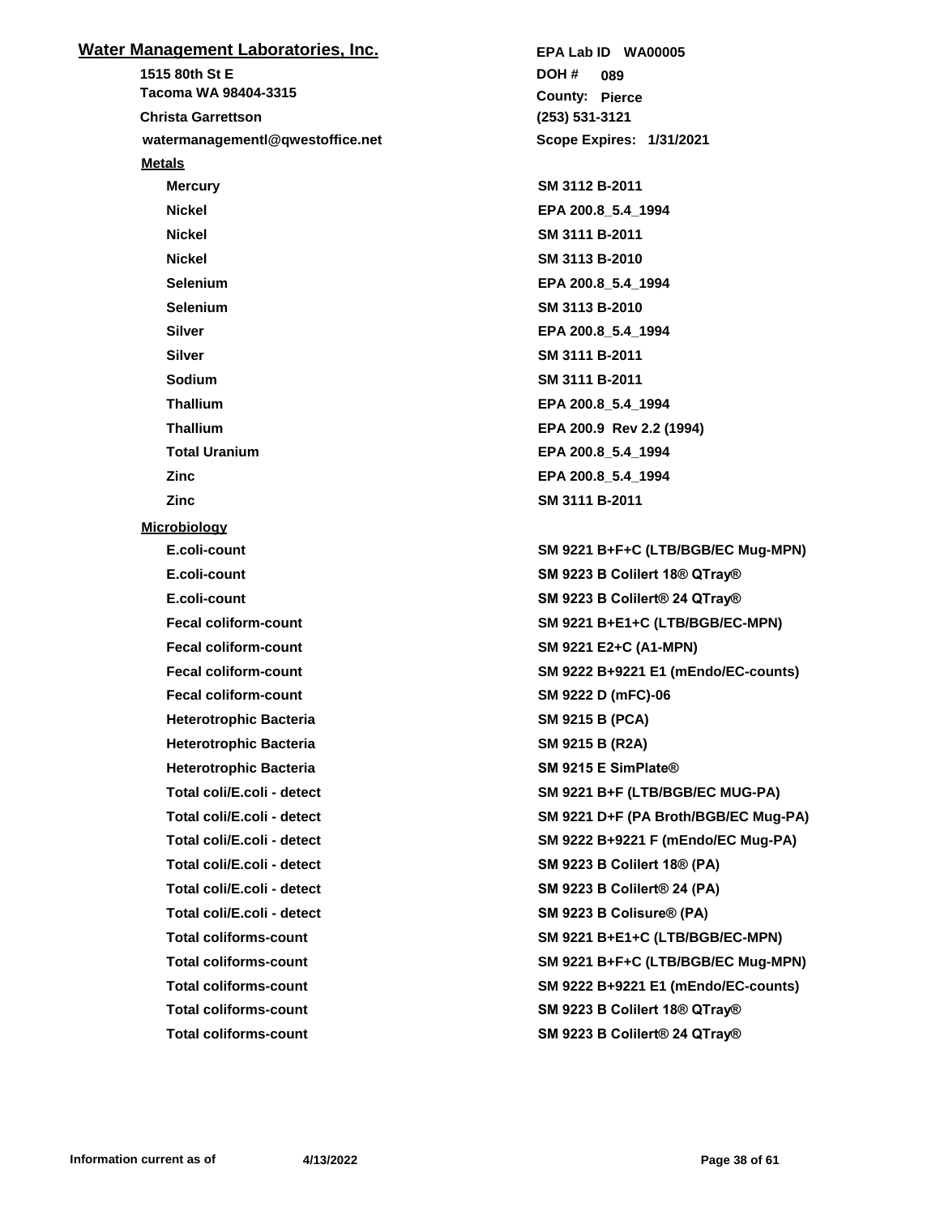## Water Management Laboratories, Inc.

1515 80th St E
Tacoma WA 98404-3315
Christa Garrettson
watermanagementl@qwestoffice.net

EPA Lab ID WA00005
DOH # 089
County: Pierce
(253) 531-3121
Scope Expires: 1/31/2021

### Metals

| Analyte | Method |
|---|---|
| Mercury | SM 3112 B-2011 |
| Nickel | EPA 200.8_5.4_1994 |
| Nickel | SM 3111 B-2011 |
| Nickel | SM 3113 B-2010 |
| Selenium | EPA 200.8_5.4_1994 |
| Selenium | SM 3113 B-2010 |
| Silver | EPA 200.8_5.4_1994 |
| Silver | SM 3111 B-2011 |
| Sodium | SM 3111 B-2011 |
| Thallium | EPA 200.8_5.4_1994 |
| Thallium | EPA 200.9 Rev 2.2 (1994) |
| Total Uranium | EPA 200.8_5.4_1994 |
| Zinc | EPA 200.8_5.4_1994 |
| Zinc | SM 3111 B-2011 |

### Microbiology

| Analyte | Method |
|---|---|
| E.coli-count | SM 9221 B+F+C (LTB/BGB/EC Mug-MPN) |
| E.coli-count | SM 9223 B Colilert 18® QTray® |
| E.coli-count | SM 9223 B Colilert® 24 QTray® |
| Fecal coliform-count | SM 9221 B+E1+C (LTB/BGB/EC-MPN) |
| Fecal coliform-count | SM 9221 E2+C (A1-MPN) |
| Fecal coliform-count | SM 9222 B+9221 E1 (mEndo/EC-counts) |
| Fecal coliform-count | SM 9222 D (mFC)-06 |
| Heterotrophic Bacteria | SM 9215 B (PCA) |
| Heterotrophic Bacteria | SM 9215 B (R2A) |
| Heterotrophic Bacteria | SM 9215 E SimPlate® |
| Total coli/E.coli - detect | SM 9221 B+F (LTB/BGB/EC MUG-PA) |
| Total coli/E.coli - detect | SM 9221 D+F (PA Broth/BGB/EC Mug-PA) |
| Total coli/E.coli - detect | SM 9222 B+9221 F (mEndo/EC Mug-PA) |
| Total coli/E.coli - detect | SM 9223 B Colilert 18® (PA) |
| Total coli/E.coli - detect | SM 9223 B Colilert® 24 (PA) |
| Total coli/E.coli - detect | SM 9223 B Colisure® (PA) |
| Total coliforms-count | SM 9221 B+E1+C (LTB/BGB/EC-MPN) |
| Total coliforms-count | SM 9221 B+F+C (LTB/BGB/EC Mug-MPN) |
| Total coliforms-count | SM 9222 B+9221 E1 (mEndo/EC-counts) |
| Total coliforms-count | SM 9223 B Colilert 18® QTray® |
| Total coliforms-count | SM 9223 B Colilert® 24 QTray® |

Information current as of 4/13/2022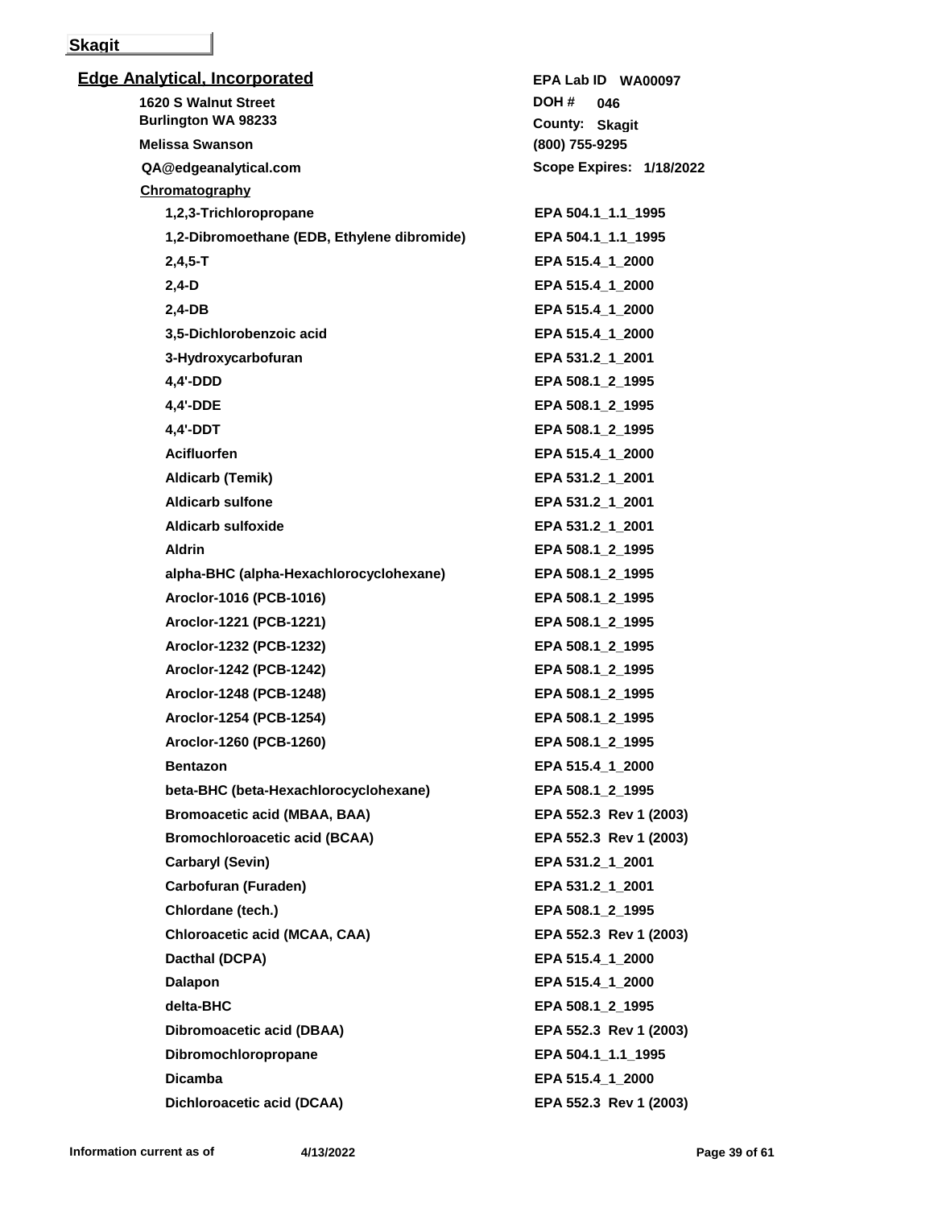## Skagit

### Edge Analytical, Incorporated

**1620 S Walnut Street**
**Burlington WA 98233**
**Melissa Swanson**
**QA@edgeanalytical.com**

**EPA Lab ID** WA00097
**DOH #** 046
**County:** Skagit
**(800) 755-9295**
**Scope Expires:** 1/18/2022

**Chromatography**

| Analyte | Method |
|---|---|
| 1,2,3-Trichloropropane | EPA 504.1_1.1_1995 |
| 1,2-Dibromoethane (EDB, Ethylene dibromide) | EPA 504.1_1.1_1995 |
| 2,4,5-T | EPA 515.4_1_2000 |
| 2,4-D | EPA 515.4_1_2000 |
| 2,4-DB | EPA 515.4_1_2000 |
| 3,5-Dichlorobenzoic acid | EPA 515.4_1_2000 |
| 3-Hydroxycarbofuran | EPA 531.2_1_2001 |
| 4,4'-DDD | EPA 508.1_2_1995 |
| 4,4'-DDE | EPA 508.1_2_1995 |
| 4,4'-DDT | EPA 508.1_2_1995 |
| Acifluorfen | EPA 515.4_1_2000 |
| Aldicarb (Temik) | EPA 531.2_1_2001 |
| Aldicarb sulfone | EPA 531.2_1_2001 |
| Aldicarb sulfoxide | EPA 531.2_1_2001 |
| Aldrin | EPA 508.1_2_1995 |
| alpha-BHC (alpha-Hexachlorocyclohexane) | EPA 508.1_2_1995 |
| Aroclor-1016 (PCB-1016) | EPA 508.1_2_1995 |
| Aroclor-1221 (PCB-1221) | EPA 508.1_2_1995 |
| Aroclor-1232 (PCB-1232) | EPA 508.1_2_1995 |
| Aroclor-1242 (PCB-1242) | EPA 508.1_2_1995 |
| Aroclor-1248 (PCB-1248) | EPA 508.1_2_1995 |
| Aroclor-1254 (PCB-1254) | EPA 508.1_2_1995 |
| Aroclor-1260 (PCB-1260) | EPA 508.1_2_1995 |
| Bentazon | EPA 515.4_1_2000 |
| beta-BHC (beta-Hexachlorocyclohexane) | EPA 508.1_2_1995 |
| Bromoacetic acid (MBAA, BAA) | EPA 552.3 Rev 1 (2003) |
| Bromochloroacetic acid (BCAA) | EPA 552.3 Rev 1 (2003) |
| Carbaryl (Sevin) | EPA 531.2_1_2001 |
| Carbofuran (Furaden) | EPA 531.2_1_2001 |
| Chlordane (tech.) | EPA 508.1_2_1995 |
| Chloroacetic acid (MCAA, CAA) | EPA 552.3 Rev 1 (2003) |
| Dacthal (DCPA) | EPA 515.4_1_2000 |
| Dalapon | EPA 515.4_1_2000 |
| delta-BHC | EPA 508.1_2_1995 |
| Dibromoacetic acid (DBAA) | EPA 552.3 Rev 1 (2003) |
| Dibromochloropropane | EPA 504.1_1.1_1995 |
| Dicamba | EPA 515.4_1_2000 |
| Dichloroacetic acid (DCAA) | EPA 552.3 Rev 1 (2003) |

Information current as of 4/13/2022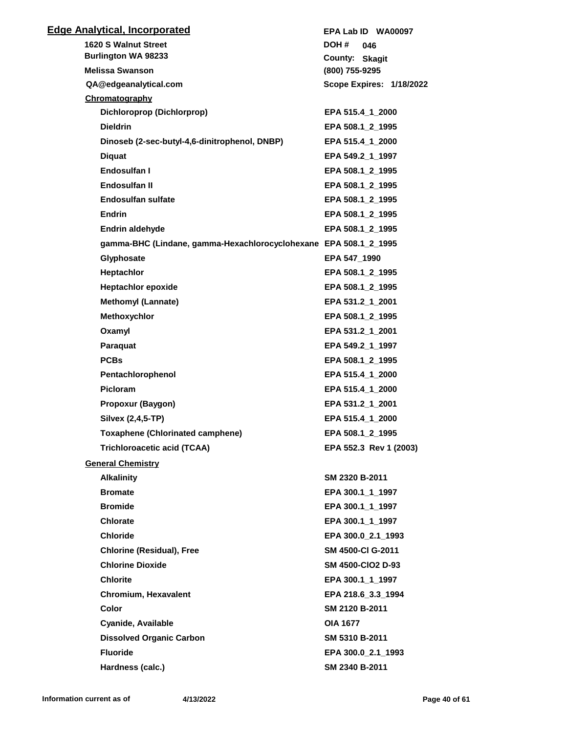## Edge Analytical, Incorporated

**1620 S Walnut Street**
**Burlington WA 98233**
**Melissa Swanson**
**QA@edgeanalytical.com**

**EPA Lab ID WA00097**
**DOH # 046**
**County: Skagit**
**(800) 755-9295**
**Scope Expires: 1/18/2022**

### Chromatography

| Analyte | Method |
|---|---|
| Dichloroprop (Dichlorprop) | EPA 515.4_1_2000 |
| Dieldrin | EPA 508.1_2_1995 |
| Dinoseb (2-sec-butyl-4,6-dinitrophenol, DNBP) | EPA 515.4_1_2000 |
| Diquat | EPA 549.2_1_1997 |
| Endosulfan I | EPA 508.1_2_1995 |
| Endosulfan II | EPA 508.1_2_1995 |
| Endosulfan sulfate | EPA 508.1_2_1995 |
| Endrin | EPA 508.1_2_1995 |
| Endrin aldehyde | EPA 508.1_2_1995 |
| gamma-BHC (Lindane, gamma-Hexachlorocyclohexane | EPA 508.1_2_1995 |
| Glyphosate | EPA 547_1990 |
| Heptachlor | EPA 508.1_2_1995 |
| Heptachlor epoxide | EPA 508.1_2_1995 |
| Methomyl (Lannate) | EPA 531.2_1_2001 |
| Methoxychlor | EPA 508.1_2_1995 |
| Oxamyl | EPA 531.2_1_2001 |
| Paraquat | EPA 549.2_1_1997 |
| PCBs | EPA 508.1_2_1995 |
| Pentachlorophenol | EPA 515.4_1_2000 |
| Picloram | EPA 515.4_1_2000 |
| Propoxur (Baygon) | EPA 531.2_1_2001 |
| Silvex (2,4,5-TP) | EPA 515.4_1_2000 |
| Toxaphene (Chlorinated camphene) | EPA 508.1_2_1995 |
| Trichloroacetic acid (TCAA) | EPA 552.3 Rev 1 (2003) |

### General Chemistry

| Analyte | Method |
|---|---|
| Alkalinity | SM 2320 B-2011 |
| Bromate | EPA 300.1_1_1997 |
| Bromide | EPA 300.1_1_1997 |
| Chlorate | EPA 300.1_1_1997 |
| Chloride | EPA 300.0_2.1_1993 |
| Chlorine (Residual), Free | SM 4500-Cl G-2011 |
| Chlorine Dioxide | SM 4500-ClO2 D-93 |
| Chlorite | EPA 300.1_1_1997 |
| Chromium, Hexavalent | EPA 218.6_3.3_1994 |
| Color | SM 2120 B-2011 |
| Cyanide, Available | OIA 1677 |
| Dissolved Organic Carbon | SM 5310 B-2011 |
| Fluoride | EPA 300.0_2.1_1993 |
| Hardness (calc.) | SM 2340 B-2011 |

Information current as of 4/13/2022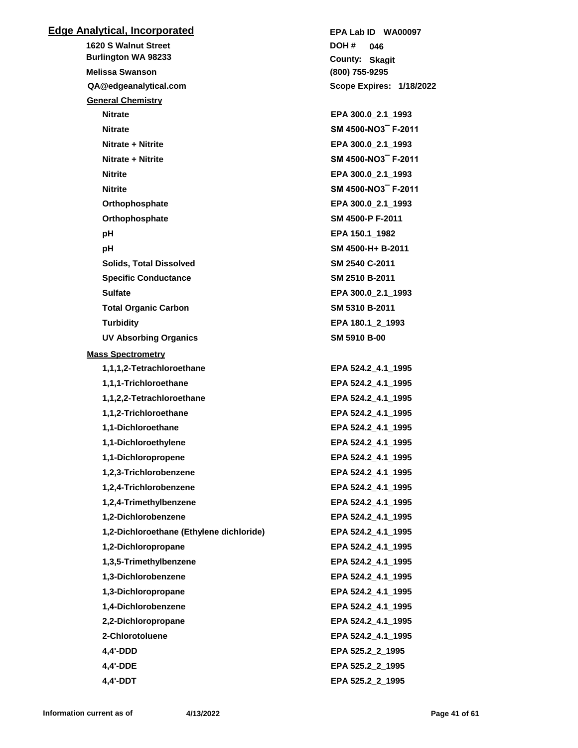## Edge Analytical, Incorporated

**1620 S Walnut Street**
**Burlington WA 98233**
**Melissa Swanson**
**QA@edgeanalytical.com**

**EPA Lab ID** WA00097
**DOH #** 046
**County:** Skagit
**(800) 755-9295**
**Scope Expires:** 1/18/2022

### General Chemistry

| Analyte | Method |
|---|---|
| Nitrate | EPA 300.0_2.1_1993 |
| Nitrate | SM 4500-NO3¯ F-2011 |
| Nitrate + Nitrite | EPA 300.0_2.1_1993 |
| Nitrate + Nitrite | SM 4500-NO3¯ F-2011 |
| Nitrite | EPA 300.0_2.1_1993 |
| Nitrite | SM 4500-NO3¯ F-2011 |
| Orthophosphate | EPA 300.0_2.1_1993 |
| Orthophosphate | SM 4500-P F-2011 |
| pH | EPA 150.1_1982 |
| pH | SM 4500-H+ B-2011 |
| Solids, Total Dissolved | SM 2540 C-2011 |
| Specific Conductance | SM 2510 B-2011 |
| Sulfate | EPA 300.0_2.1_1993 |
| Total Organic Carbon | SM 5310 B-2011 |
| Turbidity | EPA 180.1_2_1993 |
| UV Absorbing Organics | SM 5910 B-00 |

### Mass Spectrometry

| Analyte | Method |
|---|---|
| 1,1,1,2-Tetrachloroethane | EPA 524.2_4.1_1995 |
| 1,1,1-Trichloroethane | EPA 524.2_4.1_1995 |
| 1,1,2,2-Tetrachloroethane | EPA 524.2_4.1_1995 |
| 1,1,2-Trichloroethane | EPA 524.2_4.1_1995 |
| 1,1-Dichloroethane | EPA 524.2_4.1_1995 |
| 1,1-Dichloroethylene | EPA 524.2_4.1_1995 |
| 1,1-Dichloropropene | EPA 524.2_4.1_1995 |
| 1,2,3-Trichlorobenzene | EPA 524.2_4.1_1995 |
| 1,2,4-Trichlorobenzene | EPA 524.2_4.1_1995 |
| 1,2,4-Trimethylbenzene | EPA 524.2_4.1_1995 |
| 1,2-Dichlorobenzene | EPA 524.2_4.1_1995 |
| 1,2-Dichloroethane (Ethylene dichloride) | EPA 524.2_4.1_1995 |
| 1,2-Dichloropropane | EPA 524.2_4.1_1995 |
| 1,3,5-Trimethylbenzene | EPA 524.2_4.1_1995 |
| 1,3-Dichlorobenzene | EPA 524.2_4.1_1995 |
| 1,3-Dichloropropane | EPA 524.2_4.1_1995 |
| 1,4-Dichlorobenzene | EPA 524.2_4.1_1995 |
| 2,2-Dichloropropane | EPA 524.2_4.1_1995 |
| 2-Chlorotoluene | EPA 524.2_4.1_1995 |
| 4,4'-DDD | EPA 525.2_2_1995 |
| 4,4'-DDE | EPA 525.2_2_1995 |
| 4,4'-DDT | EPA 525.2_2_1995 |

Information current as of 4/13/2022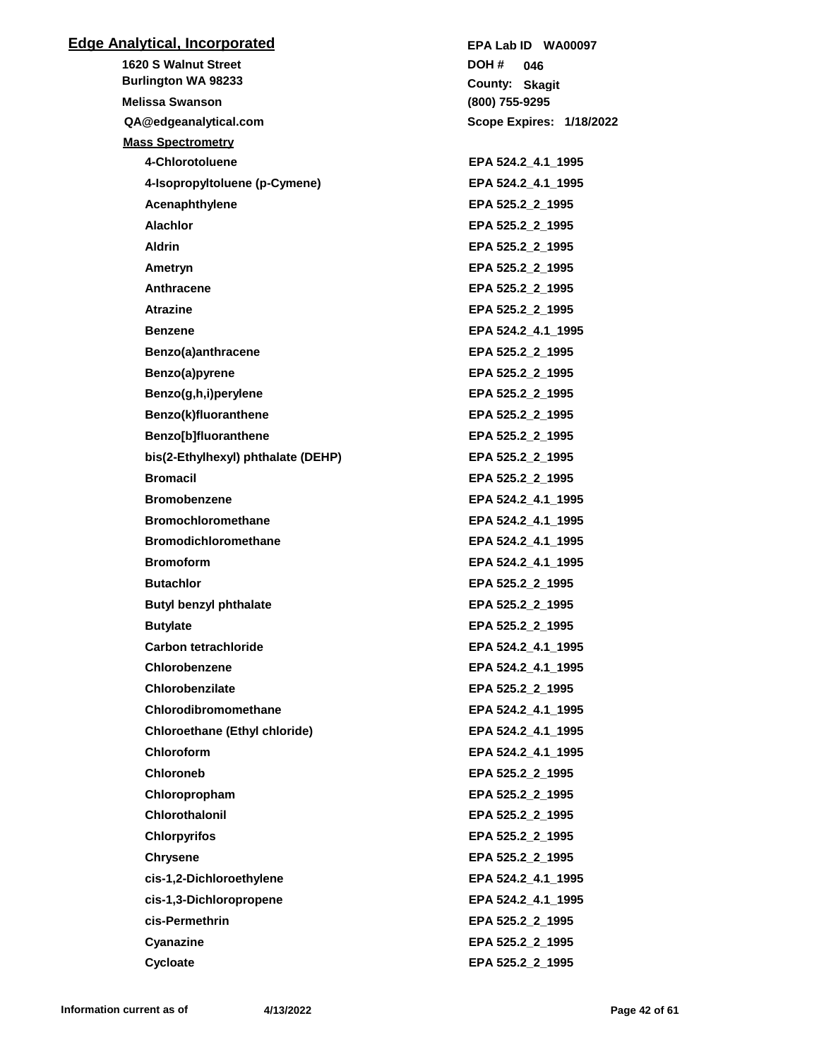## Edge Analytical, Incorporated

**1620 S Walnut Street**
**Burlington WA 98233**
**Melissa Swanson**
**QA@edgeanalytical.com**

**EPA Lab ID** WA00097
**DOH #** 046
**County:** Skagit
**(800) 755-9295**
**Scope Expires:** 1/18/2022

### Mass Spectrometry

| Analyte | Method |
| --- | --- |
| 4-Chlorotoluene | EPA 524.2_4.1_1995 |
| 4-Isopropyltoluene (p-Cymene) | EPA 524.2_4.1_1995 |
| Acenaphthylene | EPA 525.2_2_1995 |
| Alachlor | EPA 525.2_2_1995 |
| Aldrin | EPA 525.2_2_1995 |
| Ametryn | EPA 525.2_2_1995 |
| Anthracene | EPA 525.2_2_1995 |
| Atrazine | EPA 525.2_2_1995 |
| Benzene | EPA 524.2_4.1_1995 |
| Benzo(a)anthracene | EPA 525.2_2_1995 |
| Benzo(a)pyrene | EPA 525.2_2_1995 |
| Benzo(g,h,i)perylene | EPA 525.2_2_1995 |
| Benzo(k)fluoranthene | EPA 525.2_2_1995 |
| Benzo[b]fluoranthene | EPA 525.2_2_1995 |
| bis(2-Ethylhexyl) phthalate (DEHP) | EPA 525.2_2_1995 |
| Bromacil | EPA 525.2_2_1995 |
| Bromobenzene | EPA 524.2_4.1_1995 |
| Bromochloromethane | EPA 524.2_4.1_1995 |
| Bromodichloromethane | EPA 524.2_4.1_1995 |
| Bromoform | EPA 524.2_4.1_1995 |
| Butachlor | EPA 525.2_2_1995 |
| Butyl benzyl phthalate | EPA 525.2_2_1995 |
| Butylate | EPA 525.2_2_1995 |
| Carbon tetrachloride | EPA 524.2_4.1_1995 |
| Chlorobenzene | EPA 524.2_4.1_1995 |
| Chlorobenzilate | EPA 525.2_2_1995 |
| Chlorodibromomethane | EPA 524.2_4.1_1995 |
| Chloroethane (Ethyl chloride) | EPA 524.2_4.1_1995 |
| Chloroform | EPA 524.2_4.1_1995 |
| Chloroneb | EPA 525.2_2_1995 |
| Chloropropham | EPA 525.2_2_1995 |
| Chlorothalonil | EPA 525.2_2_1995 |
| Chlorpyrifos | EPA 525.2_2_1995 |
| Chrysene | EPA 525.2_2_1995 |
| cis-1,2-Dichloroethylene | EPA 524.2_4.1_1995 |
| cis-1,3-Dichloropropene | EPA 524.2_4.1_1995 |
| cis-Permethrin | EPA 525.2_2_1995 |
| Cyanazine | EPA 525.2_2_1995 |
| Cycloate | EPA 525.2_2_1995 |

Information current as of 4/13/2022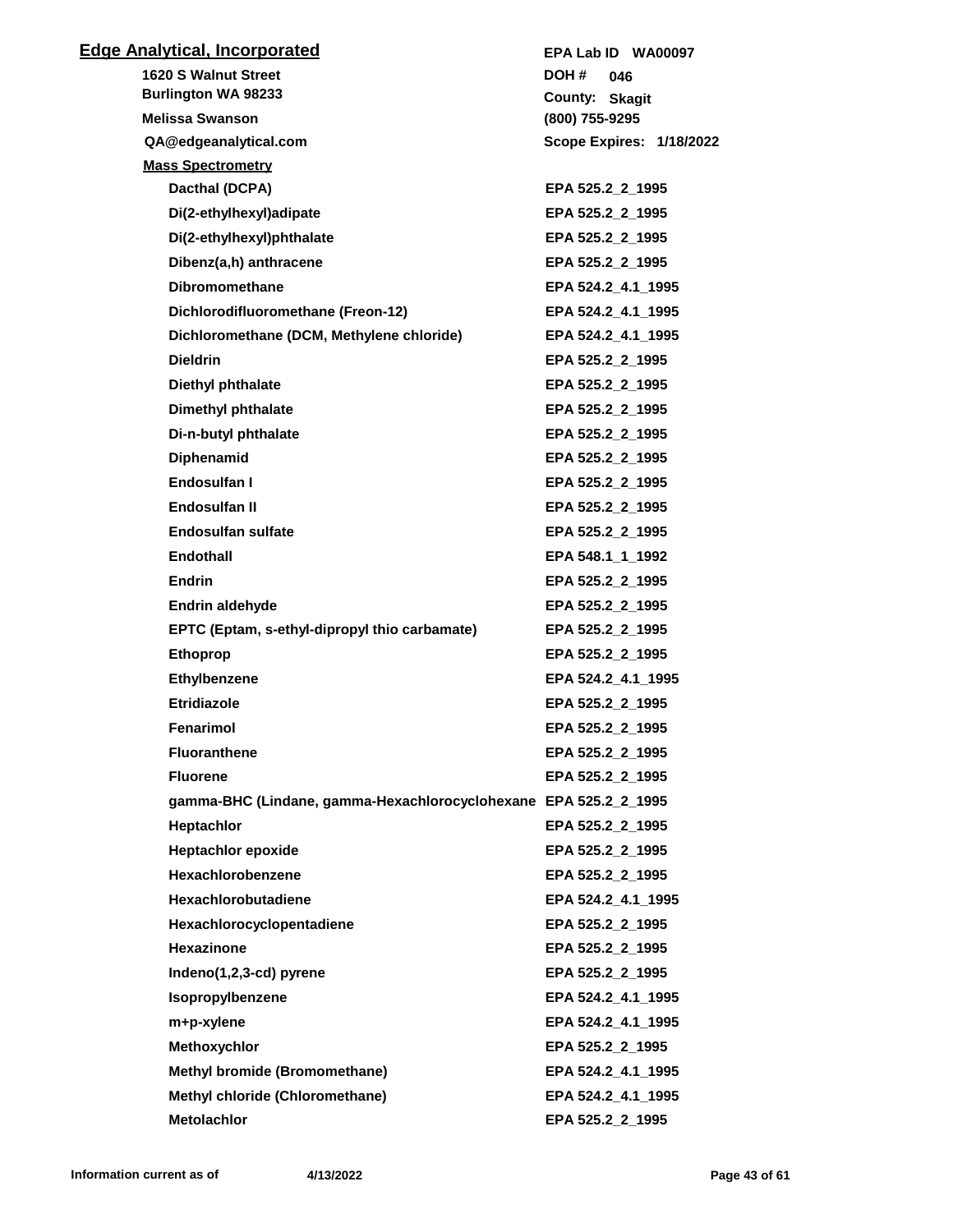## Edge Analytical, Incorporated

**1620 S Walnut Street**
**Burlington WA 98233**
**Melissa Swanson**
**QA@edgeanalytical.com**

**EPA Lab ID WA00097**
**DOH # 046**
**County: Skagit**
**(800) 755-9295**
**Scope Expires: 1/18/2022**

### Mass Spectrometry

| Analyte | Method |
|---|---|
| Dacthal (DCPA) | EPA 525.2_2_1995 |
| Di(2-ethylhexyl)adipate | EPA 525.2_2_1995 |
| Di(2-ethylhexyl)phthalate | EPA 525.2_2_1995 |
| Dibenz(a,h) anthracene | EPA 525.2_2_1995 |
| Dibromomethane | EPA 524.2_4.1_1995 |
| Dichlorodifluoromethane (Freon-12) | EPA 524.2_4.1_1995 |
| Dichloromethane (DCM, Methylene chloride) | EPA 524.2_4.1_1995 |
| Dieldrin | EPA 525.2_2_1995 |
| Diethyl phthalate | EPA 525.2_2_1995 |
| Dimethyl phthalate | EPA 525.2_2_1995 |
| Di-n-butyl phthalate | EPA 525.2_2_1995 |
| Diphenamid | EPA 525.2_2_1995 |
| Endosulfan I | EPA 525.2_2_1995 |
| Endosulfan II | EPA 525.2_2_1995 |
| Endosulfan sulfate | EPA 525.2_2_1995 |
| Endothall | EPA 548.1_1_1992 |
| Endrin | EPA 525.2_2_1995 |
| Endrin aldehyde | EPA 525.2_2_1995 |
| EPTC (Eptam, s-ethyl-dipropyl thio carbamate) | EPA 525.2_2_1995 |
| Ethoprop | EPA 525.2_2_1995 |
| Ethylbenzene | EPA 524.2_4.1_1995 |
| Etridiazole | EPA 525.2_2_1995 |
| Fenarimol | EPA 525.2_2_1995 |
| Fluoranthene | EPA 525.2_2_1995 |
| Fluorene | EPA 525.2_2_1995 |
| gamma-BHC (Lindane, gamma-Hexachlorocyclohexane | EPA 525.2_2_1995 |
| Heptachlor | EPA 525.2_2_1995 |
| Heptachlor epoxide | EPA 525.2_2_1995 |
| Hexachlorobenzene | EPA 525.2_2_1995 |
| Hexachlorobutadiene | EPA 524.2_4.1_1995 |
| Hexachlorocyclopentadiene | EPA 525.2_2_1995 |
| Hexazinone | EPA 525.2_2_1995 |
| Indeno(1,2,3-cd) pyrene | EPA 525.2_2_1995 |
| Isopropylbenzene | EPA 524.2_4.1_1995 |
| m+p-xylene | EPA 524.2_4.1_1995 |
| Methoxychlor | EPA 525.2_2_1995 |
| Methyl bromide (Bromomethane) | EPA 524.2_4.1_1995 |
| Methyl chloride (Chloromethane) | EPA 524.2_4.1_1995 |
| Metolachlor | EPA 525.2_2_1995 |

Information current as of 4/13/2022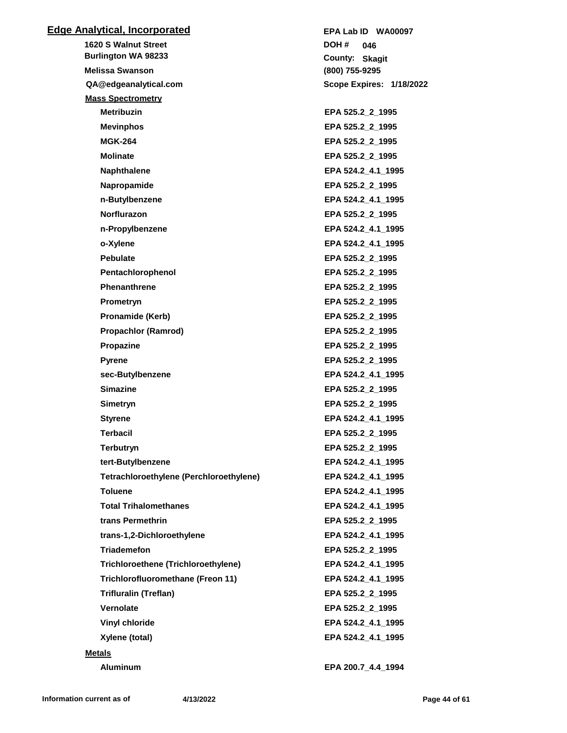## Edge Analytical, Incorporated

**1620 S Walnut Street**
**Burlington WA 98233**
**Melissa Swanson**
**QA@edgeanalytical.com**

**EPA Lab ID WA00097**
**DOH # 046**
**County: Skagit**
**(800) 755-9295**
**Scope Expires: 1/18/2022**

### Mass Spectrometry

| Analyte | Method |
|---|---|
| Metribuzin | EPA 525.2_2_1995 |
| Mevinphos | EPA 525.2_2_1995 |
| MGK-264 | EPA 525.2_2_1995 |
| Molinate | EPA 525.2_2_1995 |
| Naphthalene | EPA 524.2_4.1_1995 |
| Napropamide | EPA 525.2_2_1995 |
| n-Butylbenzene | EPA 524.2_4.1_1995 |
| Norflurazon | EPA 525.2_2_1995 |
| n-Propylbenzene | EPA 524.2_4.1_1995 |
| o-Xylene | EPA 524.2_4.1_1995 |
| Pebulate | EPA 525.2_2_1995 |
| Pentachlorophenol | EPA 525.2_2_1995 |
| Phenanthrene | EPA 525.2_2_1995 |
| Prometryn | EPA 525.2_2_1995 |
| Pronamide (Kerb) | EPA 525.2_2_1995 |
| Propachlor (Ramrod) | EPA 525.2_2_1995 |
| Propazine | EPA 525.2_2_1995 |
| Pyrene | EPA 525.2_2_1995 |
| sec-Butylbenzene | EPA 524.2_4.1_1995 |
| Simazine | EPA 525.2_2_1995 |
| Simetryn | EPA 525.2_2_1995 |
| Styrene | EPA 524.2_4.1_1995 |
| Terbacil | EPA 525.2_2_1995 |
| Terbutryn | EPA 525.2_2_1995 |
| tert-Butylbenzene | EPA 524.2_4.1_1995 |
| Tetrachloroethylene (Perchloroethylene) | EPA 524.2_4.1_1995 |
| Toluene | EPA 524.2_4.1_1995 |
| Total Trihalomethanes | EPA 524.2_4.1_1995 |
| trans Permethrin | EPA 525.2_2_1995 |
| trans-1,2-Dichloroethylene | EPA 524.2_4.1_1995 |
| Triademefon | EPA 525.2_2_1995 |
| Trichloroethene (Trichloroethylene) | EPA 524.2_4.1_1995 |
| Trichlorofluoromethane (Freon 11) | EPA 524.2_4.1_1995 |
| Trifluralin (Treflan) | EPA 525.2_2_1995 |
| Vernolate | EPA 525.2_2_1995 |
| Vinyl chloride | EPA 524.2_4.1_1995 |
| Xylene (total) | EPA 524.2_4.1_1995 |

### Metals

| Analyte | Method |
|---|---|
| Aluminum | EPA 200.7_4.4_1994 |

Information current as of 4/13/2022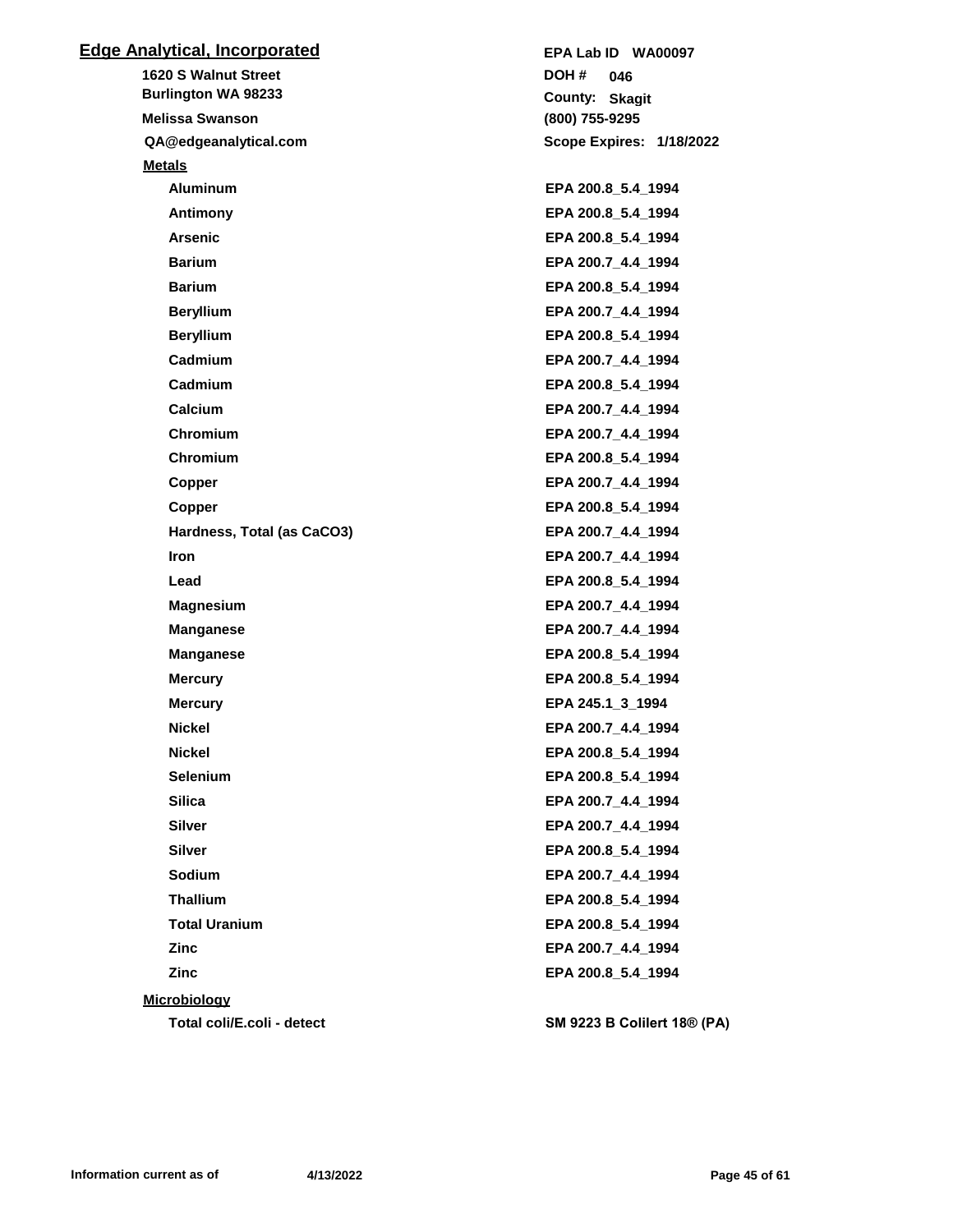## Edge Analytical, Incorporated

**1620 S Walnut Street**
**Burlington WA 98233**
**Melissa Swanson**
**QA@edgeanalytical.com**

**EPA Lab ID WA00097**
**DOH # 046**
**County: Skagit**
**(800) 755-9295**
**Scope Expires: 1/18/2022**

### Metals

| Analyte | Method |
|---|---|
| Aluminum | EPA 200.8_5.4_1994 |
| Antimony | EPA 200.8_5.4_1994 |
| Arsenic | EPA 200.8_5.4_1994 |
| Barium | EPA 200.7_4.4_1994 |
| Barium | EPA 200.8_5.4_1994 |
| Beryllium | EPA 200.7_4.4_1994 |
| Beryllium | EPA 200.8_5.4_1994 |
| Cadmium | EPA 200.7_4.4_1994 |
| Cadmium | EPA 200.8_5.4_1994 |
| Calcium | EPA 200.7_4.4_1994 |
| Chromium | EPA 200.7_4.4_1994 |
| Chromium | EPA 200.8_5.4_1994 |
| Copper | EPA 200.7_4.4_1994 |
| Copper | EPA 200.8_5.4_1994 |
| Hardness, Total (as CaCO3) | EPA 200.7_4.4_1994 |
| Iron | EPA 200.7_4.4_1994 |
| Lead | EPA 200.8_5.4_1994 |
| Magnesium | EPA 200.7_4.4_1994 |
| Manganese | EPA 200.7_4.4_1994 |
| Manganese | EPA 200.8_5.4_1994 |
| Mercury | EPA 200.8_5.4_1994 |
| Mercury | EPA 245.1_3_1994 |
| Nickel | EPA 200.7_4.4_1994 |
| Nickel | EPA 200.8_5.4_1994 |
| Selenium | EPA 200.8_5.4_1994 |
| Silica | EPA 200.7_4.4_1994 |
| Silver | EPA 200.7_4.4_1994 |
| Silver | EPA 200.8_5.4_1994 |
| Sodium | EPA 200.7_4.4_1994 |
| Thallium | EPA 200.8_5.4_1994 |
| Total Uranium | EPA 200.8_5.4_1994 |
| Zinc | EPA 200.7_4.4_1994 |
| Zinc | EPA 200.8_5.4_1994 |

### Microbiology

| Analyte | Method |
|---|---|
| Total coli/E.coli - detect | SM 9223 B Colilert 18® (PA) |

Information current as of 4/13/2022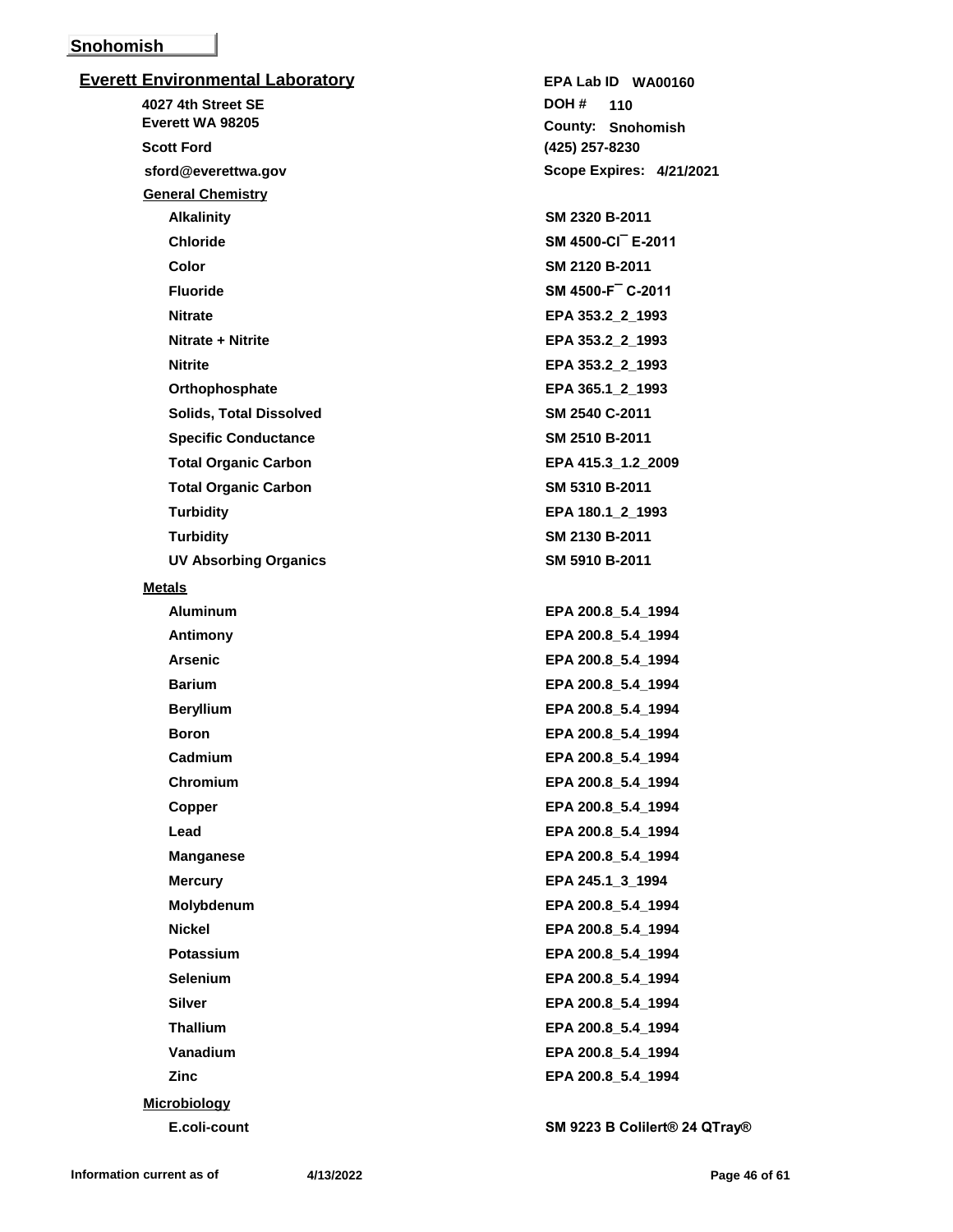## Snohomish

### Everett Environmental Laboratory

4027 4th Street SE
Everett WA 98205
Scott Ford
sford@everettwa.gov

EPA Lab ID WA00160
DOH # 110
County: Snohomish
(425) 257-8230
Scope Expires: 4/21/2021

**General Chemistry**

| Analyte | Method |
|---|---|
| Alkalinity | SM 2320 B-2011 |
| Chloride | SM 4500-Cl¯ E-2011 |
| Color | SM 2120 B-2011 |
| Fluoride | SM 4500-F¯ C-2011 |
| Nitrate | EPA 353.2_2_1993 |
| Nitrate + Nitrite | EPA 353.2_2_1993 |
| Nitrite | EPA 353.2_2_1993 |
| Orthophosphate | EPA 365.1_2_1993 |
| Solids, Total Dissolved | SM 2540 C-2011 |
| Specific Conductance | SM 2510 B-2011 |
| Total Organic Carbon | EPA 415.3_1.2_2009 |
| Total Organic Carbon | SM 5310 B-2011 |
| Turbidity | EPA 180.1_2_1993 |
| Turbidity | SM 2130 B-2011 |
| UV Absorbing Organics | SM 5910 B-2011 |

**Metals**

| Analyte | Method |
|---|---|
| Aluminum | EPA 200.8_5.4_1994 |
| Antimony | EPA 200.8_5.4_1994 |
| Arsenic | EPA 200.8_5.4_1994 |
| Barium | EPA 200.8_5.4_1994 |
| Beryllium | EPA 200.8_5.4_1994 |
| Boron | EPA 200.8_5.4_1994 |
| Cadmium | EPA 200.8_5.4_1994 |
| Chromium | EPA 200.8_5.4_1994 |
| Copper | EPA 200.8_5.4_1994 |
| Lead | EPA 200.8_5.4_1994 |
| Manganese | EPA 200.8_5.4_1994 |
| Mercury | EPA 245.1_3_1994 |
| Molybdenum | EPA 200.8_5.4_1994 |
| Nickel | EPA 200.8_5.4_1994 |
| Potassium | EPA 200.8_5.4_1994 |
| Selenium | EPA 200.8_5.4_1994 |
| Silver | EPA 200.8_5.4_1994 |
| Thallium | EPA 200.8_5.4_1994 |
| Vanadium | EPA 200.8_5.4_1994 |
| Zinc | EPA 200.8_5.4_1994 |

**Microbiology**

| Analyte | Method |
|---|---|
| E.coli-count | SM 9223 B Colilert® 24 QTray® |

Information current as of 4/13/2022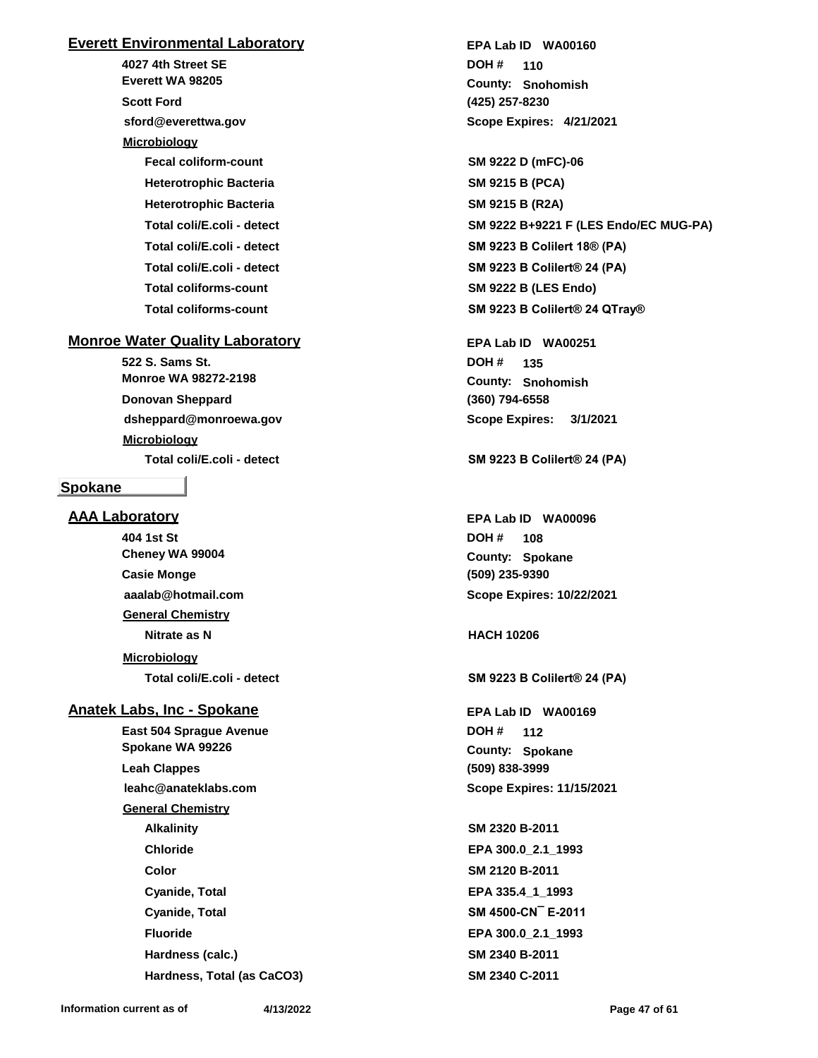## Everett Environmental Laboratory

EPA Lab ID WA00160

4027 4th Street SE
Everett WA 98205

DOH # 110
County: Snohomish

Scott Ford
(425) 257-8230

sford@everettwa.gov
Scope Expires: 4/21/2021

**Microbiology**

| Analyte | Method |
|---|---|
| Fecal coliform-count | SM 9222 D (mFC)-06 |
| Heterotrophic Bacteria | SM 9215 B (PCA) |
| Heterotrophic Bacteria | SM 9215 B (R2A) |
| Total coli/E.coli - detect | SM 9222 B+9221 F (LES Endo/EC MUG-PA) |
| Total coli/E.coli - detect | SM 9223 B Colilert 18® (PA) |
| Total coli/E.coli - detect | SM 9223 B Colilert® 24 (PA) |
| Total coliforms-count | SM 9222 B (LES Endo) |
| Total coliforms-count | SM 9223 B Colilert® 24 QTray® |

## Monroe Water Quality Laboratory

EPA Lab ID WA00251

522 S. Sams St.
Monroe WA 98272-2198

DOH # 135
County: Snohomish

Donovan Sheppard
(360) 794-6558

dsheppard@monroewa.gov
Scope Expires: 3/1/2021

**Microbiology**

| Analyte | Method |
|---|---|
| Total coli/E.coli - detect | SM 9223 B Colilert® 24 (PA) |

# Spokane

## AAA Laboratory

EPA Lab ID WA00096

404 1st St
Cheney WA 99004

DOH # 108
County: Spokane

Casie Monge
(509) 235-9390

aaalab@hotmail.com
Scope Expires: 10/22/2021

**General Chemistry**

| Analyte | Method |
|---|---|
| Nitrate as N | HACH 10206 |

**Microbiology**

| Analyte | Method |
|---|---|
| Total coli/E.coli - detect | SM 9223 B Colilert® 24 (PA) |

## Anatek Labs, Inc - Spokane

EPA Lab ID WA00169

East 504 Sprague Avenue
Spokane WA 99226

DOH # 112
County: Spokane

Leah Clappes
(509) 838-3999

leahc@anateklabs.com
Scope Expires: 11/15/2021

**General Chemistry**

| Analyte | Method |
|---|---|
| Alkalinity | SM 2320 B-2011 |
| Chloride | EPA 300.0_2.1_1993 |
| Color | SM 2120 B-2011 |
| Cyanide, Total | EPA 335.4_1_1993 |
| Cyanide, Total | SM 4500-CN¯ E-2011 |
| Fluoride | EPA 300.0_2.1_1993 |
| Hardness (calc.) | SM 2340 B-2011 |
| Hardness, Total (as CaCO3) | SM 2340 C-2011 |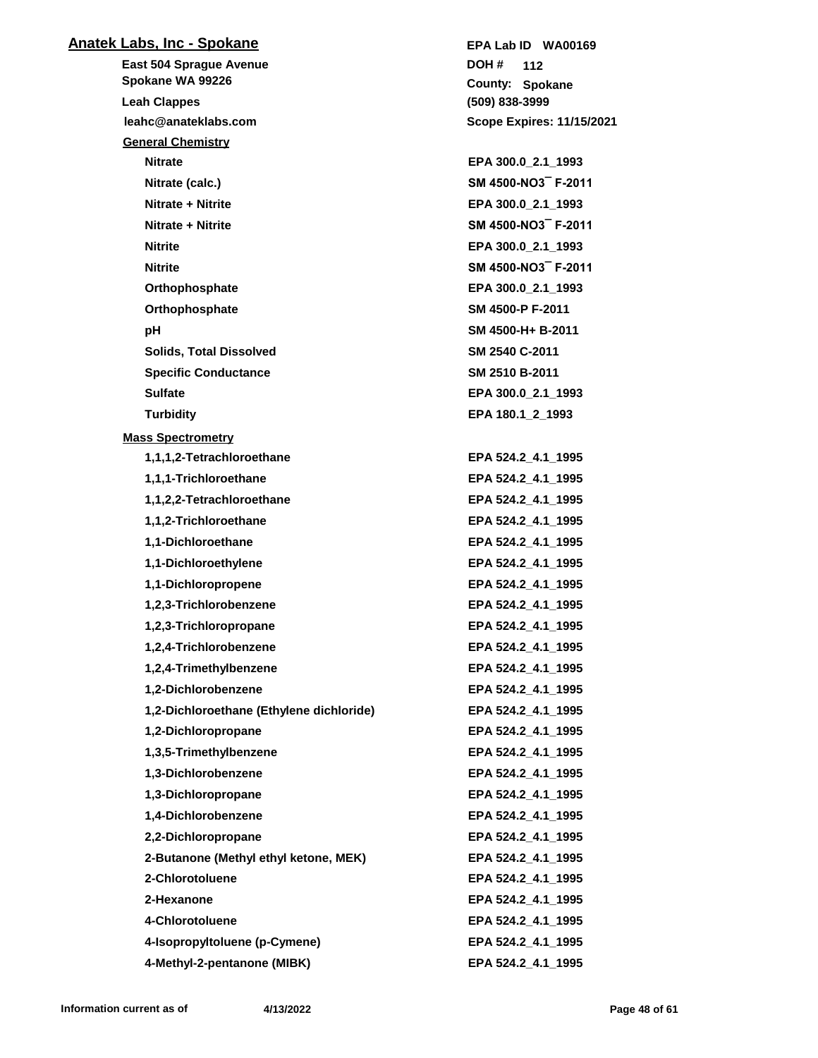## Anatek Labs, Inc - Spokane

**East 504 Sprague Avenue**
**Spokane WA 99226**
**Leah Clappes**
**leahc@anateklabs.com**

**EPA Lab ID** WA00169
**DOH #** 112
**County:** Spokane
**(509) 838-3999**
**Scope Expires: 11/15/2021**

### General Chemistry

| Analyte | Method |
|---|---|
| Nitrate | EPA 300.0_2.1_1993 |
| Nitrate (calc.) | SM 4500-NO3¯ F-2011 |
| Nitrate + Nitrite | EPA 300.0_2.1_1993 |
| Nitrate + Nitrite | SM 4500-NO3¯ F-2011 |
| Nitrite | EPA 300.0_2.1_1993 |
| Nitrite | SM 4500-NO3¯ F-2011 |
| Orthophosphate | EPA 300.0_2.1_1993 |
| Orthophosphate | SM 4500-P F-2011 |
| pH | SM 4500-H+ B-2011 |
| Solids, Total Dissolved | SM 2540 C-2011 |
| Specific Conductance | SM 2510 B-2011 |
| Sulfate | EPA 300.0_2.1_1993 |
| Turbidity | EPA 180.1_2_1993 |

### Mass Spectrometry

| Analyte | Method |
|---|---|
| 1,1,1,2-Tetrachloroethane | EPA 524.2_4.1_1995 |
| 1,1,1-Trichloroethane | EPA 524.2_4.1_1995 |
| 1,1,2,2-Tetrachloroethane | EPA 524.2_4.1_1995 |
| 1,1,2-Trichloroethane | EPA 524.2_4.1_1995 |
| 1,1-Dichloroethane | EPA 524.2_4.1_1995 |
| 1,1-Dichloroethylene | EPA 524.2_4.1_1995 |
| 1,1-Dichloropropene | EPA 524.2_4.1_1995 |
| 1,2,3-Trichlorobenzene | EPA 524.2_4.1_1995 |
| 1,2,3-Trichloropropane | EPA 524.2_4.1_1995 |
| 1,2,4-Trichlorobenzene | EPA 524.2_4.1_1995 |
| 1,2,4-Trimethylbenzene | EPA 524.2_4.1_1995 |
| 1,2-Dichlorobenzene | EPA 524.2_4.1_1995 |
| 1,2-Dichloroethane (Ethylene dichloride) | EPA 524.2_4.1_1995 |
| 1,2-Dichloropropane | EPA 524.2_4.1_1995 |
| 1,3,5-Trimethylbenzene | EPA 524.2_4.1_1995 |
| 1,3-Dichlorobenzene | EPA 524.2_4.1_1995 |
| 1,3-Dichloropropane | EPA 524.2_4.1_1995 |
| 1,4-Dichlorobenzene | EPA 524.2_4.1_1995 |
| 2,2-Dichloropropane | EPA 524.2_4.1_1995 |
| 2-Butanone (Methyl ethyl ketone, MEK) | EPA 524.2_4.1_1995 |
| 2-Chlorotoluene | EPA 524.2_4.1_1995 |
| 2-Hexanone | EPA 524.2_4.1_1995 |
| 4-Chlorotoluene | EPA 524.2_4.1_1995 |
| 4-Isopropyltoluene (p-Cymene) | EPA 524.2_4.1_1995 |
| 4-Methyl-2-pentanone (MIBK) | EPA 524.2_4.1_1995 |

Information current as of 4/13/2022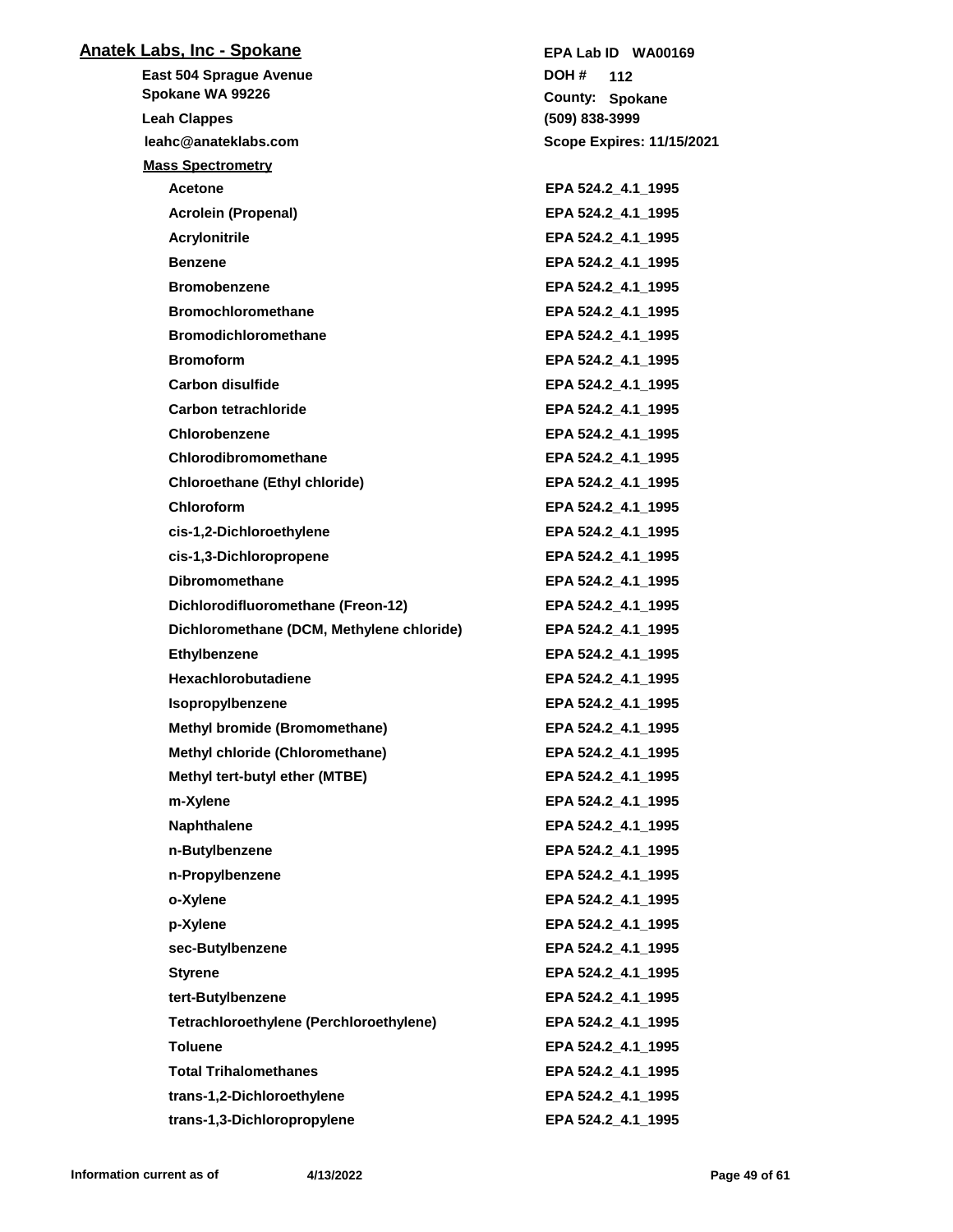## Anatek Labs, Inc - Spokane

**East 504 Sprague Avenue**
**Spokane WA 99226**
**Leah Clappes**
**leahc@anateklabs.com**

**EPA Lab ID WA00169**
**DOH # 112**
**County: Spokane**
**(509) 838-3999**
**Scope Expires: 11/15/2021**

### Mass Spectrometry

| Analyte | Method |
|---|---|
| Acetone | EPA 524.2_4.1_1995 |
| Acrolein (Propenal) | EPA 524.2_4.1_1995 |
| Acrylonitrile | EPA 524.2_4.1_1995 |
| Benzene | EPA 524.2_4.1_1995 |
| Bromobenzene | EPA 524.2_4.1_1995 |
| Bromochloromethane | EPA 524.2_4.1_1995 |
| Bromodichloromethane | EPA 524.2_4.1_1995 |
| Bromoform | EPA 524.2_4.1_1995 |
| Carbon disulfide | EPA 524.2_4.1_1995 |
| Carbon tetrachloride | EPA 524.2_4.1_1995 |
| Chlorobenzene | EPA 524.2_4.1_1995 |
| Chlorodibromomethane | EPA 524.2_4.1_1995 |
| Chloroethane (Ethyl chloride) | EPA 524.2_4.1_1995 |
| Chloroform | EPA 524.2_4.1_1995 |
| cis-1,2-Dichloroethylene | EPA 524.2_4.1_1995 |
| cis-1,3-Dichloropropene | EPA 524.2_4.1_1995 |
| Dibromomethane | EPA 524.2_4.1_1995 |
| Dichlorodifluoromethane (Freon-12) | EPA 524.2_4.1_1995 |
| Dichloromethane (DCM, Methylene chloride) | EPA 524.2_4.1_1995 |
| Ethylbenzene | EPA 524.2_4.1_1995 |
| Hexachlorobutadiene | EPA 524.2_4.1_1995 |
| Isopropylbenzene | EPA 524.2_4.1_1995 |
| Methyl bromide (Bromomethane) | EPA 524.2_4.1_1995 |
| Methyl chloride (Chloromethane) | EPA 524.2_4.1_1995 |
| Methyl tert-butyl ether (MTBE) | EPA 524.2_4.1_1995 |
| m-Xylene | EPA 524.2_4.1_1995 |
| Naphthalene | EPA 524.2_4.1_1995 |
| n-Butylbenzene | EPA 524.2_4.1_1995 |
| n-Propylbenzene | EPA 524.2_4.1_1995 |
| o-Xylene | EPA 524.2_4.1_1995 |
| p-Xylene | EPA 524.2_4.1_1995 |
| sec-Butylbenzene | EPA 524.2_4.1_1995 |
| Styrene | EPA 524.2_4.1_1995 |
| tert-Butylbenzene | EPA 524.2_4.1_1995 |
| Tetrachloroethylene (Perchloroethylene) | EPA 524.2_4.1_1995 |
| Toluene | EPA 524.2_4.1_1995 |
| Total Trihalomethanes | EPA 524.2_4.1_1995 |
| trans-1,2-Dichloroethylene | EPA 524.2_4.1_1995 |
| trans-1,3-Dichloropropylene | EPA 524.2_4.1_1995 |

Information current as of 4/13/2022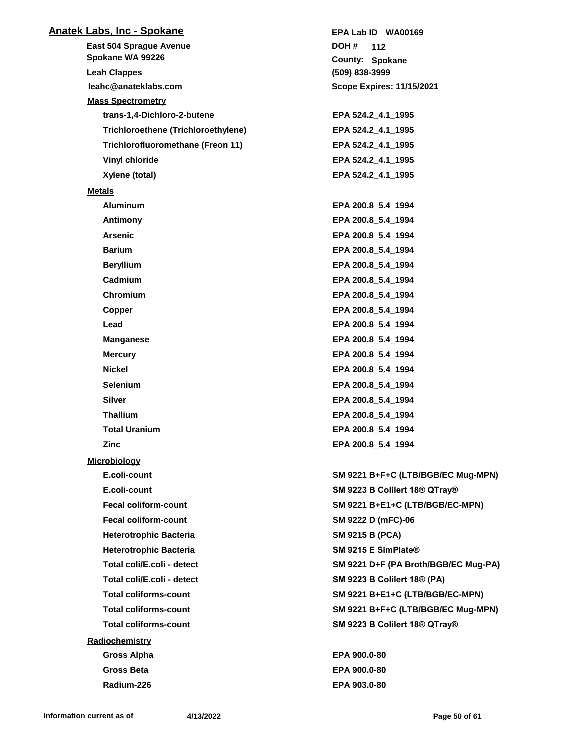## Anatek Labs, Inc - Spokane

**East 504 Sprague Avenue**
**Spokane WA 99226**
**Leah Clappes**
**leahc@anateklabs.com**

**EPA Lab ID WA00169**
**DOH # 112**
**County: Spokane**
**(509) 838-3999**
**Scope Expires: 11/15/2021**

### Mass Spectrometry

| Analyte | Method |
|---|---|
| trans-1,4-Dichloro-2-butene | EPA 524.2_4.1_1995 |
| Trichloroethene (Trichloroethylene) | EPA 524.2_4.1_1995 |
| Trichlorofluoromethane (Freon 11) | EPA 524.2_4.1_1995 |
| Vinyl chloride | EPA 524.2_4.1_1995 |
| Xylene (total) | EPA 524.2_4.1_1995 |

### Metals

| Analyte | Method |
|---|---|
| Aluminum | EPA 200.8_5.4_1994 |
| Antimony | EPA 200.8_5.4_1994 |
| Arsenic | EPA 200.8_5.4_1994 |
| Barium | EPA 200.8_5.4_1994 |
| Beryllium | EPA 200.8_5.4_1994 |
| Cadmium | EPA 200.8_5.4_1994 |
| Chromium | EPA 200.8_5.4_1994 |
| Copper | EPA 200.8_5.4_1994 |
| Lead | EPA 200.8_5.4_1994 |
| Manganese | EPA 200.8_5.4_1994 |
| Mercury | EPA 200.8_5.4_1994 |
| Nickel | EPA 200.8_5.4_1994 |
| Selenium | EPA 200.8_5.4_1994 |
| Silver | EPA 200.8_5.4_1994 |
| Thallium | EPA 200.8_5.4_1994 |
| Total Uranium | EPA 200.8_5.4_1994 |
| Zinc | EPA 200.8_5.4_1994 |

### Microbiology

| Analyte | Method |
|---|---|
| E.coli-count | SM 9221 B+F+C (LTB/BGB/EC Mug-MPN) |
| E.coli-count | SM 9223 B Colilert 18® QTray® |
| Fecal coliform-count | SM 9221 B+E1+C (LTB/BGB/EC-MPN) |
| Fecal coliform-count | SM 9222 D (mFC)-06 |
| Heterotrophic Bacteria | SM 9215 B (PCA) |
| Heterotrophic Bacteria | SM 9215 E SimPlate® |
| Total coli/E.coli - detect | SM 9221 D+F (PA Broth/BGB/EC Mug-PA) |
| Total coli/E.coli - detect | SM 9223 B Colilert 18® (PA) |
| Total coliforms-count | SM 9221 B+E1+C (LTB/BGB/EC-MPN) |
| Total coliforms-count | SM 9221 B+F+C (LTB/BGB/EC Mug-MPN) |
| Total coliforms-count | SM 9223 B Colilert 18® QTray® |

### Radiochemistry

| Analyte | Method |
|---|---|
| Gross Alpha | EPA 900.0-80 |
| Gross Beta | EPA 900.0-80 |
| Radium-226 | EPA 903.0-80 |

Information current as of 4/13/2022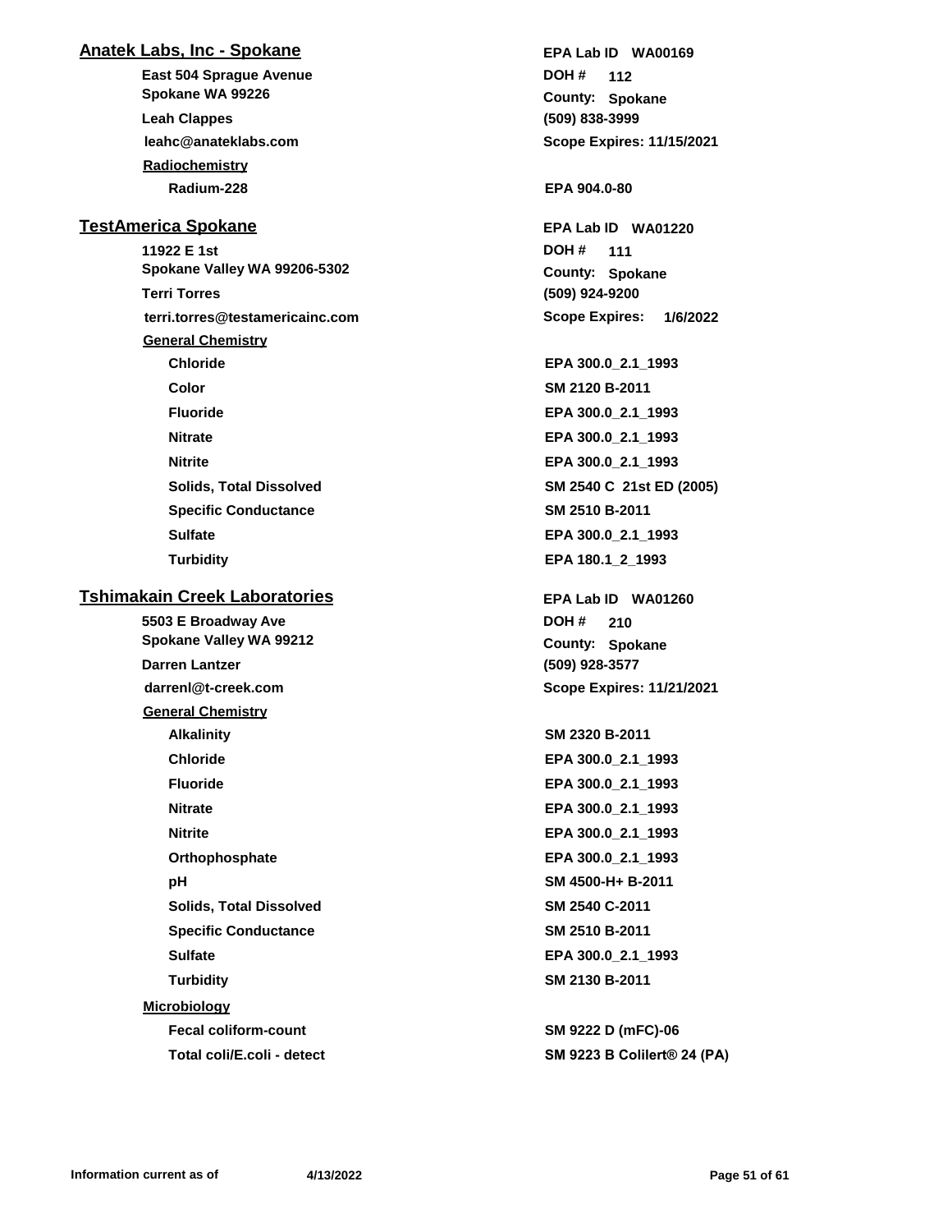## Anatek Labs, Inc - Spokane

**EPA Lab ID** WA00169

East 504 Sprague Avenue
Spokane WA 99226
Leah Clappes
leahc@anateklabs.com

**DOH #** 112
**County:** Spokane
(509) 838-3999
**Scope Expires:** 11/15/2021

**Radiochemistry**

| Analyte | Method |
|---|---|
| Radium-228 | EPA 904.0-80 |

## TestAmerica Spokane

**EPA Lab ID** WA01220

11922 E 1st
Spokane Valley WA 99206-5302
Terri Torres
terri.torres@testamericainc.com

**DOH #** 111
**County:** Spokane
(509) 924-9200
**Scope Expires:** 1/6/2022

**General Chemistry**

| Analyte | Method |
|---|---|
| Chloride | EPA 300.0_2.1_1993 |
| Color | SM 2120 B-2011 |
| Fluoride | EPA 300.0_2.1_1993 |
| Nitrate | EPA 300.0_2.1_1993 |
| Nitrite | EPA 300.0_2.1_1993 |
| Solids, Total Dissolved | SM 2540 C 21st ED (2005) |
| Specific Conductance | SM 2510 B-2011 |
| Sulfate | EPA 300.0_2.1_1993 |
| Turbidity | EPA 180.1_2_1993 |

## Tshimakain Creek Laboratories

**EPA Lab ID** WA01260

5503 E Broadway Ave
Spokane Valley WA 99212
Darren Lantzer
darrenl@t-creek.com

**DOH #** 210
**County:** Spokane
(509) 928-3577
**Scope Expires:** 11/21/2021

**General Chemistry**

| Analyte | Method |
|---|---|
| Alkalinity | SM 2320 B-2011 |
| Chloride | EPA 300.0_2.1_1993 |
| Fluoride | EPA 300.0_2.1_1993 |
| Nitrate | EPA 300.0_2.1_1993 |
| Nitrite | EPA 300.0_2.1_1993 |
| Orthophosphate | EPA 300.0_2.1_1993 |
| pH | SM 4500-H+ B-2011 |
| Solids, Total Dissolved | SM 2540 C-2011 |
| Specific Conductance | SM 2510 B-2011 |
| Sulfate | EPA 300.0_2.1_1993 |
| Turbidity | SM 2130 B-2011 |

**Microbiology**

| Analyte | Method |
|---|---|
| Fecal coliform-count | SM 9222 D (mFC)-06 |
| Total coli/E.coli - detect | SM 9223 B Colilert® 24 (PA) |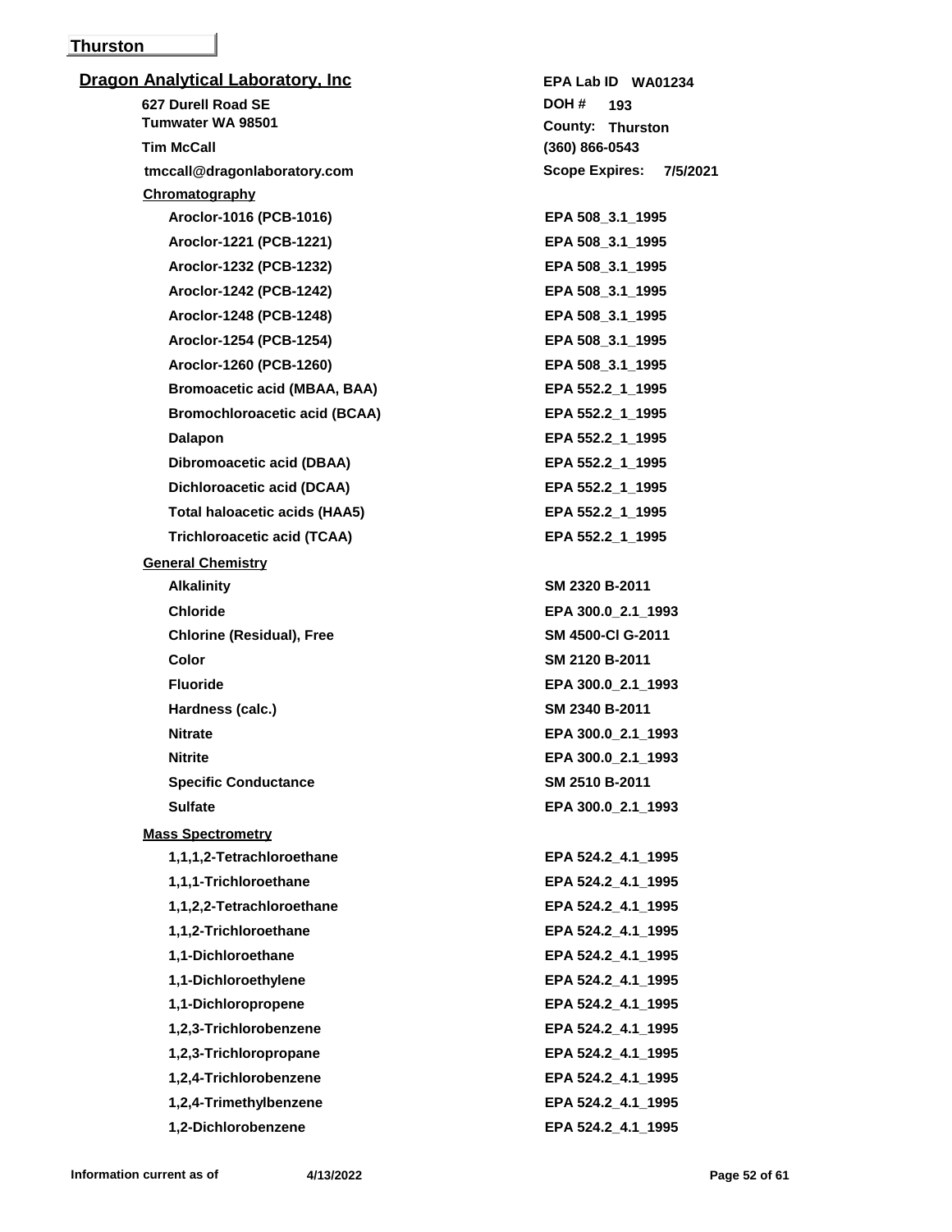## Thurston

### Dragon Analytical Laboratory, Inc

627 Durell Road SE
Tumwater WA 98501
Tim McCall
tmccall@dragonlaboratory.com

EPA Lab ID WA01234
DOH # 193
County: Thurston
(360) 866-0543
Scope Expires: 7/5/2021

**Chromatography**

| Analyte | Method |
|---|---|
| Aroclor-1016 (PCB-1016) | EPA 508_3.1_1995 |
| Aroclor-1221 (PCB-1221) | EPA 508_3.1_1995 |
| Aroclor-1232 (PCB-1232) | EPA 508_3.1_1995 |
| Aroclor-1242 (PCB-1242) | EPA 508_3.1_1995 |
| Aroclor-1248 (PCB-1248) | EPA 508_3.1_1995 |
| Aroclor-1254 (PCB-1254) | EPA 508_3.1_1995 |
| Aroclor-1260 (PCB-1260) | EPA 508_3.1_1995 |
| Bromoacetic acid (MBAA, BAA) | EPA 552.2_1_1995 |
| Bromochloroacetic acid (BCAA) | EPA 552.2_1_1995 |
| Dalapon | EPA 552.2_1_1995 |
| Dibromoacetic acid (DBAA) | EPA 552.2_1_1995 |
| Dichloroacetic acid (DCAA) | EPA 552.2_1_1995 |
| Total haloacetic acids (HAA5) | EPA 552.2_1_1995 |
| Trichloroacetic acid (TCAA) | EPA 552.2_1_1995 |

**General Chemistry**

| Analyte | Method |
|---|---|
| Alkalinity | SM 2320 B-2011 |
| Chloride | EPA 300.0_2.1_1993 |
| Chlorine (Residual), Free | SM 4500-Cl G-2011 |
| Color | SM 2120 B-2011 |
| Fluoride | EPA 300.0_2.1_1993 |
| Hardness (calc.) | SM 2340 B-2011 |
| Nitrate | EPA 300.0_2.1_1993 |
| Nitrite | EPA 300.0_2.1_1993 |
| Specific Conductance | SM 2510 B-2011 |
| Sulfate | EPA 300.0_2.1_1993 |

**Mass Spectrometry**

| Analyte | Method |
|---|---|
| 1,1,1,2-Tetrachloroethane | EPA 524.2_4.1_1995 |
| 1,1,1-Trichloroethane | EPA 524.2_4.1_1995 |
| 1,1,2,2-Tetrachloroethane | EPA 524.2_4.1_1995 |
| 1,1,2-Trichloroethane | EPA 524.2_4.1_1995 |
| 1,1-Dichloroethane | EPA 524.2_4.1_1995 |
| 1,1-Dichloroethylene | EPA 524.2_4.1_1995 |
| 1,1-Dichloropropene | EPA 524.2_4.1_1995 |
| 1,2,3-Trichlorobenzene | EPA 524.2_4.1_1995 |
| 1,2,3-Trichloropropane | EPA 524.2_4.1_1995 |
| 1,2,4-Trichlorobenzene | EPA 524.2_4.1_1995 |
| 1,2,4-Trimethylbenzene | EPA 524.2_4.1_1995 |
| 1,2-Dichlorobenzene | EPA 524.2_4.1_1995 |

Information current as of 4/13/2022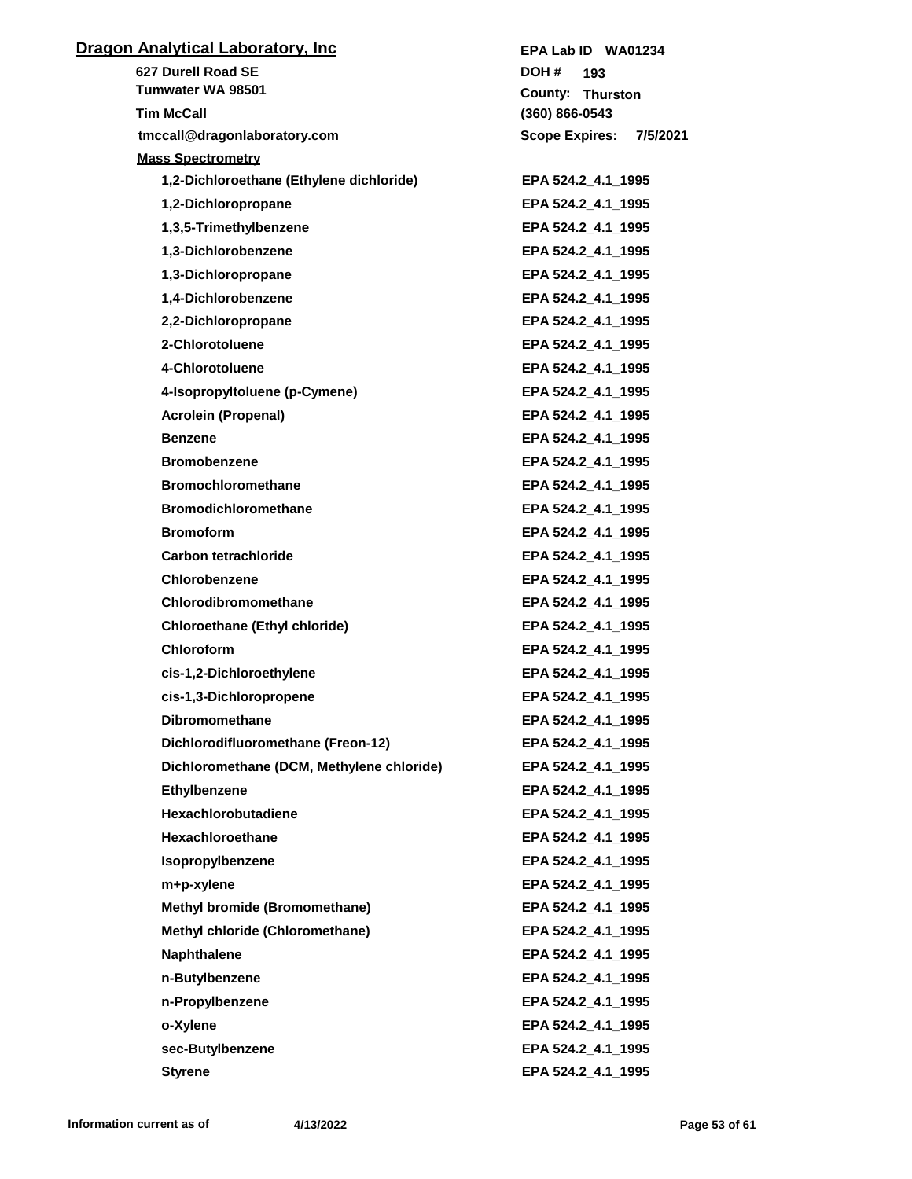**Dragon Analytical Laboratory, Inc**

627 Durell Road SE
Tumwater WA 98501
Tim McCall
tmccall@dragonlaboratory.com

EPA Lab ID WA01234
DOH # 193
County: Thurston
(360) 866-0543
Scope Expires: 7/5/2021

**Mass Spectrometry**

| Analyte | Method |
| --- | --- |
| 1,2-Dichloroethane (Ethylene dichloride) | EPA 524.2_4.1_1995 |
| 1,2-Dichloropropane | EPA 524.2_4.1_1995 |
| 1,3,5-Trimethylbenzene | EPA 524.2_4.1_1995 |
| 1,3-Dichlorobenzene | EPA 524.2_4.1_1995 |
| 1,3-Dichloropropane | EPA 524.2_4.1_1995 |
| 1,4-Dichlorobenzene | EPA 524.2_4.1_1995 |
| 2,2-Dichloropropane | EPA 524.2_4.1_1995 |
| 2-Chlorotoluene | EPA 524.2_4.1_1995 |
| 4-Chlorotoluene | EPA 524.2_4.1_1995 |
| 4-Isopropyltoluene (p-Cymene) | EPA 524.2_4.1_1995 |
| Acrolein (Propenal) | EPA 524.2_4.1_1995 |
| Benzene | EPA 524.2_4.1_1995 |
| Bromobenzene | EPA 524.2_4.1_1995 |
| Bromochloromethane | EPA 524.2_4.1_1995 |
| Bromodichloromethane | EPA 524.2_4.1_1995 |
| Bromoform | EPA 524.2_4.1_1995 |
| Carbon tetrachloride | EPA 524.2_4.1_1995 |
| Chlorobenzene | EPA 524.2_4.1_1995 |
| Chlorodibromomethane | EPA 524.2_4.1_1995 |
| Chloroethane (Ethyl chloride) | EPA 524.2_4.1_1995 |
| Chloroform | EPA 524.2_4.1_1995 |
| cis-1,2-Dichloroethylene | EPA 524.2_4.1_1995 |
| cis-1,3-Dichloropropene | EPA 524.2_4.1_1995 |
| Dibromomethane | EPA 524.2_4.1_1995 |
| Dichlorodifluoromethane (Freon-12) | EPA 524.2_4.1_1995 |
| Dichloromethane (DCM, Methylene chloride) | EPA 524.2_4.1_1995 |
| Ethylbenzene | EPA 524.2_4.1_1995 |
| Hexachlorobutadiene | EPA 524.2_4.1_1995 |
| Hexachloroethane | EPA 524.2_4.1_1995 |
| Isopropylbenzene | EPA 524.2_4.1_1995 |
| m+p-xylene | EPA 524.2_4.1_1995 |
| Methyl bromide (Bromomethane) | EPA 524.2_4.1_1995 |
| Methyl chloride (Chloromethane) | EPA 524.2_4.1_1995 |
| Naphthalene | EPA 524.2_4.1_1995 |
| n-Butylbenzene | EPA 524.2_4.1_1995 |
| n-Propylbenzene | EPA 524.2_4.1_1995 |
| o-Xylene | EPA 524.2_4.1_1995 |
| sec-Butylbenzene | EPA 524.2_4.1_1995 |
| Styrene | EPA 524.2_4.1_1995 |

Information current as of 4/13/2022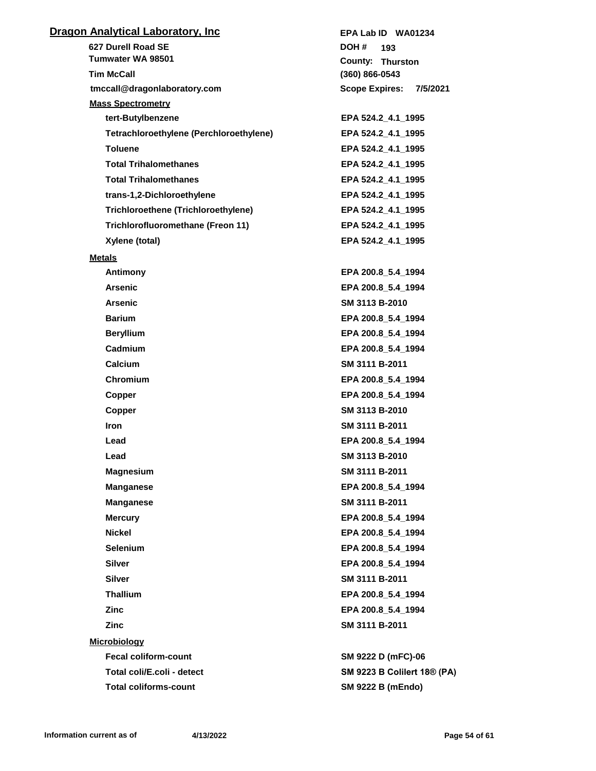## Dragon Analytical Laboratory, Inc

627 Durell Road SE
Tumwater WA 98501
Tim McCall
tmccall@dragonlaboratory.com

EPA Lab ID WA01234
DOH # 193
County: Thurston
(360) 866-0543
Scope Expires: 7/5/2021

### Mass Spectrometry

| Analyte | Method |
|---|---|
| tert-Butylbenzene | EPA 524.2_4.1_1995 |
| Tetrachloroethylene (Perchloroethylene) | EPA 524.2_4.1_1995 |
| Toluene | EPA 524.2_4.1_1995 |
| Total Trihalomethanes | EPA 524.2_4.1_1995 |
| Total Trihalomethanes | EPA 524.2_4.1_1995 |
| trans-1,2-Dichloroethylene | EPA 524.2_4.1_1995 |
| Trichloroethene (Trichloroethylene) | EPA 524.2_4.1_1995 |
| Trichlorofluoromethane (Freon 11) | EPA 524.2_4.1_1995 |
| Xylene (total) | EPA 524.2_4.1_1995 |

### Metals

| Analyte | Method |
|---|---|
| Antimony | EPA 200.8_5.4_1994 |
| Arsenic | EPA 200.8_5.4_1994 |
| Arsenic | SM 3113 B-2010 |
| Barium | EPA 200.8_5.4_1994 |
| Beryllium | EPA 200.8_5.4_1994 |
| Cadmium | EPA 200.8_5.4_1994 |
| Calcium | SM 3111 B-2011 |
| Chromium | EPA 200.8_5.4_1994 |
| Copper | EPA 200.8_5.4_1994 |
| Copper | SM 3113 B-2010 |
| Iron | SM 3111 B-2011 |
| Lead | EPA 200.8_5.4_1994 |
| Lead | SM 3113 B-2010 |
| Magnesium | SM 3111 B-2011 |
| Manganese | EPA 200.8_5.4_1994 |
| Manganese | SM 3111 B-2011 |
| Mercury | EPA 200.8_5.4_1994 |
| Nickel | EPA 200.8_5.4_1994 |
| Selenium | EPA 200.8_5.4_1994 |
| Silver | EPA 200.8_5.4_1994 |
| Silver | SM 3111 B-2011 |
| Thallium | EPA 200.8_5.4_1994 |
| Zinc | EPA 200.8_5.4_1994 |
| Zinc | SM 3111 B-2011 |

### Microbiology

| Analyte | Method |
|---|---|
| Fecal coliform-count | SM 9222 D (mFC)-06 |
| Total coli/E.coli - detect | SM 9223 B Colilert 18® (PA) |
| Total coliforms-count | SM 9222 B (mEndo) |

Information current as of 4/13/2022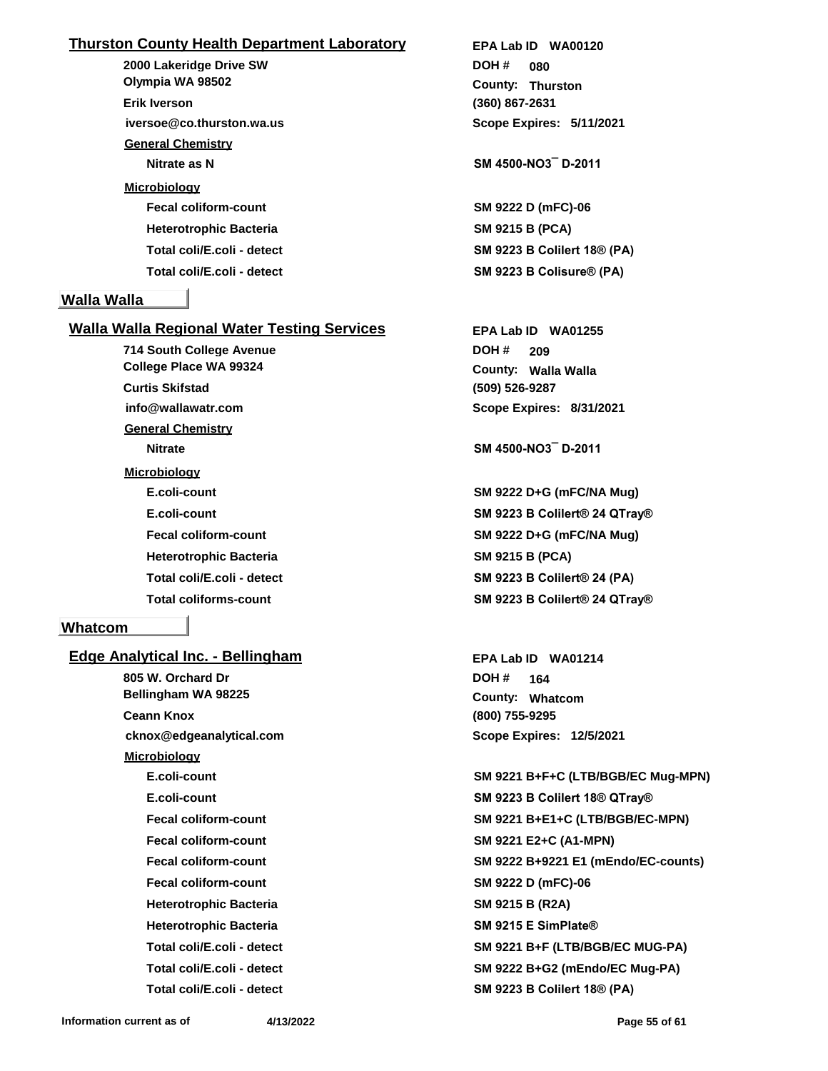### Thurston County Health Department Laboratory

**EPA Lab ID** WA00120

2000 Lakeridge Drive SW
Olympia WA 98502

**DOH #** 080
**County:** Thurston

Erik Iverson
(360) 867-2631

iversoe@co.thurston.wa.us

**Scope Expires:** 5/11/2021

**General Chemistry**

| Analyte | Method |
|---|---|
| Nitrate as N | SM 4500-$NO_3^-$ D-2011 |

**Microbiology**

| Analyte | Method |
|---|---|
| Fecal coliform-count | SM 9222 D (mFC)-06 |
| Heterotrophic Bacteria | SM 9215 B (PCA) |
| Total coli/E.coli - detect | SM 9223 B Colilert 18® (PA) |
| Total coli/E.coli - detect | SM 9223 B Colisure® (PA) |

## Walla Walla

### Walla Walla Regional Water Testing Services

**EPA Lab ID** WA01255

714 South College Avenue
College Place WA 99324

**DOH #** 209
**County:** Walla Walla

Curtis Skifstad
(509) 526-9287

info@wallawatr.com

**Scope Expires:** 8/31/2021

**General Chemistry**

| Analyte | Method |
|---|---|
| Nitrate | SM 4500-$NO_3^-$ D-2011 |

**Microbiology**

| Analyte | Method |
|---|---|
| E.coli-count | SM 9222 D+G (mFC/NA Mug) |
| E.coli-count | SM 9223 B Colilert® 24 QTray® |
| Fecal coliform-count | SM 9222 D+G (mFC/NA Mug) |
| Heterotrophic Bacteria | SM 9215 B (PCA) |
| Total coli/E.coli - detect | SM 9223 B Colilert® 24 (PA) |
| Total coliforms-count | SM 9223 B Colilert® 24 QTray® |

## Whatcom

### Edge Analytical Inc. - Bellingham

**EPA Lab ID** WA01214

805 W. Orchard Dr
Bellingham WA 98225

**DOH #** 164
**County:** Whatcom

Ceann Knox
(800) 755-9295

cknox@edgeanalytical.com

**Scope Expires:** 12/5/2021

**Microbiology**

| Analyte | Method |
|---|---|
| E.coli-count | SM 9221 B+F+C (LTB/BGB/EC Mug-MPN) |
| E.coli-count | SM 9223 B Colilert 18® QTray® |
| Fecal coliform-count | SM 9221 B+E1+C (LTB/BGB/EC-MPN) |
| Fecal coliform-count | SM 9221 E2+C (A1-MPN) |
| Fecal coliform-count | SM 9222 B+9221 E1 (mEndo/EC-counts) |
| Fecal coliform-count | SM 9222 D (mFC)-06 |
| Heterotrophic Bacteria | SM 9215 B (R2A) |
| Heterotrophic Bacteria | SM 9215 E SimPlate® |
| Total coli/E.coli - detect | SM 9221 B+F (LTB/BGB/EC MUG-PA) |
| Total coli/E.coli - detect | SM 9222 B+G2 (mEndo/EC Mug-PA) |
| Total coli/E.coli - detect | SM 9223 B Colilert 18® (PA) |

Information current as of 4/13/2022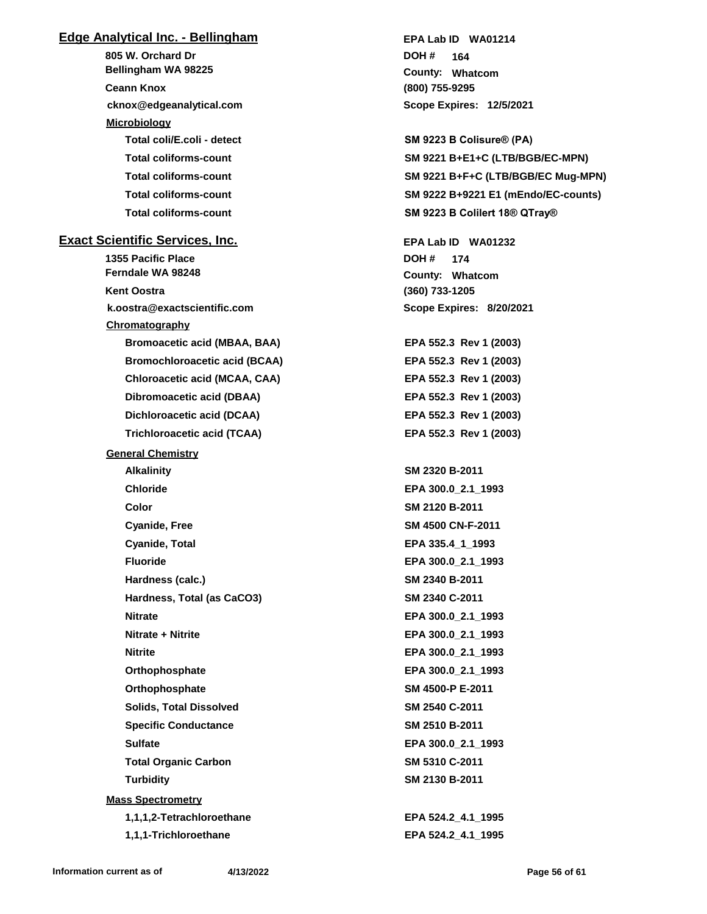## Edge Analytical Inc. - Bellingham

**EPA Lab ID** WA01214

805 W. Orchard Dr
Bellingham WA 98225

**DOH #** 164

**County:** Whatcom

Ceann Knox

(800) 755-9295

cknox@edgeanalytical.com

**Scope Expires:** 12/5/2021

### Microbiology

| Analyte | Method |
|---|---|
| Total coli/E.coli - detect | SM 9223 B Colisure® (PA) |
| Total coliforms-count | SM 9221 B+E1+C (LTB/BGB/EC-MPN) |
| Total coliforms-count | SM 9221 B+F+C (LTB/BGB/EC Mug-MPN) |
| Total coliforms-count | SM 9222 B+9221 E1 (mEndo/EC-counts) |
| Total coliforms-count | SM 9223 B Colilert 18® QTray® |

## Exact Scientific Services, Inc.

**EPA Lab ID** WA01232

1355 Pacific Place
Ferndale WA 98248

**DOH #** 174

**County:** Whatcom

Kent Oostra

(360) 733-1205

k.oostra@exactscientific.com

**Scope Expires:** 8/20/2021

### Chromatography

| Analyte | Method |
|---|---|
| Bromoacetic acid (MBAA, BAA) | EPA 552.3 Rev 1 (2003) |
| Bromochloroacetic acid (BCAA) | EPA 552.3 Rev 1 (2003) |
| Chloroacetic acid (MCAA, CAA) | EPA 552.3 Rev 1 (2003) |
| Dibromoacetic acid (DBAA) | EPA 552.3 Rev 1 (2003) |
| Dichloroacetic acid (DCAA) | EPA 552.3 Rev 1 (2003) |
| Trichloroacetic acid (TCAA) | EPA 552.3 Rev 1 (2003) |

### General Chemistry

| Analyte | Method |
|---|---|
| Alkalinity | SM 2320 B-2011 |
| Chloride | EPA 300.0_2.1_1993 |
| Color | SM 2120 B-2011 |
| Cyanide, Free | SM 4500 CN-F-2011 |
| Cyanide, Total | EPA 335.4_1_1993 |
| Fluoride | EPA 300.0_2.1_1993 |
| Hardness (calc.) | SM 2340 B-2011 |
| Hardness, Total (as CaCO3) | SM 2340 C-2011 |
| Nitrate | EPA 300.0_2.1_1993 |
| Nitrate + Nitrite | EPA 300.0_2.1_1993 |
| Nitrite | EPA 300.0_2.1_1993 |
| Orthophosphate | EPA 300.0_2.1_1993 |
| Orthophosphate | SM 4500-P E-2011 |
| Solids, Total Dissolved | SM 2540 C-2011 |
| Specific Conductance | SM 2510 B-2011 |
| Sulfate | EPA 300.0_2.1_1993 |
| Total Organic Carbon | SM 5310 C-2011 |
| Turbidity | SM 2130 B-2011 |

### Mass Spectrometry

| Analyte | Method |
|---|---|
| 1,1,1,2-Tetrachloroethane | EPA 524.2_4.1_1995 |
| 1,1,1-Trichloroethane | EPA 524.2_4.1_1995 |

Information current as of 4/13/2022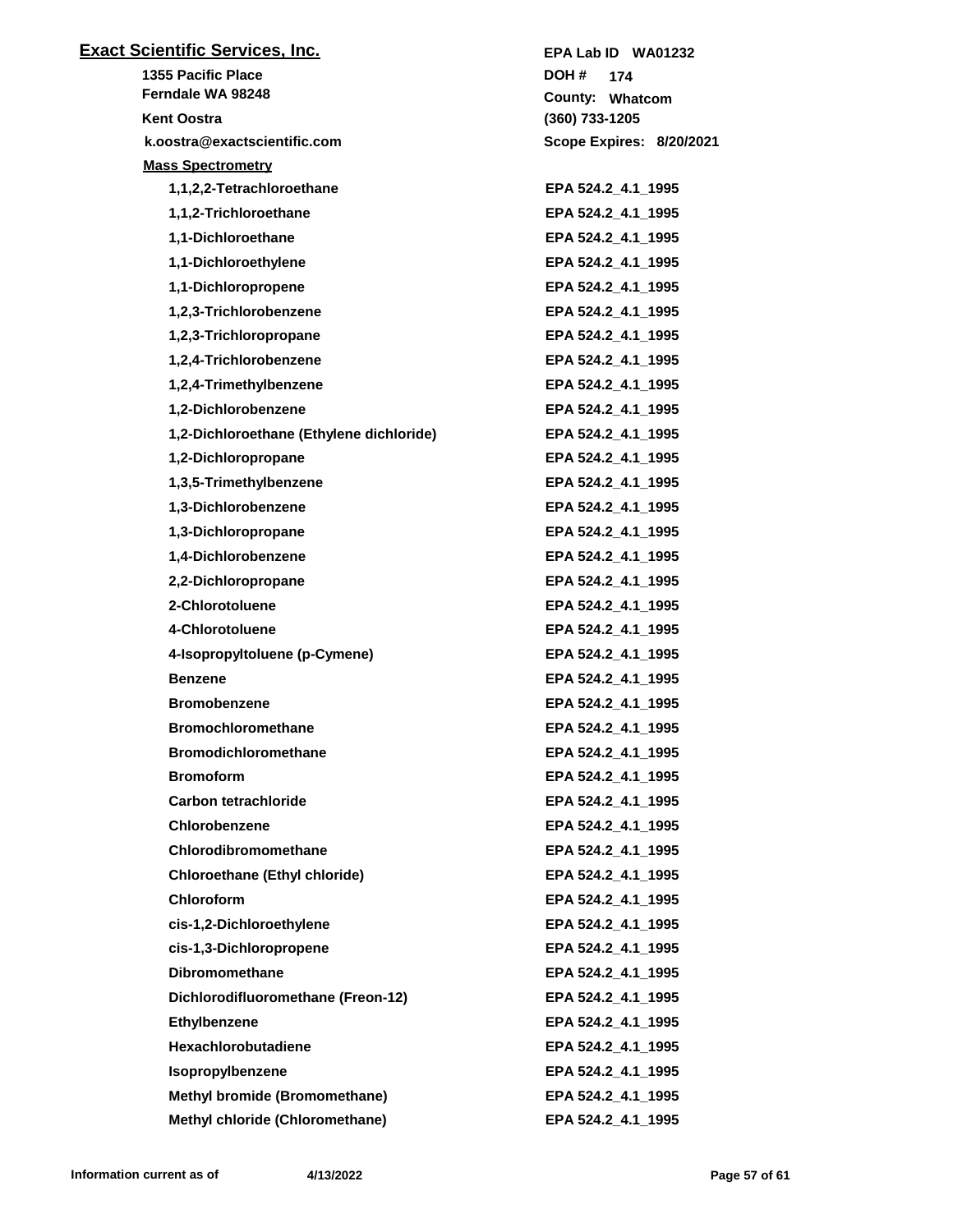## Exact Scientific Services, Inc.

1355 Pacific Place
Ferndale WA 98248
Kent Oostra
k.oostra@exactscientific.com

EPA Lab ID WA01232
DOH # 174
County: Whatcom
(360) 733-1205
Scope Expires: 8/20/2021

### Mass Spectrometry

| Analyte | Method |
|---|---|
| 1,1,2,2-Tetrachloroethane | EPA 524.2_4.1_1995 |
| 1,1,2-Trichloroethane | EPA 524.2_4.1_1995 |
| 1,1-Dichloroethane | EPA 524.2_4.1_1995 |
| 1,1-Dichloroethylene | EPA 524.2_4.1_1995 |
| 1,1-Dichloropropene | EPA 524.2_4.1_1995 |
| 1,2,3-Trichlorobenzene | EPA 524.2_4.1_1995 |
| 1,2,3-Trichloropropane | EPA 524.2_4.1_1995 |
| 1,2,4-Trichlorobenzene | EPA 524.2_4.1_1995 |
| 1,2,4-Trimethylbenzene | EPA 524.2_4.1_1995 |
| 1,2-Dichlorobenzene | EPA 524.2_4.1_1995 |
| 1,2-Dichloroethane (Ethylene dichloride) | EPA 524.2_4.1_1995 |
| 1,2-Dichloropropane | EPA 524.2_4.1_1995 |
| 1,3,5-Trimethylbenzene | EPA 524.2_4.1_1995 |
| 1,3-Dichlorobenzene | EPA 524.2_4.1_1995 |
| 1,3-Dichloropropane | EPA 524.2_4.1_1995 |
| 1,4-Dichlorobenzene | EPA 524.2_4.1_1995 |
| 2,2-Dichloropropane | EPA 524.2_4.1_1995 |
| 2-Chlorotoluene | EPA 524.2_4.1_1995 |
| 4-Chlorotoluene | EPA 524.2_4.1_1995 |
| 4-Isopropyltoluene (p-Cymene) | EPA 524.2_4.1_1995 |
| Benzene | EPA 524.2_4.1_1995 |
| Bromobenzene | EPA 524.2_4.1_1995 |
| Bromochloromethane | EPA 524.2_4.1_1995 |
| Bromodichloromethane | EPA 524.2_4.1_1995 |
| Bromoform | EPA 524.2_4.1_1995 |
| Carbon tetrachloride | EPA 524.2_4.1_1995 |
| Chlorobenzene | EPA 524.2_4.1_1995 |
| Chlorodibromomethane | EPA 524.2_4.1_1995 |
| Chloroethane (Ethyl chloride) | EPA 524.2_4.1_1995 |
| Chloroform | EPA 524.2_4.1_1995 |
| cis-1,2-Dichloroethylene | EPA 524.2_4.1_1995 |
| cis-1,3-Dichloropropene | EPA 524.2_4.1_1995 |
| Dibromomethane | EPA 524.2_4.1_1995 |
| Dichlorodifluoromethane (Freon-12) | EPA 524.2_4.1_1995 |
| Ethylbenzene | EPA 524.2_4.1_1995 |
| Hexachlorobutadiene | EPA 524.2_4.1_1995 |
| Isopropylbenzene | EPA 524.2_4.1_1995 |
| Methyl bromide (Bromomethane) | EPA 524.2_4.1_1995 |
| Methyl chloride (Chloromethane) | EPA 524.2_4.1_1995 |

Information current as of 4/13/2022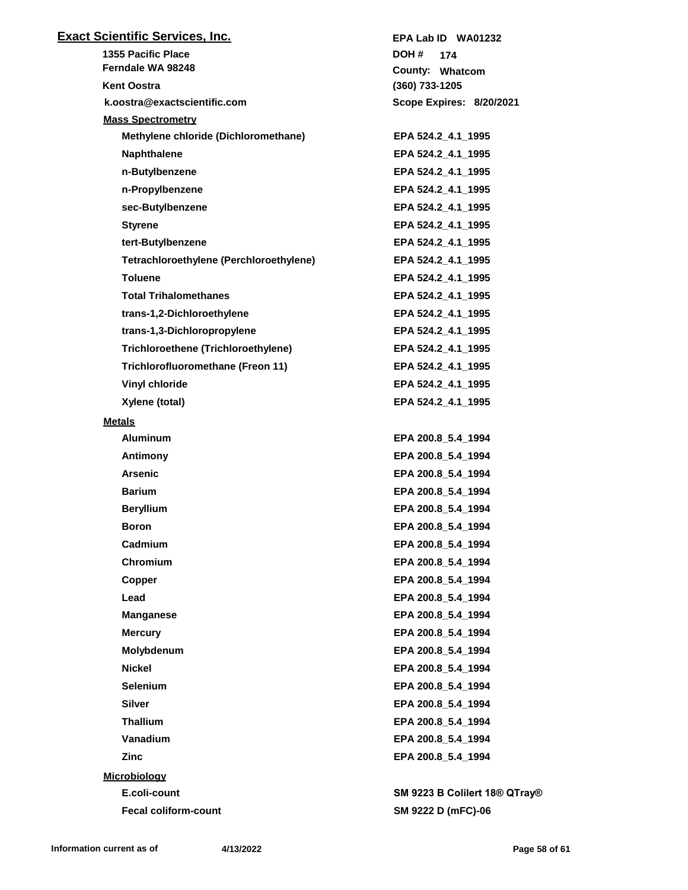**Exact Scientific Services, Inc.**

1355 Pacific Place
Ferndale WA 98248
Kent Oostra
k.oostra@exactscientific.com

EPA Lab ID WA01232
DOH # 174
County: Whatcom
(360) 733-1205
Scope Expires: 8/20/2021

**Mass Spectrometry**

| Analyte | Method |
|---|---|
| Methylene chloride (Dichloromethane) | EPA 524.2_4.1_1995 |
| Naphthalene | EPA 524.2_4.1_1995 |
| n-Butylbenzene | EPA 524.2_4.1_1995 |
| n-Propylbenzene | EPA 524.2_4.1_1995 |
| sec-Butylbenzene | EPA 524.2_4.1_1995 |
| Styrene | EPA 524.2_4.1_1995 |
| tert-Butylbenzene | EPA 524.2_4.1_1995 |
| Tetrachloroethylene (Perchloroethylene) | EPA 524.2_4.1_1995 |
| Toluene | EPA 524.2_4.1_1995 |
| Total Trihalomethanes | EPA 524.2_4.1_1995 |
| trans-1,2-Dichloroethylene | EPA 524.2_4.1_1995 |
| trans-1,3-Dichloropropylene | EPA 524.2_4.1_1995 |
| Trichloroethene (Trichloroethylene) | EPA 524.2_4.1_1995 |
| Trichlorofluoromethane (Freon 11) | EPA 524.2_4.1_1995 |
| Vinyl chloride | EPA 524.2_4.1_1995 |
| Xylene (total) | EPA 524.2_4.1_1995 |

**Metals**

| Analyte | Method |
|---|---|
| Aluminum | EPA 200.8_5.4_1994 |
| Antimony | EPA 200.8_5.4_1994 |
| Arsenic | EPA 200.8_5.4_1994 |
| Barium | EPA 200.8_5.4_1994 |
| Beryllium | EPA 200.8_5.4_1994 |
| Boron | EPA 200.8_5.4_1994 |
| Cadmium | EPA 200.8_5.4_1994 |
| Chromium | EPA 200.8_5.4_1994 |
| Copper | EPA 200.8_5.4_1994 |
| Lead | EPA 200.8_5.4_1994 |
| Manganese | EPA 200.8_5.4_1994 |
| Mercury | EPA 200.8_5.4_1994 |
| Molybdenum | EPA 200.8_5.4_1994 |
| Nickel | EPA 200.8_5.4_1994 |
| Selenium | EPA 200.8_5.4_1994 |
| Silver | EPA 200.8_5.4_1994 |
| Thallium | EPA 200.8_5.4_1994 |
| Vanadium | EPA 200.8_5.4_1994 |
| Zinc | EPA 200.8_5.4_1994 |

**Microbiology**

| Analyte | Method |
|---|---|
| E.coli-count | SM 9223 B Colilert 18® QTray® |
| Fecal coliform-count | SM 9222 D (mFC)-06 |

Information current as of 4/13/2022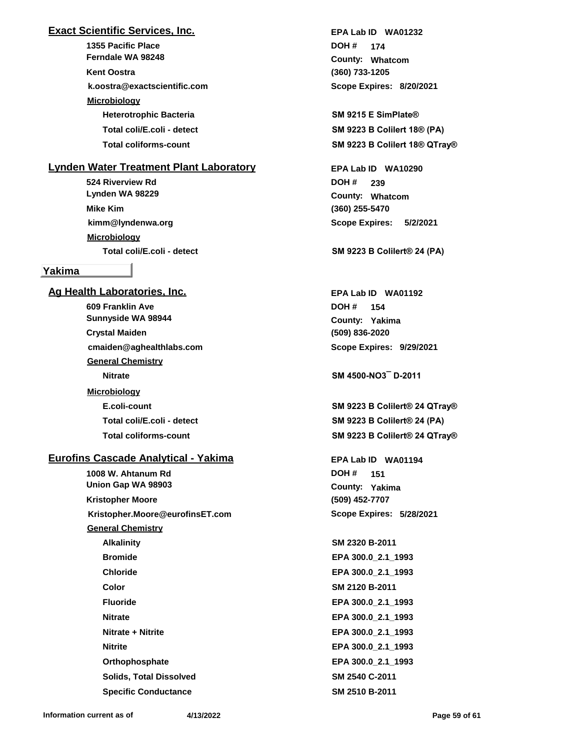### Exact Scientific Services, Inc.

1355 Pacific Place
Ferndale WA 98248
Kent Oostra
k.oostra@exactscientific.com

EPA Lab ID WA01232
DOH # 174
County: Whatcom
(360) 733-1205
Scope Expires: 8/20/2021

**Microbiology**

| Analyte | Method |
|---|---|
| Heterotrophic Bacteria | SM 9215 E SimPlate® |
| Total coli/E.coli - detect | SM 9223 B Colilert 18® (PA) |
| Total coliforms-count | SM 9223 B Colilert 18® QTray® |

### Lynden Water Treatment Plant Laboratory

524 Riverview Rd
Lynden WA 98229
Mike Kim
kimm@lyndenwa.org

EPA Lab ID WA10290
DOH # 239
County: Whatcom
(360) 255-5470
Scope Expires: 5/2/2021

**Microbiology**

| Analyte | Method |
|---|---|
| Total coli/E.coli - detect | SM 9223 B Colilert® 24 (PA) |

## Yakima

### Ag Health Laboratories, Inc.

609 Franklin Ave
Sunnyside WA 98944
Crystal Maiden
cmaiden@aghealthlabs.com

EPA Lab ID WA01192
DOH # 154
County: Yakima
(509) 836-2020
Scope Expires: 9/29/2021

**General Chemistry**

| Analyte | Method |
|---|---|
| Nitrate | SM 4500-NO3¯ D-2011 |

**Microbiology**

| Analyte | Method |
|---|---|
| E.coli-count | SM 9223 B Colilert® 24 QTray® |
| Total coli/E.coli - detect | SM 9223 B Colilert® 24 (PA) |
| Total coliforms-count | SM 9223 B Colilert® 24 QTray® |

### Eurofins Cascade Analytical - Yakima

1008 W. Ahtanum Rd
Union Gap WA 98903
Kristopher Moore
Kristopher.Moore@eurofinsET.com

EPA Lab ID WA01194
DOH # 151
County: Yakima
(509) 452-7707
Scope Expires: 5/28/2021

**General Chemistry**

| Analyte | Method |
|---|---|
| Alkalinity | SM 2320 B-2011 |
| Bromide | EPA 300.0_2.1_1993 |
| Chloride | EPA 300.0_2.1_1993 |
| Color | SM 2120 B-2011 |
| Fluoride | EPA 300.0_2.1_1993 |
| Nitrate | EPA 300.0_2.1_1993 |
| Nitrate + Nitrite | EPA 300.0_2.1_1993 |
| Nitrite | EPA 300.0_2.1_1993 |
| Orthophosphate | EPA 300.0_2.1_1993 |
| Solids, Total Dissolved | SM 2540 C-2011 |
| Specific Conductance | SM 2510 B-2011 |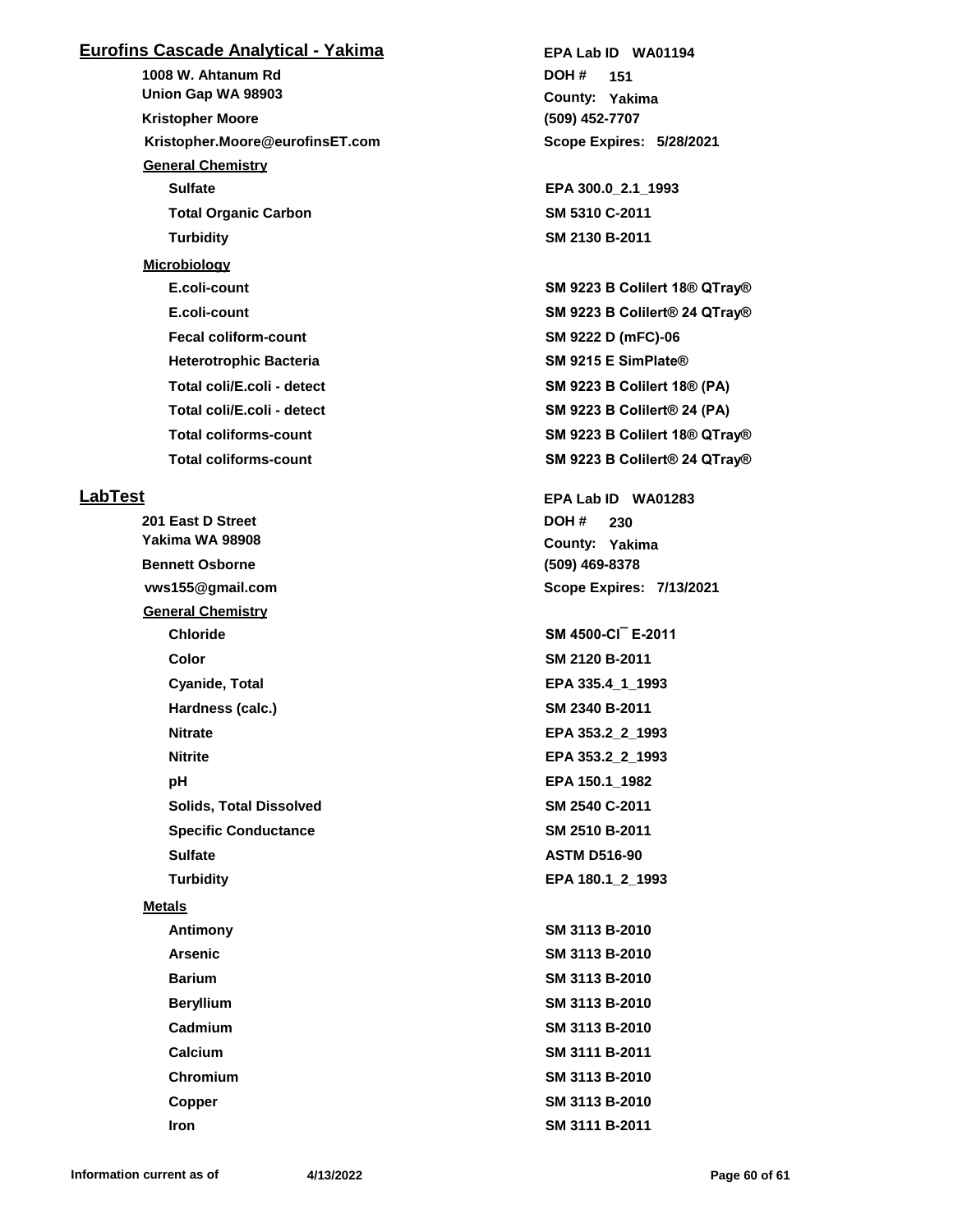## Eurofins Cascade Analytical - Yakima

**EPA Lab ID** WA01194

1008 W. Ahtanum Rd
Union Gap WA 98903

**DOH #** 151
**County:** Yakima

Kristopher Moore
(509) 452-7707

Kristopher.Moore@eurofinsET.com

**Scope Expires:** 5/28/2021

### General Chemistry

| Analyte | Method |
|---|---|
| Sulfate | EPA 300.0_2.1_1993 |
| Total Organic Carbon | SM 5310 C-2011 |
| Turbidity | SM 2130 B-2011 |

### Microbiology

| Analyte | Method |
|---|---|
| E.coli-count | SM 9223 B Colilert 18® QTray® |
| E.coli-count | SM 9223 B Colilert® 24 QTray® |
| Fecal coliform-count | SM 9222 D (mFC)-06 |
| Heterotrophic Bacteria | SM 9215 E SimPlate® |
| Total coli/E.coli - detect | SM 9223 B Colilert 18® (PA) |
| Total coli/E.coli - detect | SM 9223 B Colilert® 24 (PA) |
| Total coliforms-count | SM 9223 B Colilert 18® QTray® |
| Total coliforms-count | SM 9223 B Colilert® 24 QTray® |

## LabTest

**EPA Lab ID** WA01283

201 East D Street
Yakima WA 98908

**DOH #** 230
**County:** Yakima

Bennett Osborne
(509) 469-8378

vws155@gmail.com

**Scope Expires:** 7/13/2021

### General Chemistry

| Analyte | Method |
|---|---|
| Chloride | SM 4500-Cl¯ E-2011 |
| Color | SM 2120 B-2011 |
| Cyanide, Total | EPA 335.4_1_1993 |
| Hardness (calc.) | SM 2340 B-2011 |
| Nitrate | EPA 353.2_2_1993 |
| Nitrite | EPA 353.2_2_1993 |
| pH | EPA 150.1_1982 |
| Solids, Total Dissolved | SM 2540 C-2011 |
| Specific Conductance | SM 2510 B-2011 |
| Sulfate | ASTM D516-90 |
| Turbidity | EPA 180.1_2_1993 |

### Metals

| Analyte | Method |
|---|---|
| Antimony | SM 3113 B-2010 |
| Arsenic | SM 3113 B-2010 |
| Barium | SM 3113 B-2010 |
| Beryllium | SM 3113 B-2010 |
| Cadmium | SM 3113 B-2010 |
| Calcium | SM 3111 B-2011 |
| Chromium | SM 3113 B-2010 |
| Copper | SM 3113 B-2010 |
| Iron | SM 3111 B-2011 |

Information current as of 4/13/2022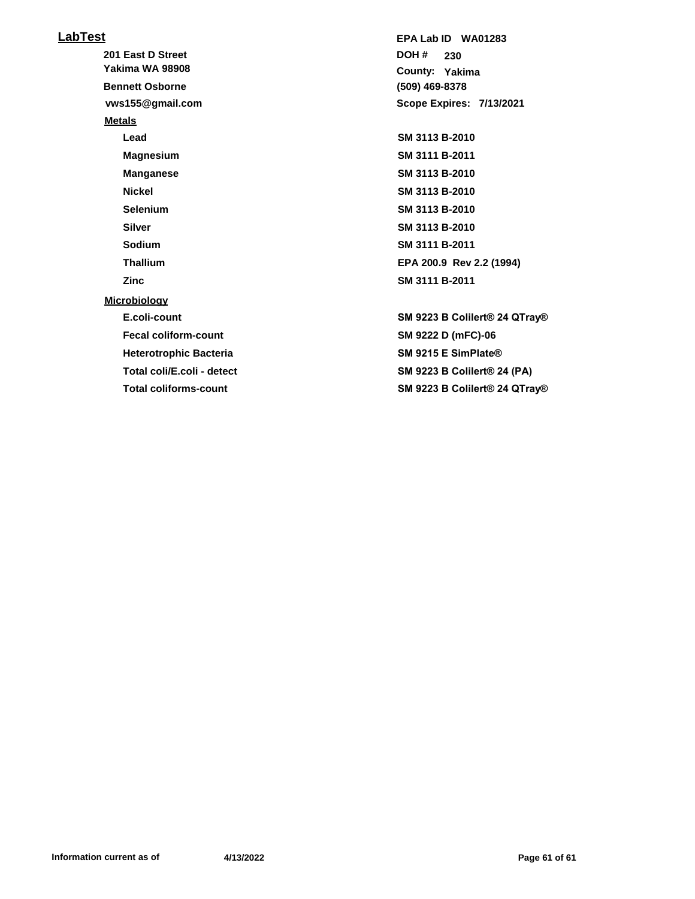## LabTest

201 East D Street
Yakima WA 98908
Bennett Osborne
vws155@gmail.com

EPA Lab ID WA01283
DOH # 230
County: Yakima
(509) 469-8378
Scope Expires: 7/13/2021

**Metals**

| | |
|---|---|
| Lead | SM 3113 B-2010 |
| Magnesium | SM 3111 B-2011 |
| Manganese | SM 3113 B-2010 |
| Nickel | SM 3113 B-2010 |
| Selenium | SM 3113 B-2010 |
| Silver | SM 3113 B-2010 |
| Sodium | SM 3111 B-2011 |
| Thallium | EPA 200.9 Rev 2.2 (1994) |
| Zinc | SM 3111 B-2011 |

**Microbiology**

| | |
|---|---|
| E.coli-count | SM 9223 B Colilert® 24 QTray® |
| Fecal coliform-count | SM 9222 D (mFC)-06 |
| Heterotrophic Bacteria | SM 9215 E SimPlate® |
| Total coli/E.coli - detect | SM 9223 B Colilert® 24 (PA) |
| Total coliforms-count | SM 9223 B Colilert® 24 QTray® |

Information current as of 4/13/2022